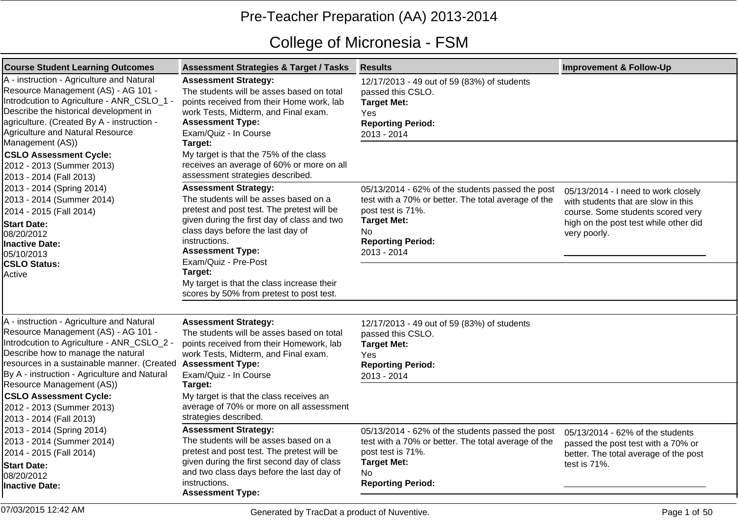# Pre-Teacher Preparation (AA) 2013-2014

## College of Micronesia - FSM

| Course Student Learning Outcomes | Assessment Strategies & Target / Tasks | Results | Improvement & Follow-Up |
|---|---|---|---|
| A - instruction - Agriculture and Natural Resource Management (AS) - AG 101 - Introdcution to Agriculture - ANR_CSLO_1 - Describe the historical development in agriculture. (Created By A - instruction - Agriculture and Natural Resource Management (AS))<br>**CSLO Assessment Cycle:**<br>2012 - 2013 (Summer 2013)<br>2013 - 2014 (Fall 2013)<br>2013 - 2014 (Spring 2014)<br>2013 - 2014 (Summer 2014)<br>2014 - 2015 (Fall 2014)<br>**Start Date:**<br>08/20/2012<br>**Inactive Date:**<br>05/10/2013<br>**CSLO Status:**<br>Active | **Assessment Strategy:**<br>The students will be asses based on total points received from their Home work, lab work Tests, Midterm, and Final exam.<br>**Assessment Type:**<br>Exam/Quiz - In Course<br>**Target:**<br>My target is that the 75% of the class receives an average of 60% or more on all assessment strategies described. | 12/17/2013 - 49 out of 59 (83%) of students passed this CSLO.<br>**Target Met:**<br>Yes<br>**Reporting Period:**<br>2013 - 2014 | |
| | **Assessment Strategy:**<br>The students will be asses based on a pretest and post test. The pretest will be given during the first day of class and two class days before the last day of instructions.<br>**Assessment Type:**<br>Exam/Quiz - Pre-Post<br>**Target:**<br>My target is that the class increase their scores by 50% from pretest to post test. | 05/13/2014 - 62% of the students passed the post test with a 70% or better. The total average of the post test is 71%.<br>**Target Met:**<br>No<br>**Reporting Period:**<br>2013 - 2014 | 05/13/2014 - I need to work closely with students that are slow in this course. Some students scored very high on the post test while other did very poorly. |
| A - instruction - Agriculture and Natural Resource Management (AS) - AG 101 - Introdcution to Agriculture - ANR_CSLO_2 - Describe how to manage the natural resources in a sustainable manner. (Created By A - instruction - Agriculture and Natural Resource Management (AS))<br>**CSLO Assessment Cycle:**<br>2012 - 2013 (Summer 2013)<br>2013 - 2014 (Fall 2013)<br>2013 - 2014 (Spring 2014)<br>2013 - 2014 (Summer 2014)<br>2014 - 2015 (Fall 2014)<br>**Start Date:**<br>08/20/2012<br>**Inactive Date:** | **Assessment Strategy:**<br>The students will be asses based on total points received from their Homework, lab work Tests, Midterm, and Final exam.<br>**Assessment Type:**<br>Exam/Quiz - In Course<br>**Target:**<br>My target is that the class receives an average of 70% or more on all assessment strategies described. | 12/17/2013 - 49 out of 59 (83%) of students passed this CSLO.<br>**Target Met:**<br>Yes<br>**Reporting Period:**<br>2013 - 2014 | |
| | **Assessment Strategy:**<br>The students will be asses based on a pretest and post test. The pretest will be given during the first second day of class and two class days before the last day of instructions.<br>**Assessment Type:** | 05/13/2014 - 62% of the students passed the post test with a 70% or better. The total average of the post test is 71%.<br>**Target Met:**<br>No<br>**Reporting Period:** | 05/13/2014 - 62% of the students passed the post test with a 70% or better. The total average of the post test is 71%. |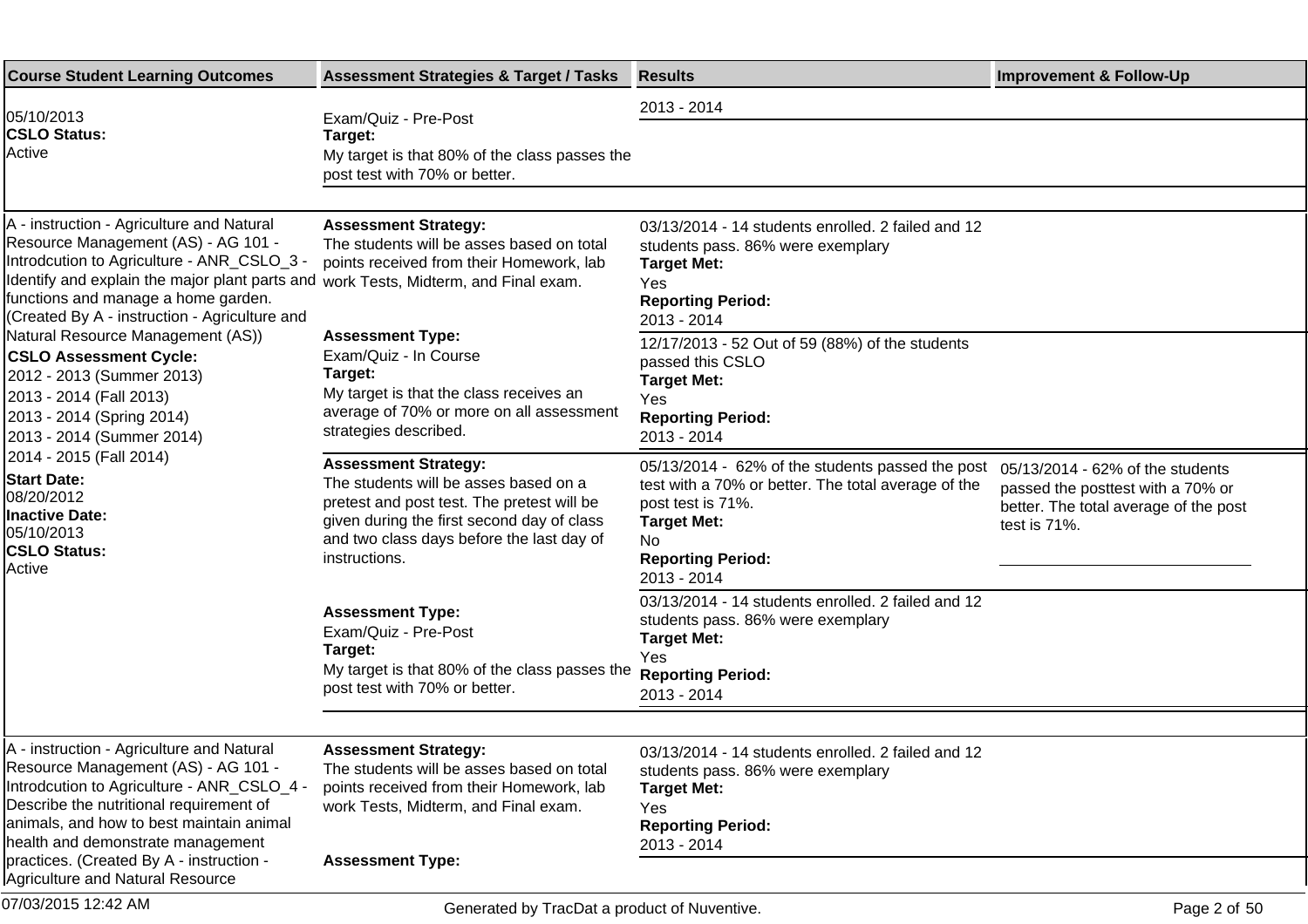| Course Student Learning Outcomes | Assessment Strategies & Target / Tasks | Results | Improvement & Follow-Up |
|---|---|---|---|
| 05/10/2013<br>**CSLO Status:**<br>Active | Exam/Quiz - Pre-Post<br>**Target:**<br>My target is that 80% of the class passes the post test with 70% or better. | 2013 - 2014 | |
| A - instruction - Agriculture and Natural Resource Management (AS) - AG 101 - Introdcution to Agriculture - ANR_CSLO_3 - Identify and explain the major plant parts and functions and manage a home garden. (Created By A - instruction - Agriculture and Natural Resource Management (AS))<br>**CSLO Assessment Cycle:**<br>2012 - 2013 (Summer 2013)<br>2013 - 2014 (Fall 2013)<br>2013 - 2014 (Spring 2014)<br>2013 - 2014 (Summer 2014)<br>2014 - 2015 (Fall 2014)<br>**Start Date:**<br>08/20/2012<br>**Inactive Date:**<br>05/10/2013<br>**CSLO Status:**<br>Active | **Assessment Strategy:**<br>The students will be asses based on total points received from their Homework, lab work Tests, Midterm, and Final exam.<br><br>**Assessment Type:**<br>Exam/Quiz - In Course<br>**Target:**<br>My target is that the class receives an average of 70% or more on all assessment strategies described. | 03/13/2014 - 14 students enrolled. 2 failed and 12 students pass. 86% were exemplary<br>**Target Met:**<br>Yes<br>**Reporting Period:**<br>2013 - 2014 | |
| | | 12/17/2013 - 52 Out of 59 (88%) of the students passed this CSLO<br>**Target Met:**<br>Yes<br>**Reporting Period:**<br>2013 - 2014 | |
| | **Assessment Strategy:**<br>The students will be asses based on a pretest and post test. The pretest will be given during the first second day of class and two class days before the last day of instructions.<br><br>**Assessment Type:**<br>Exam/Quiz - Pre-Post<br>**Target:**<br>My target is that 80% of the class passes the post test with 70% or better. | 05/13/2014 - 62% of the students passed the post test with a 70% or better. The total average of the post test is 71%.<br>**Target Met:**<br>No<br>**Reporting Period:**<br>2013 - 2014 | 05/13/2014 - 62% of the students passed the posttest with a 70% or better. The total average of the post test is 71%. |
| | | 03/13/2014 - 14 students enrolled. 2 failed and 12 students pass. 86% were exemplary<br>**Target Met:**<br>Yes<br>**Reporting Period:**<br>2013 - 2014 | |
| A - instruction - Agriculture and Natural Resource Management (AS) - AG 101 - Introdcution to Agriculture - ANR_CSLO_4 - Describe the nutritional requirement of animals, and how to best maintain animal health and demonstrate management practices. (Created By A - instruction - Agriculture and Natural Resource | **Assessment Strategy:**<br>The students will be asses based on total points received from their Homework, lab work Tests, Midterm, and Final exam.<br><br>**Assessment Type:** | 03/13/2014 - 14 students enrolled. 2 failed and 12 students pass. 86% were exemplary<br>**Target Met:**<br>Yes<br>**Reporting Period:**<br>2013 - 2014 | |

07/03/2015 12:42 AM

Generated by TracDat a product of Nuventive.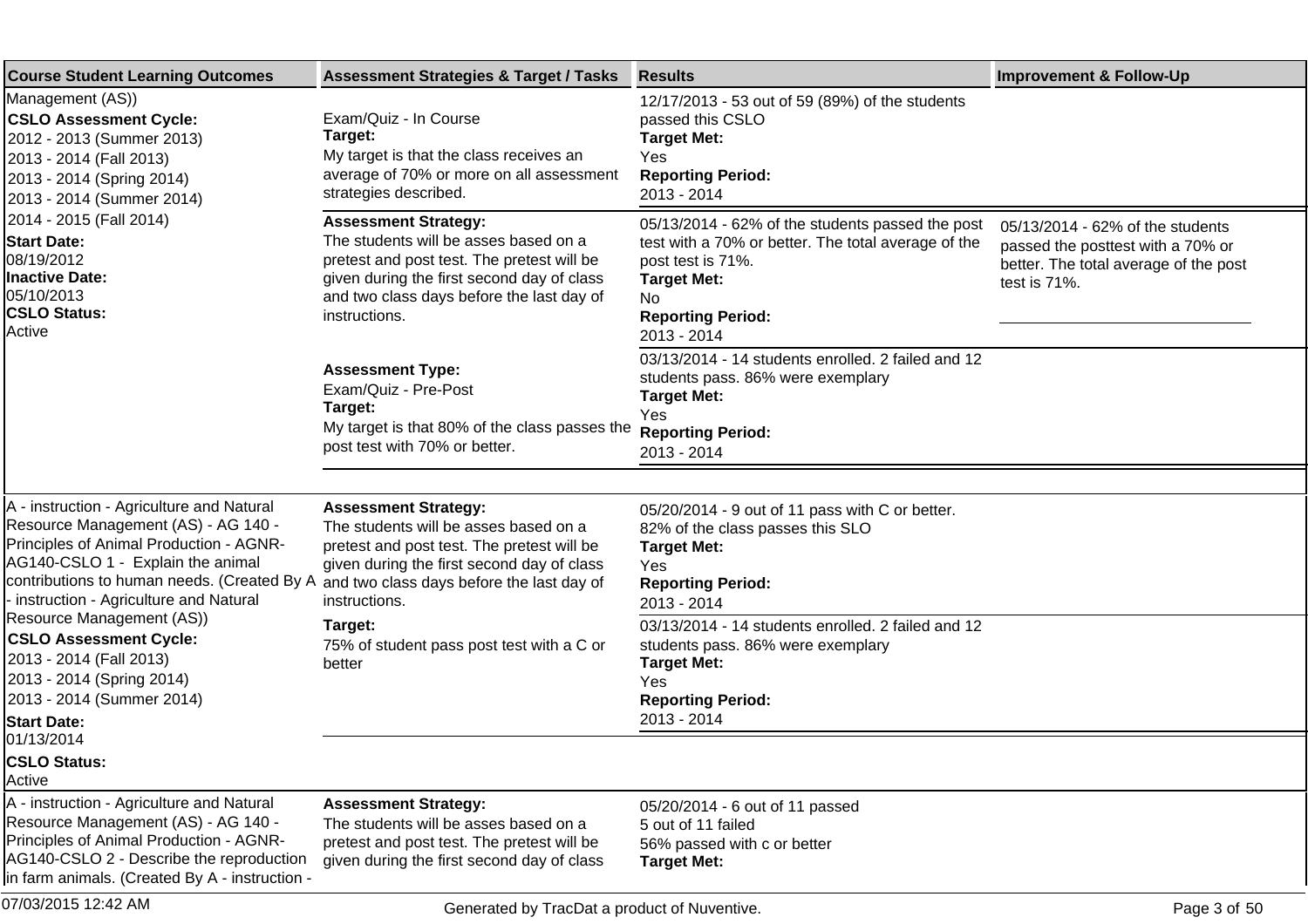| Course Student Learning Outcomes | Assessment Strategies & Target / Tasks | Results | Improvement & Follow-Up |
|---|---|---|---|
| Management (AS))<br>**CSLO Assessment Cycle:**<br>2012 - 2013 (Summer 2013)<br>2013 - 2014 (Fall 2013)<br>2013 - 2014 (Spring 2014)<br>2013 - 2014 (Summer 2014)<br>2014 - 2015 (Fall 2014)<br>**Start Date:**<br>08/19/2012<br>**Inactive Date:**<br>05/10/2013<br>**CSLO Status:**<br>Active | Exam/Quiz - In Course<br>**Target:**<br>My target is that the class receives an average of 70% or more on all assessment strategies described. | 12/17/2013 - 53 out of 59 (89%) of the students passed this CSLO<br>**Target Met:**<br>Yes<br>**Reporting Period:**<br>2013 - 2014 | |
| | **Assessment Strategy:**<br>The students will be asses based on a pretest and post test. The pretest will be given during the first second day of class and two class days before the last day of instructions.<br><br>**Assessment Type:**<br>Exam/Quiz - Pre-Post<br>**Target:**<br>My target is that 80% of the class passes the post test with 70% or better. | 05/13/2014 - 62% of the students passed the post test with a 70% or better. The total average of the post test is 71%.<br>**Target Met:**<br>No<br>**Reporting Period:**<br>2013 - 2014 | 05/13/2014 - 62% of the students passed the posttest with a 70% or better. The total average of the post test is 71%. |
| | | 03/13/2014 - 14 students enrolled. 2 failed and 12 students pass. 86% were exemplary<br>**Target Met:**<br>Yes<br>**Reporting Period:**<br>2013 - 2014 | |
| A - instruction - Agriculture and Natural Resource Management (AS) - AG 140 - Principles of Animal Production - AGNR-AG140-CSLO 1 - Explain the animal contributions to human needs. (Created By A - instruction - Agriculture and Natural Resource Management (AS))<br>**CSLO Assessment Cycle:**<br>2013 - 2014 (Fall 2013)<br>2013 - 2014 (Spring 2014)<br>2013 - 2014 (Summer 2014)<br>**Start Date:**<br>01/13/2014<br>**CSLO Status:**<br>Active | **Assessment Strategy:**<br>The students will be asses based on a pretest and post test. The pretest will be given during the first second day of class and two class days before the last day of instructions.<br>**Target:**<br>75% of student pass post test with a C or better | 05/20/2014 - 9 out of 11 pass with C or better. 82% of the class passes this SLO<br>**Target Met:**<br>Yes<br>**Reporting Period:**<br>2013 - 2014 | |
| | | 03/13/2014 - 14 students enrolled. 2 failed and 12 students pass. 86% were exemplary<br>**Target Met:**<br>Yes<br>**Reporting Period:**<br>2013 - 2014 | |
| A - instruction - Agriculture and Natural Resource Management (AS) - AG 140 - Principles of Animal Production - AGNR-AG140-CSLO 2 - Describe the reproduction in farm animals. (Created By A - instruction - | **Assessment Strategy:**<br>The students will be asses based on a pretest and post test. The pretest will be given during the first second day of class | 05/20/2014 - 6 out of 11 passed<br>5 out of 11 failed<br>56% passed with c or better<br>**Target Met:** | |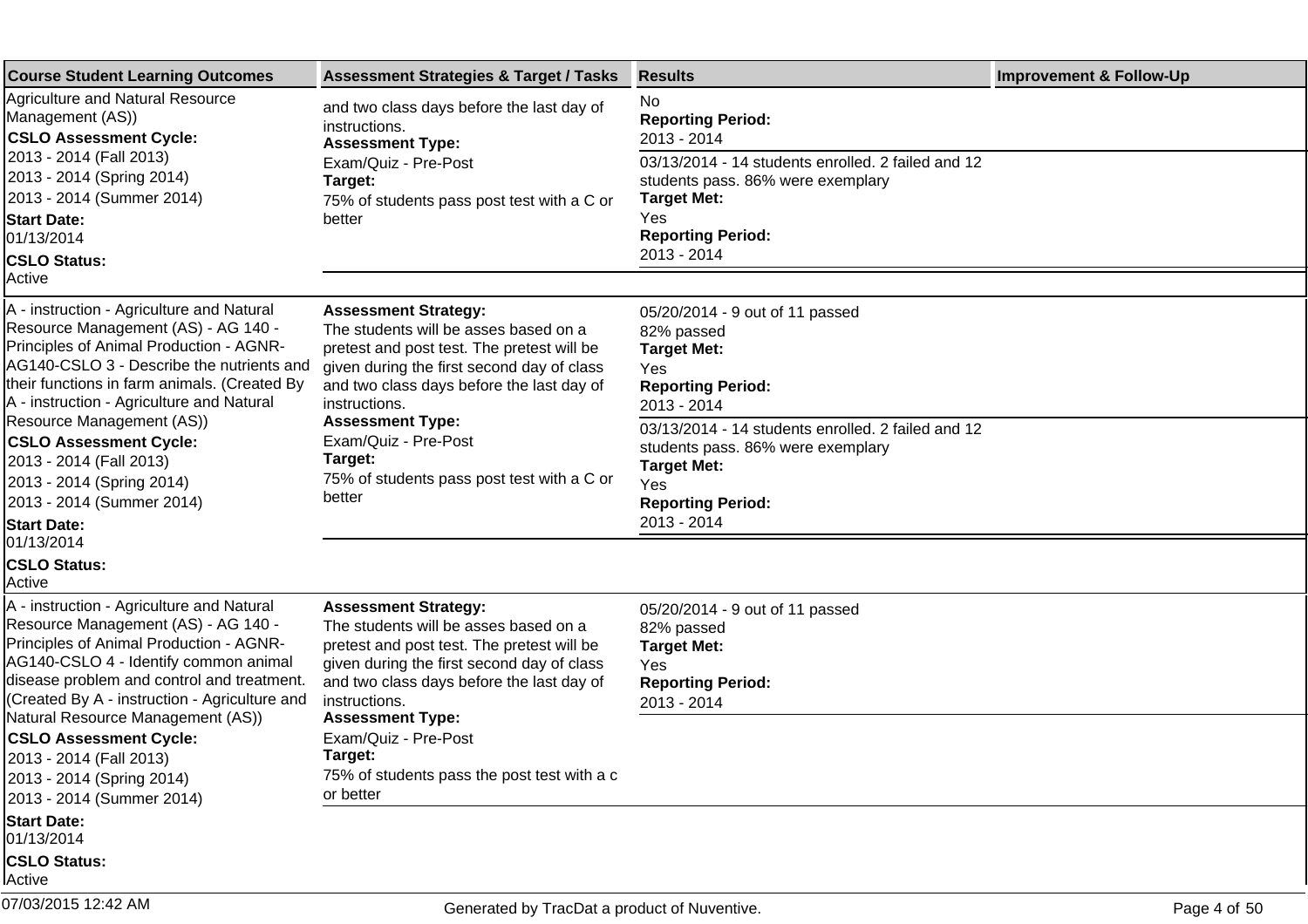| Course Student Learning Outcomes | Assessment Strategies & Target / Tasks | Results | Improvement & Follow-Up |
|---|---|---|---|
| Agriculture and Natural Resource Management (AS)) **CSLO Assessment Cycle:** 2013 - 2014 (Fall 2013) 2013 - 2014 (Spring 2014) 2013 - 2014 (Summer 2014) **Start Date:** 01/13/2014 **CSLO Status:** Active | and two class days before the last day of instructions. **Assessment Type:** Exam/Quiz - Pre-Post **Target:** 75% of students pass post test with a C or better | No **Reporting Period:** 2013 - 2014 | |
| | | 03/13/2014 - 14 students enrolled. 2 failed and 12 students pass. 86% were exemplary **Target Met:** Yes **Reporting Period:** 2013 - 2014 | |
| A - instruction - Agriculture and Natural Resource Management (AS) - AG 140 - Principles of Animal Production - AGNR-AG140-CSLO 3 - Describe the nutrients and their functions in farm animals. (Created By A - instruction - Agriculture and Natural Resource Management (AS)) **CSLO Assessment Cycle:** 2013 - 2014 (Fall 2013) 2013 - 2014 (Spring 2014) 2013 - 2014 (Summer 2014) **Start Date:** 01/13/2014 **CSLO Status:** Active | **Assessment Strategy:** The students will be asses based on a pretest and post test. The pretest will be given during the first second day of class and two class days before the last day of instructions. **Assessment Type:** Exam/Quiz - Pre-Post **Target:** 75% of students pass post test with a C or better | 05/20/2014 - 9 out of 11 passed 82% passed **Target Met:** Yes **Reporting Period:** 2013 - 2014 | |
| | | 03/13/2014 - 14 students enrolled. 2 failed and 12 students pass. 86% were exemplary **Target Met:** Yes **Reporting Period:** 2013 - 2014 | |
| A - instruction - Agriculture and Natural Resource Management (AS) - AG 140 - Principles of Animal Production - AGNR-AG140-CSLO 4 - Identify common animal disease problem and control and treatment. (Created By A - instruction - Agriculture and Natural Resource Management (AS)) **CSLO Assessment Cycle:** 2013 - 2014 (Fall 2013) 2013 - 2014 (Spring 2014) 2013 - 2014 (Summer 2014) **Start Date:** 01/13/2014 **CSLO Status:** Active | **Assessment Strategy:** The students will be asses based on a pretest and post test. The pretest will be given during the first second day of class and two class days before the last day of instructions. **Assessment Type:** Exam/Quiz - Pre-Post **Target:** 75% of students pass the post test with a c or better | 05/20/2014 - 9 out of 11 passed 82% passed **Target Met:** Yes **Reporting Period:** 2013 - 2014 | |

07/03/2015 12:42 AM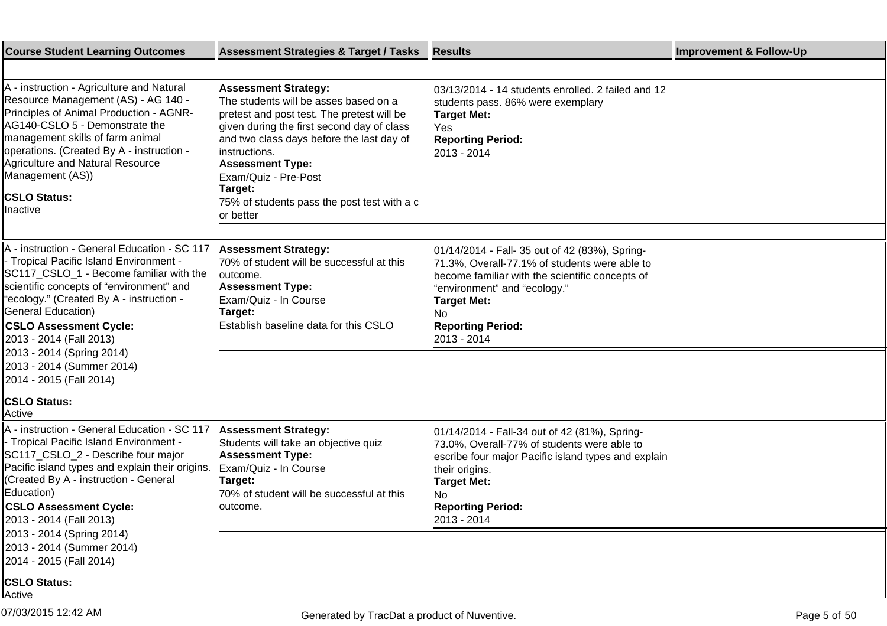| Course Student Learning Outcomes | Assessment Strategies & Target / Tasks | Results | Improvement & Follow-Up |
|---|---|---|---|
| A - instruction - Agriculture and Natural Resource Management (AS) - AG 140 - Principles of Animal Production - AGNR-AG140-CSLO 5 - Demonstrate the management skills of farm animal operations. (Created By A - instruction - Agriculture and Natural Resource Management (AS))<br><br>**CSLO Status:**<br>Inactive | **Assessment Strategy:**<br>The students will be asses based on a pretest and post test. The pretest will be given during the first second day of class and two class days before the last day of instructions.<br>**Assessment Type:**<br>Exam/Quiz - Pre-Post<br>**Target:**<br>75% of students pass the post test with a c or better | 03/13/2014 - 14 students enrolled. 2 failed and 12 students pass. 86% were exemplary<br>**Target Met:**<br>Yes<br>**Reporting Period:**<br>2013 - 2014 | |
| A - instruction - General Education - SC 117 - Tropical Pacific Island Environment - SC117_CSLO_1 - Become familiar with the scientific concepts of “environment” and “ecology.” (Created By A - instruction - General Education)<br>**CSLO Assessment Cycle:**<br>2013 - 2014 (Fall 2013)<br>2013 - 2014 (Spring 2014)<br>2013 - 2014 (Summer 2014)<br>2014 - 2015 (Fall 2014)<br><br>**CSLO Status:**<br>Active | **Assessment Strategy:**<br>70% of student will be successful at this outcome.<br>**Assessment Type:**<br>Exam/Quiz - In Course<br>**Target:**<br>Establish baseline data for this CSLO | 01/14/2014 - Fall- 35 out of 42 (83%), Spring-71.3%, Overall-77.1% of students were able to become familiar with the scientific concepts of “environment” and “ecology.”<br>**Target Met:**<br>No<br>**Reporting Period:**<br>2013 - 2014 | |
| A - instruction - General Education - SC 117 - Tropical Pacific Island Environment - SC117_CSLO_2 - Describe four major Pacific island types and explain their origins. (Created By A - instruction - General Education)<br>**CSLO Assessment Cycle:**<br>2013 - 2014 (Fall 2013)<br>2013 - 2014 (Spring 2014)<br>2013 - 2014 (Summer 2014)<br>2014 - 2015 (Fall 2014)<br><br>**CSLO Status:**<br>Active | **Assessment Strategy:**<br>Students will take an objective quiz<br>**Assessment Type:**<br>Exam/Quiz - In Course<br>**Target:**<br>70% of student will be successful at this outcome. | 01/14/2014 - Fall-34 out of 42 (81%), Spring-73.0%, Overall-77% of students were able to escribe four major Pacific island types and explain their origins.<br>**Target Met:**<br>No<br>**Reporting Period:**<br>2013 - 2014 | |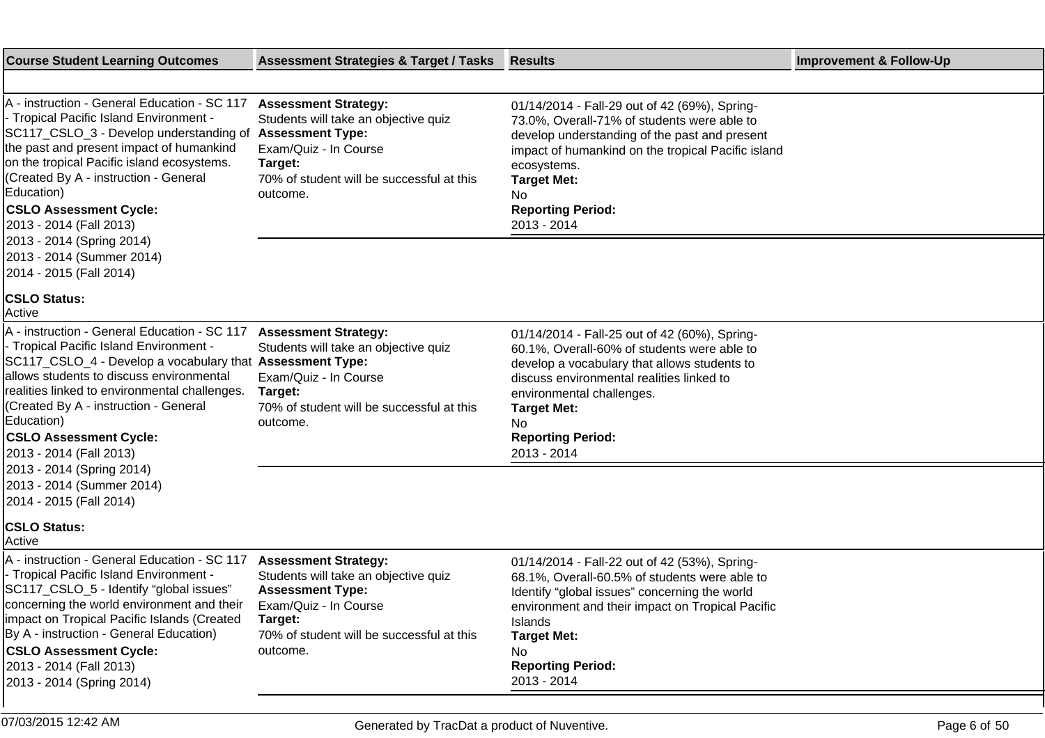| Course Student Learning Outcomes | Assessment Strategies & Target / Tasks | Results | Improvement & Follow-Up |
|---|---|---|---|
| A - instruction - General Education - SC 117 - Tropical Pacific Island Environment - SC117_CSLO_3 - Develop understanding of the past and present impact of humankind on the tropical Pacific island ecosystems. (Created By A - instruction - General Education)<br>**CSLO Assessment Cycle:**<br>2013 - 2014 (Fall 2013)<br>2013 - 2014 (Spring 2014)<br>2013 - 2014 (Summer 2014)<br>2014 - 2015 (Fall 2014)<br>**CSLO Status:**<br>Active | **Assessment Strategy:**<br>Students will take an objective quiz<br>**Assessment Type:**<br>Exam/Quiz - In Course<br>**Target:**<br>70% of student will be successful at this outcome. | 01/14/2014 - Fall-29 out of 42 (69%), Spring-73.0%, Overall-71% of students were able to develop understanding of the past and present impact of humankind on the tropical Pacific island ecosystems.<br>**Target Met:**<br>No<br>**Reporting Period:**<br>2013 - 2014 | |
| A - instruction - General Education - SC 117 - Tropical Pacific Island Environment - SC117_CSLO_4 - Develop a vocabulary that allows students to discuss environmental realities linked to environmental challenges. (Created By A - instruction - General Education)<br>**CSLO Assessment Cycle:**<br>2013 - 2014 (Fall 2013)<br>2013 - 2014 (Spring 2014)<br>2013 - 2014 (Summer 2014)<br>2014 - 2015 (Fall 2014)<br>**CSLO Status:**<br>Active | **Assessment Strategy:**<br>Students will take an objective quiz<br>**Assessment Type:**<br>Exam/Quiz - In Course<br>**Target:**<br>70% of student will be successful at this outcome. | 01/14/2014 - Fall-25 out of 42 (60%), Spring-60.1%, Overall-60% of students were able to develop a vocabulary that allows students to discuss environmental realities linked to environmental challenges.<br>**Target Met:**<br>No<br>**Reporting Period:**<br>2013 - 2014 | |
| A - instruction - General Education - SC 117 - Tropical Pacific Island Environment - SC117_CSLO_5 - Identify “global issues” concerning the world environment and their impact on Tropical Pacific Islands (Created By A - instruction - General Education)<br>**CSLO Assessment Cycle:**<br>2013 - 2014 (Fall 2013)<br>2013 - 2014 (Spring 2014) | **Assessment Strategy:**<br>Students will take an objective quiz<br>**Assessment Type:**<br>Exam/Quiz - In Course<br>**Target:**<br>70% of student will be successful at this outcome. | 01/14/2014 - Fall-22 out of 42 (53%), Spring-68.1%, Overall-60.5% of students were able to Identify “global issues” concerning the world environment and their impact on Tropical Pacific Islands<br>**Target Met:**<br>No<br>**Reporting Period:**<br>2013 - 2014 | |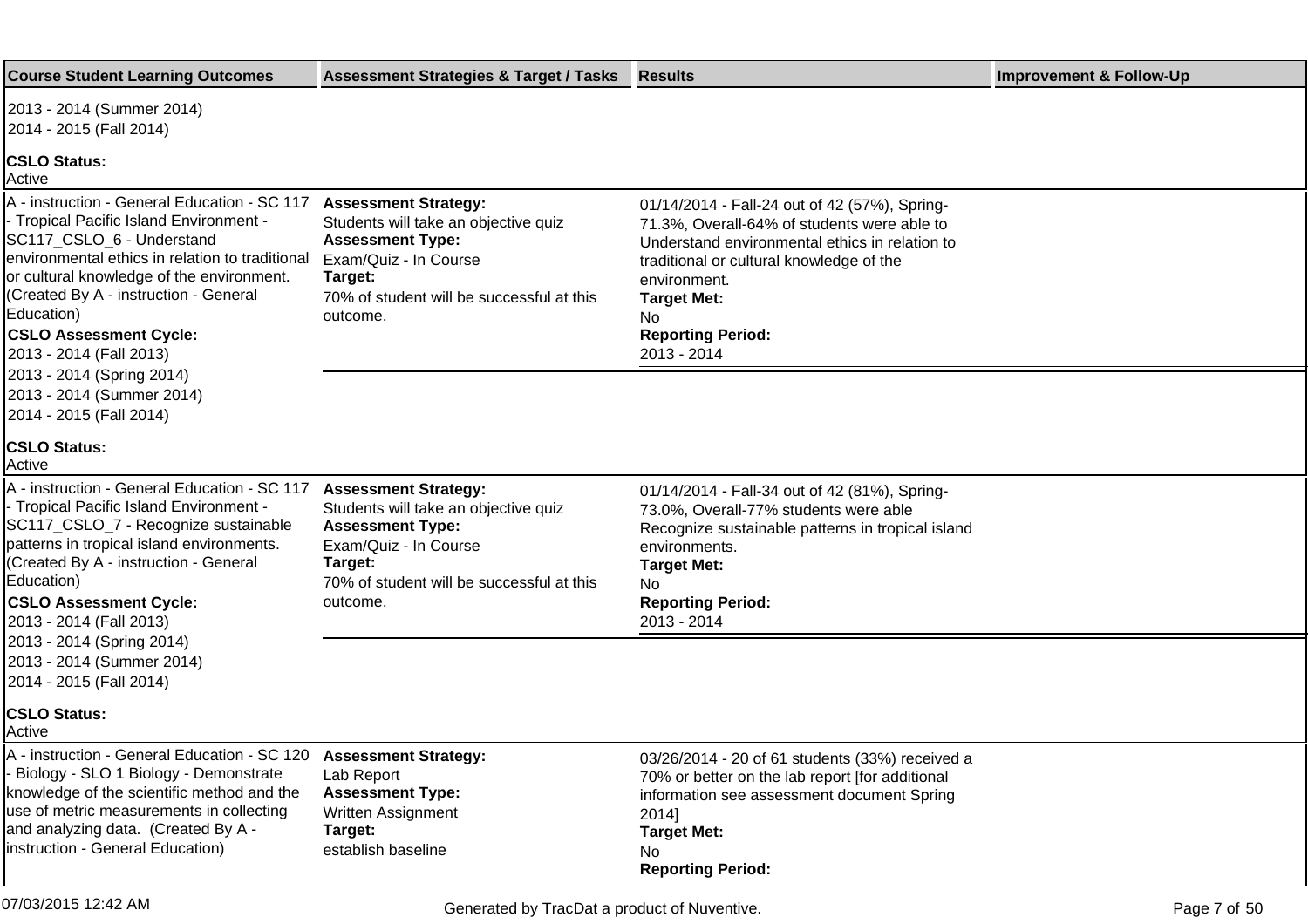| Course Student Learning Outcomes | Assessment Strategies & Target / Tasks | Results | Improvement & Follow-Up |
|---|---|---|---|
| 2013 - 2014 (Summer 2014)<br>2014 - 2015 (Fall 2014)<br>**CSLO Status:**<br>Active | | | |
| A - instruction - General Education - SC 117 - Tropical Pacific Island Environment - SC117_CSLO_6 - Understand environmental ethics in relation to traditional or cultural knowledge of the environment. (Created By A - instruction - General Education)<br>**CSLO Assessment Cycle:**<br>2013 - 2014 (Fall 2013)<br>2013 - 2014 (Spring 2014)<br>2013 - 2014 (Summer 2014)<br>2014 - 2015 (Fall 2014)<br>**CSLO Status:**<br>Active | **Assessment Strategy:**<br>Students will take an objective quiz<br>**Assessment Type:**<br>Exam/Quiz - In Course<br>**Target:**<br>70% of student will be successful at this outcome. | 01/14/2014 - Fall-24 out of 42 (57%), Spring-71.3%, Overall-64% of students were able to Understand environmental ethics in relation to traditional or cultural knowledge of the environment.<br>**Target Met:**<br>No<br>**Reporting Period:**<br>2013 - 2014 | |
| A - instruction - General Education - SC 117 - Tropical Pacific Island Environment - SC117_CSLO_7 - Recognize sustainable patterns in tropical island environments. (Created By A - instruction - General Education)<br>**CSLO Assessment Cycle:**<br>2013 - 2014 (Fall 2013)<br>2013 - 2014 (Spring 2014)<br>2013 - 2014 (Summer 2014)<br>2014 - 2015 (Fall 2014)<br>**CSLO Status:**<br>Active | **Assessment Strategy:**<br>Students will take an objective quiz<br>**Assessment Type:**<br>Exam/Quiz - In Course<br>**Target:**<br>70% of student will be successful at this outcome. | 01/14/2014 - Fall-34 out of 42 (81%), Spring-73.0%, Overall-77% students were able Recognize sustainable patterns in tropical island environments.<br>**Target Met:**<br>No<br>**Reporting Period:**<br>2013 - 2014 | |
| A - instruction - General Education - SC 120 - Biology - SLO 1 Biology - Demonstrate knowledge of the scientific method and the use of metric measurements in collecting and analyzing data. (Created By A - instruction - General Education) | **Assessment Strategy:**<br>Lab Report<br>**Assessment Type:**<br>Written Assignment<br>**Target:**<br>establish baseline | 03/26/2014 - 20 of 61 students (33%) received a 70% or better on the lab report [for additional information see assessment document Spring 2014]<br>**Target Met:**<br>No<br>**Reporting Period:** | |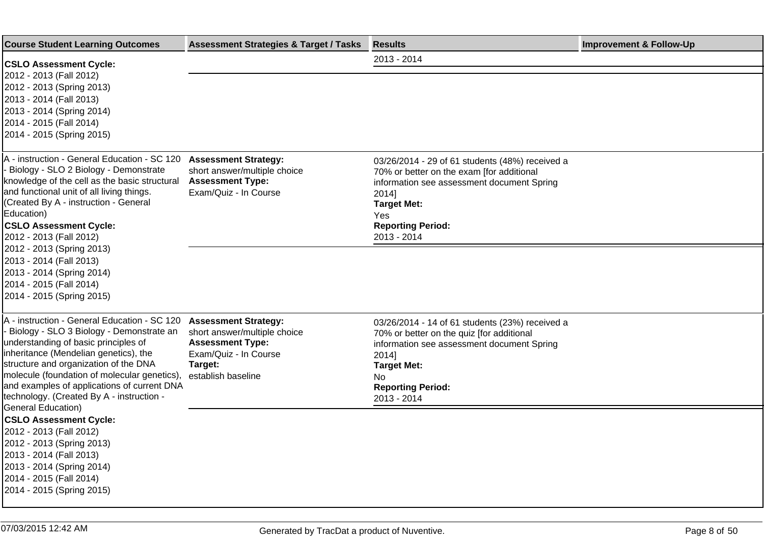| Course Student Learning Outcomes | Assessment Strategies & Target / Tasks | Results | Improvement & Follow-Up |
|---|---|---|---|
| **CSLO Assessment Cycle:**<br>2012 - 2013 (Fall 2012)<br>2012 - 2013 (Spring 2013)<br>2013 - 2014 (Fall 2013)<br>2013 - 2014 (Spring 2014)<br>2014 - 2015 (Fall 2014)<br>2014 - 2015 (Spring 2015) | | 2013 - 2014 | |
| A - instruction - General Education - SC 120 - Biology - SLO 2 Biology - Demonstrate knowledge of the cell as the basic structural and functional unit of all living things. (Created By A - instruction - General Education)<br>**CSLO Assessment Cycle:**<br>2012 - 2013 (Fall 2012)<br>2012 - 2013 (Spring 2013)<br>2013 - 2014 (Fall 2013)<br>2013 - 2014 (Spring 2014)<br>2014 - 2015 (Fall 2014)<br>2014 - 2015 (Spring 2015) | **Assessment Strategy:**<br>short answer/multiple choice<br>**Assessment Type:**<br>Exam/Quiz - In Course | 03/26/2014 - 29 of 61 students (48%) received a 70% or better on the exam [for additional information see assessment document Spring 2014]<br>**Target Met:**<br>Yes<br>**Reporting Period:**<br>2013 - 2014 | |
| A - instruction - General Education - SC 120 - Biology - SLO 3 Biology - Demonstrate an understanding of basic principles of inheritance (Mendelian genetics), the structure and organization of the DNA molecule (foundation of molecular genetics), and examples of applications of current DNA technology. (Created By A - instruction - General Education)<br>**CSLO Assessment Cycle:**<br>2012 - 2013 (Fall 2012)<br>2012 - 2013 (Spring 2013)<br>2013 - 2014 (Fall 2013)<br>2013 - 2014 (Spring 2014)<br>2014 - 2015 (Fall 2014)<br>2014 - 2015 (Spring 2015) | **Assessment Strategy:**<br>short answer/multiple choice<br>**Assessment Type:**<br>Exam/Quiz - In Course<br>**Target:**<br>establish baseline | 03/26/2014 - 14 of 61 students (23%) received a 70% or better on the quiz [for additional information see assessment document Spring 2014]<br>**Target Met:**<br>No<br>**Reporting Period:**<br>2013 - 2014 | |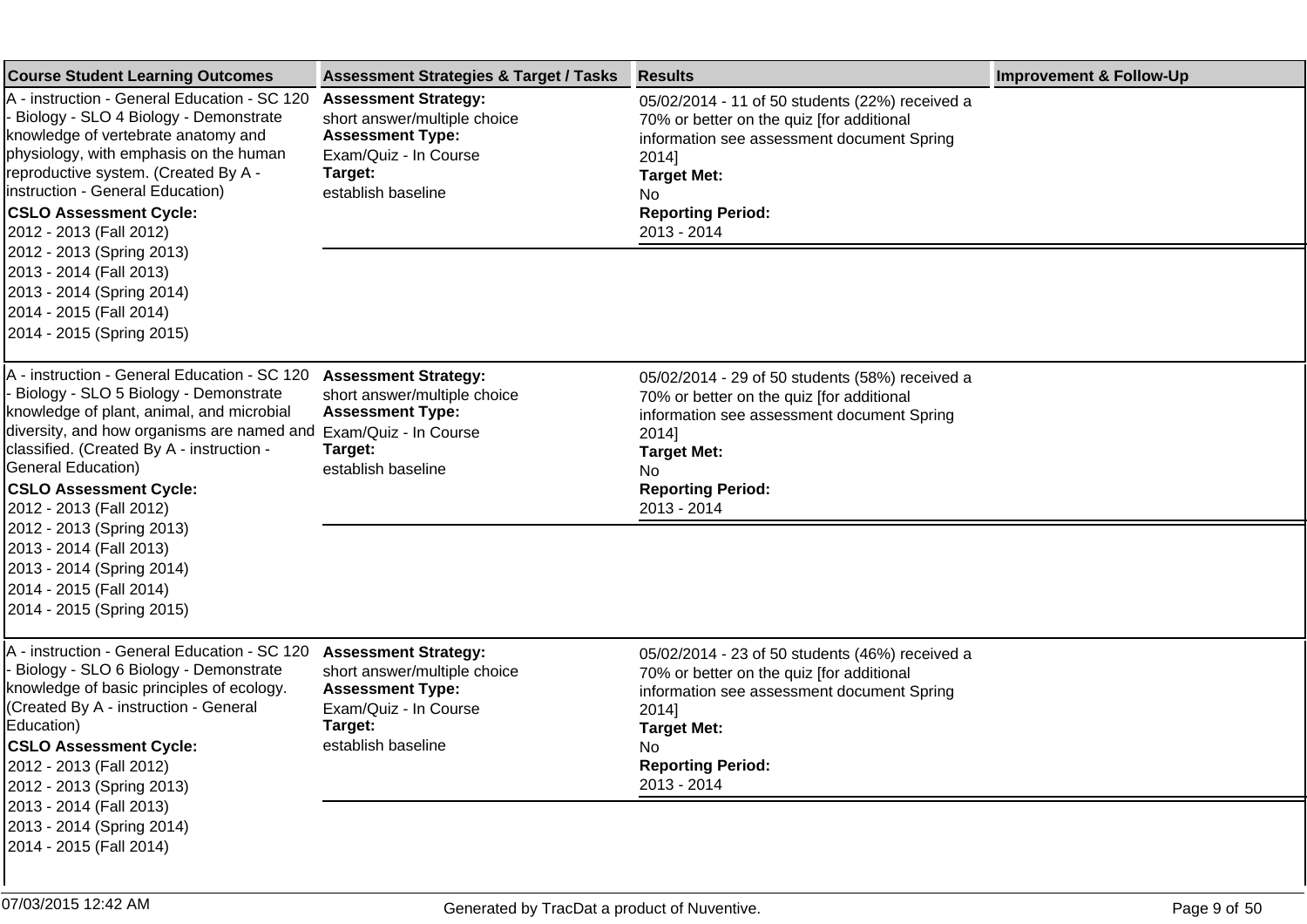| Course Student Learning Outcomes | Assessment Strategies & Target / Tasks | Results | Improvement & Follow-Up |
| --- | --- | --- | --- |
| A - instruction - General Education - SC 120 - Biology - SLO 4 Biology - Demonstrate knowledge of vertebrate anatomy and physiology, with emphasis on the human reproductive system. (Created By A - instruction - General Education)<br>**CSLO Assessment Cycle:**<br>2012 - 2013 (Fall 2012)<br>2012 - 2013 (Spring 2013)<br>2013 - 2014 (Fall 2013)<br>2013 - 2014 (Spring 2014)<br>2014 - 2015 (Fall 2014)<br>2014 - 2015 (Spring 2015) | **Assessment Strategy:**<br>short answer/multiple choice<br>**Assessment Type:**<br>Exam/Quiz - In Course<br>**Target:**<br>establish baseline | 05/02/2014 - 11 of 50 students (22%) received a 70% or better on the quiz [for additional information see assessment document Spring 2014]<br>**Target Met:**<br>No<br>**Reporting Period:**<br>2013 - 2014 | |
| A - instruction - General Education - SC 120 - Biology - SLO 5 Biology - Demonstrate knowledge of plant, animal, and microbial diversity, and how organisms are named and classified. (Created By A - instruction - General Education)<br>**CSLO Assessment Cycle:**<br>2012 - 2013 (Fall 2012)<br>2012 - 2013 (Spring 2013)<br>2013 - 2014 (Fall 2013)<br>2013 - 2014 (Spring 2014)<br>2014 - 2015 (Fall 2014)<br>2014 - 2015 (Spring 2015) | **Assessment Strategy:**<br>short answer/multiple choice<br>**Assessment Type:**<br>Exam/Quiz - In Course<br>**Target:**<br>establish baseline | 05/02/2014 - 29 of 50 students (58%) received a 70% or better on the quiz [for additional information see assessment document Spring 2014]<br>**Target Met:**<br>No<br>**Reporting Period:**<br>2013 - 2014 | |
| A - instruction - General Education - SC 120 - Biology - SLO 6 Biology - Demonstrate knowledge of basic principles of ecology. (Created By A - instruction - General Education)<br>**CSLO Assessment Cycle:**<br>2012 - 2013 (Fall 2012)<br>2012 - 2013 (Spring 2013)<br>2013 - 2014 (Fall 2013)<br>2013 - 2014 (Spring 2014)<br>2014 - 2015 (Fall 2014) | **Assessment Strategy:**<br>short answer/multiple choice<br>**Assessment Type:**<br>Exam/Quiz - In Course<br>**Target:**<br>establish baseline | 05/02/2014 - 23 of 50 students (46%) received a 70% or better on the quiz [for additional information see assessment document Spring 2014]<br>**Target Met:**<br>No<br>**Reporting Period:**<br>2013 - 2014 | |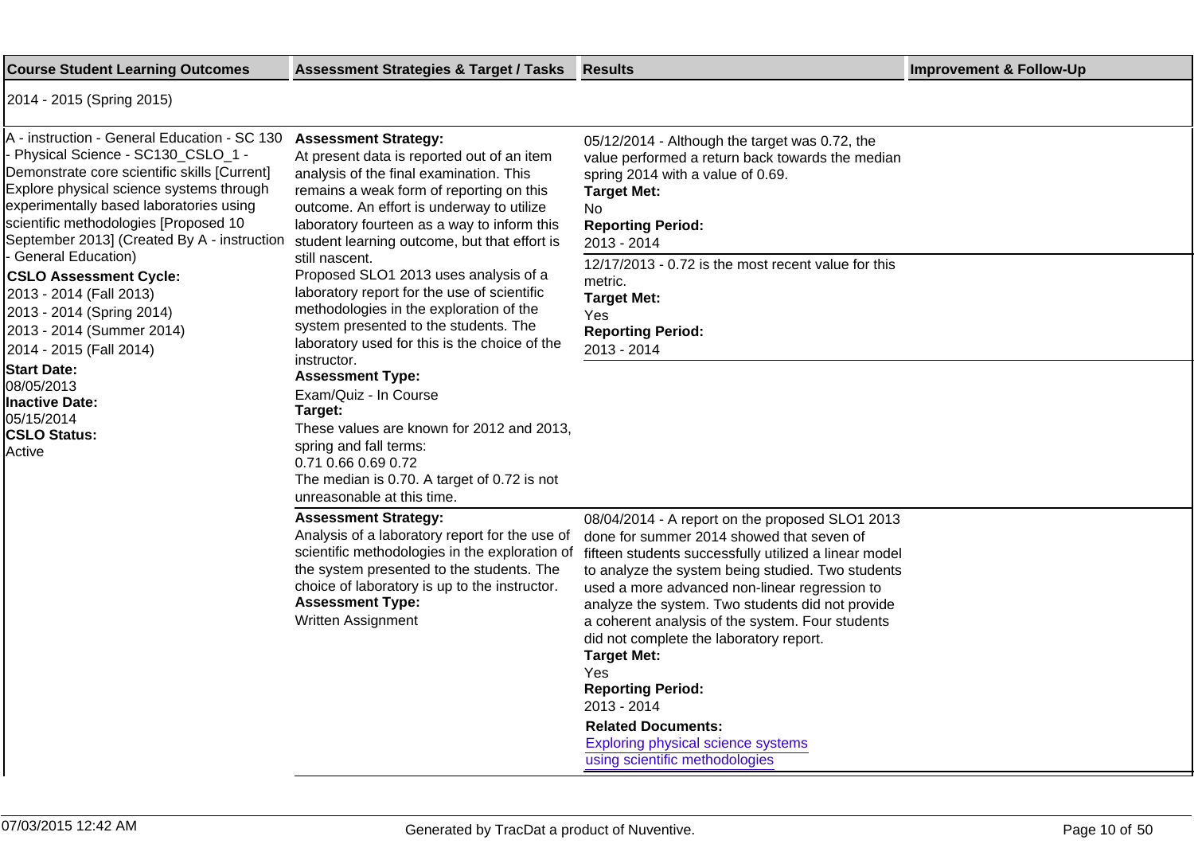| Course Student Learning Outcomes | Assessment Strategies & Target / Tasks | Results | Improvement & Follow-Up |
|---|---|---|---|
| 2014 - 2015 (Spring 2015) | | | |
| A - instruction - General Education - SC 130 - Physical Science - SC130_CSLO_1 - Demonstrate core scientific skills [Current] Explore physical science systems through experimentally based laboratories using scientific methodologies [Proposed 10 September 2013] (Created By A - instruction - General Education)<br>**CSLO Assessment Cycle:**<br>2013 - 2014 (Fall 2013)<br>2013 - 2014 (Spring 2014)<br>2013 - 2014 (Summer 2014)<br>2014 - 2015 (Fall 2014)<br>**Start Date:**<br>08/05/2013<br>**Inactive Date:**<br>05/15/2014<br>**CSLO Status:**<br>Active | **Assessment Strategy:**<br>At present data is reported out of an item analysis of the final examination. This remains a weak form of reporting on this outcome. An effort is underway to utilize laboratory fourteen as a way to inform this student learning outcome, but that effort is still nascent.<br>Proposed SLO1 2013 uses analysis of a laboratory report for the use of scientific methodologies in the exploration of the system presented to the students. The laboratory used for this is the choice of the instructor.<br>**Assessment Type:**<br>Exam/Quiz - In Course<br>**Target:**<br>These values are known for 2012 and 2013, spring and fall terms:<br>0.71 0.66 0.69 0.72<br>The median is 0.70. A target of 0.72 is not unreasonable at this time. | 05/12/2014 - Although the target was 0.72, the value performed a return back towards the median spring 2014 with a value of 0.69.<br>**Target Met:**<br>No<br>**Reporting Period:**<br>2013 - 2014 | |
| | | 12/17/2013 - 0.72 is the most recent value for this metric.<br>**Target Met:**<br>Yes<br>**Reporting Period:**<br>2013 - 2014 | |
| | **Assessment Strategy:**<br>Analysis of a laboratory report for the use of scientific methodologies in the exploration of the system presented to the students. The choice of laboratory is up to the instructor.<br>**Assessment Type:**<br>Written Assignment | 08/04/2014 - A report on the proposed SLO1 2013 done for summer 2014 showed that seven of fifteen students successfully utilized a linear model to analyze the system being studied. Two students used a more advanced non-linear regression to analyze the system. Two students did not provide a coherent analysis of the system. Four students did not complete the laboratory report.<br>**Target Met:**<br>Yes<br>**Reporting Period:**<br>2013 - 2014<br>**Related Documents:**<br>Exploring physical science systems using scientific methodologies | |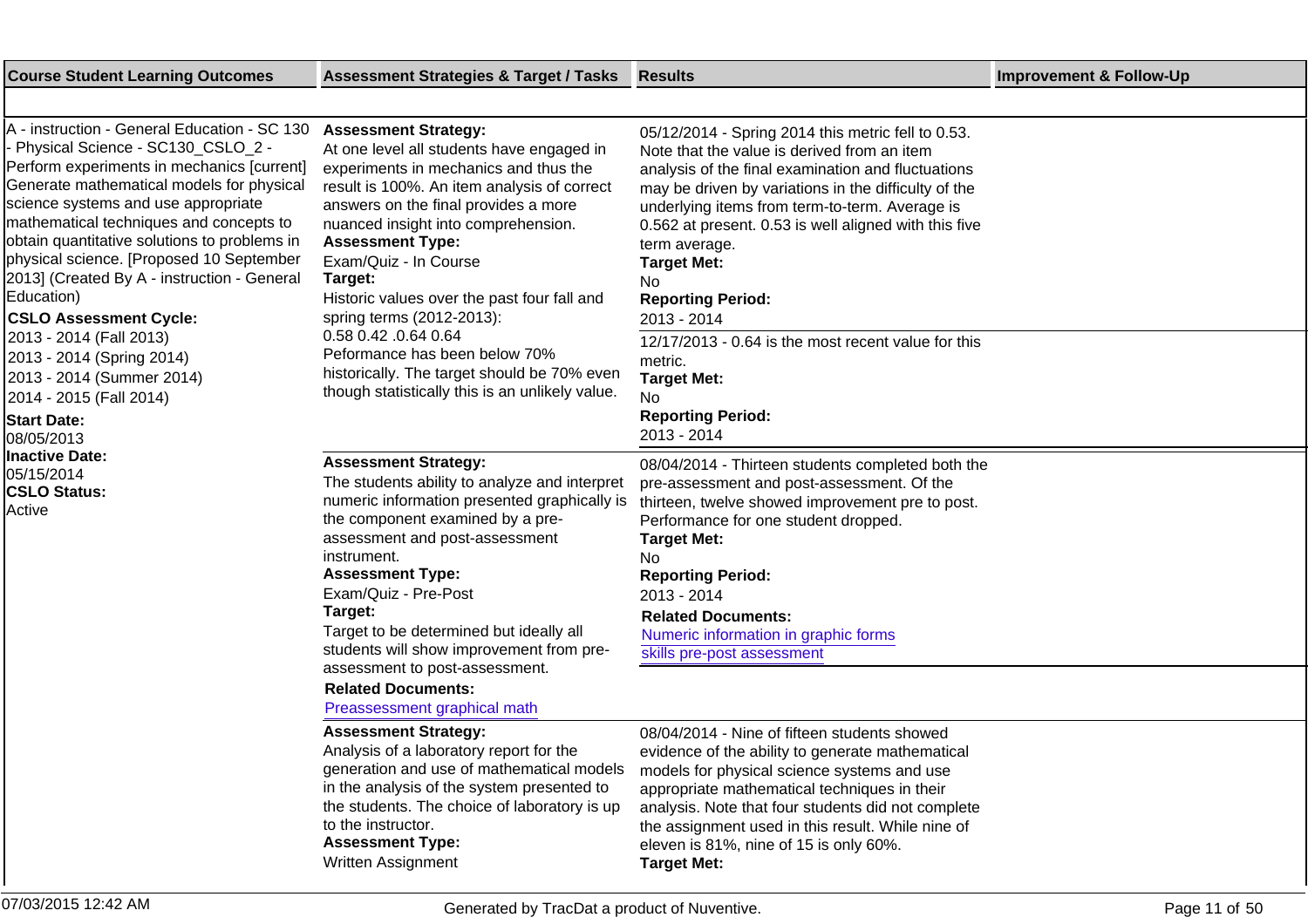| Course Student Learning Outcomes | Assessment Strategies & Target / Tasks | Results | Improvement & Follow-Up |
|---|---|---|---|
| A - instruction - General Education - SC 130 - Physical Science - SC130_CSLO_2 - Perform experiments in mechanics [current] Generate mathematical models for physical science systems and use appropriate mathematical techniques and concepts to obtain quantitative solutions to problems in physical science. [Proposed 10 September 2013] (Created By A - instruction - General Education)<br>**CSLO Assessment Cycle:**<br>2013 - 2014 (Fall 2013)<br>2013 - 2014 (Spring 2014)<br>2013 - 2014 (Summer 2014)<br>2014 - 2015 (Fall 2014)<br>**Start Date:**<br>08/05/2013<br>**Inactive Date:**<br>05/15/2014<br>**CSLO Status:**<br>Active | **Assessment Strategy:**<br>At one level all students have engaged in experiments in mechanics and thus the result is 100%. An item analysis of correct answers on the final provides a more nuanced insight into comprehension.<br>**Assessment Type:**<br>Exam/Quiz - In Course<br>**Target:**<br>Historic values over the past four fall and spring terms (2012-2013):<br>0.58 0.42 .0.64 0.64<br>Peformance has been below 70% historically. The target should be 70% even though statistically this is an unlikely value. | 05/12/2014 - Spring 2014 this metric fell to 0.53. Note that the value is derived from an item analysis of the final examination and fluctuations may be driven by variations in the difficulty of the underlying items from term-to-term. Average is 0.562 at present. 0.53 is well aligned with this five term average.<br>**Target Met:**<br>No<br>**Reporting Period:**<br>2013 - 2014 | |
| | | 12/17/2013 - 0.64 is the most recent value for this metric.<br>**Target Met:**<br>No<br>**Reporting Period:**<br>2013 - 2014 | |
| | **Assessment Strategy:**<br>The students ability to analyze and interpret numeric information presented graphically is the component examined by a pre-assessment and post-assessment instrument.<br>**Assessment Type:**<br>Exam/Quiz - Pre-Post<br>**Target:**<br>Target to be determined but ideally all students will show improvement from pre-assessment to post-assessment.<br>**Related Documents:**<br>Preassessment graphical math | 08/04/2014 - Thirteen students completed both the pre-assessment and post-assessment. Of the thirteen, twelve showed improvement pre to post. Performance for one student dropped.<br>**Target Met:**<br>No<br>**Reporting Period:**<br>2013 - 2014<br>**Related Documents:**<br>Numeric information in graphic forms<br>skills pre-post assessment | |
| | **Assessment Strategy:**<br>Analysis of a laboratory report for the generation and use of mathematical models in the analysis of the system presented to the students. The choice of laboratory is up to the instructor.<br>**Assessment Type:**<br>Written Assignment | 08/04/2014 - Nine of fifteen students showed evidence of the ability to generate mathematical models for physical science systems and use appropriate mathematical techniques in their analysis. Note that four students did not complete the assignment used in this result. While nine of eleven is 81%, nine of 15 is only 60%.<br>**Target Met:** | |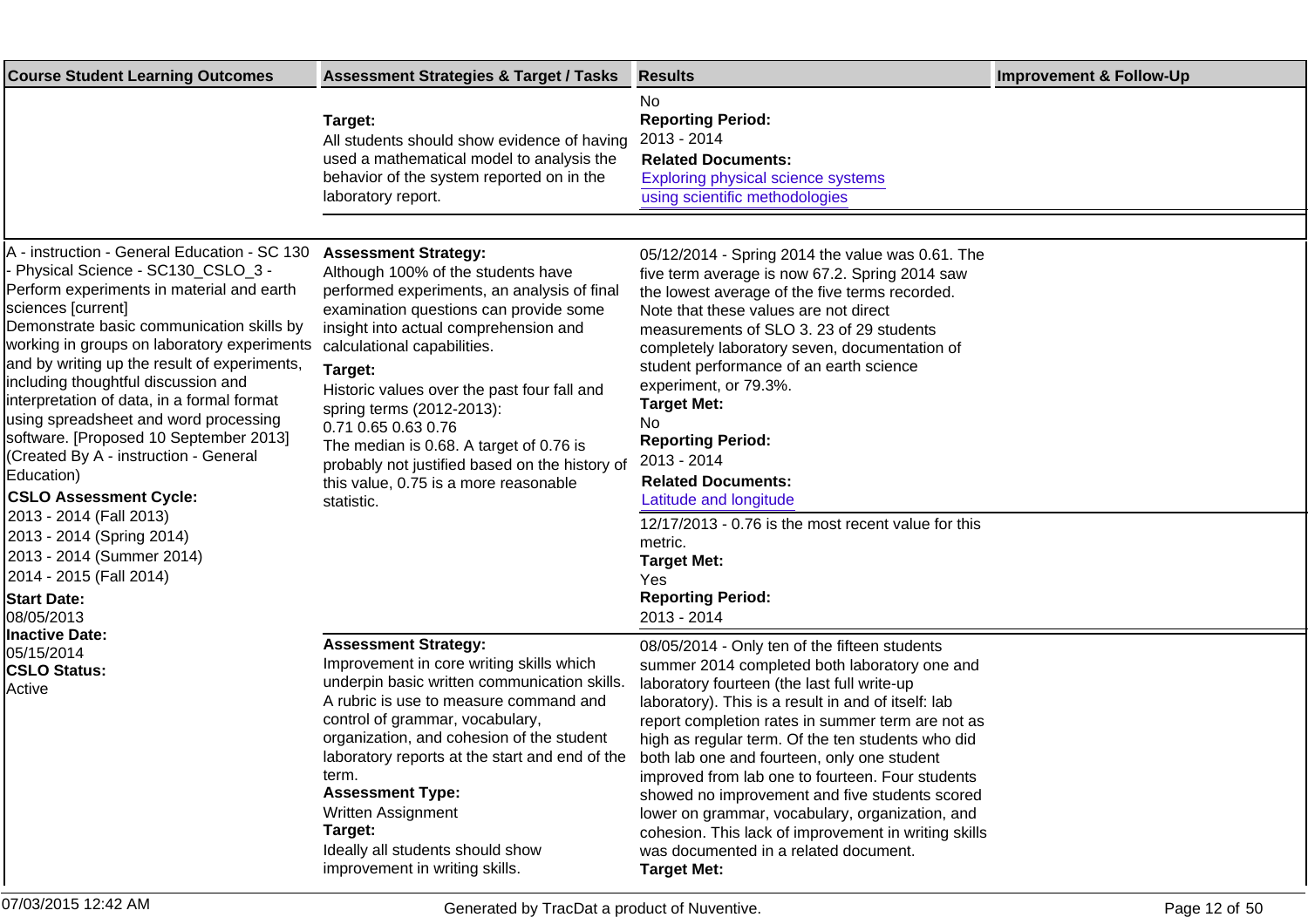| Course Student Learning Outcomes | Assessment Strategies & Target / Tasks | Results | Improvement & Follow-Up |
|---|---|---|---|
| | **Target:**<br>All students should show evidence of having used a mathematical model to analysis the behavior of the system reported on in the laboratory report. | No<br>**Reporting Period:**<br>2013 - 2014<br>**Related Documents:**<br>Exploring physical science systems using scientific methodologies | |
| A - instruction - General Education - SC 130 - Physical Science - SC130_CSLO_3 - Perform experiments in material and earth sciences [current]<br>Demonstrate basic communication skills by working in groups on laboratory experiments and by writing up the result of experiments, including thoughtful discussion and interpretation of data, in a formal format using spreadsheet and word processing software. [Proposed 10 September 2013] (Created By A - instruction - General Education)<br>**CSLO Assessment Cycle:**<br>2013 - 2014 (Fall 2013)<br>2013 - 2014 (Spring 2014)<br>2013 - 2014 (Summer 2014)<br>2014 - 2015 (Fall 2014)<br>**Start Date:**<br>08/05/2013<br>**Inactive Date:**<br>05/15/2014<br>**CSLO Status:**<br>Active | **Assessment Strategy:**<br>Although 100% of the students have performed experiments, an analysis of final examination questions can provide some insight into actual comprehension and calculational capabilities.<br>**Target:**<br>Historic values over the past four fall and spring terms (2012-2013):<br>0.71 0.65 0.63 0.76<br>The median is 0.68. A target of 0.76 is probably not justified based on the history of this value, 0.75 is a more reasonable statistic. | 05/12/2014 - Spring 2014 the value was 0.61. The five term average is now 67.2. Spring 2014 saw the lowest average of the five terms recorded. Note that these values are not direct measurements of SLO 3. 23 of 29 students completely laboratory seven, documentation of student performance of an earth science experiment, or 79.3%.<br>**Target Met:**<br>No<br>**Reporting Period:**<br>2013 - 2014<br>**Related Documents:**<br>Latitude and longitude | |
| | | 12/17/2013 - 0.76 is the most recent value for this metric.<br>**Target Met:**<br>Yes<br>**Reporting Period:**<br>2013 - 2014 | |
| | **Assessment Strategy:**<br>Improvement in core writing skills which underpin basic written communication skills. A rubric is use to measure command and control of grammar, vocabulary, organization, and cohesion of the student laboratory reports at the start and end of the term.<br>**Assessment Type:**<br>Written Assignment<br>**Target:**<br>Ideally all students should show improvement in writing skills. | 08/05/2014 - Only ten of the fifteen students summer 2014 completed both laboratory one and laboratory fourteen (the last full write-up laboratory). This is a result in and of itself: lab report completion rates in summer term are not as high as regular term. Of the ten students who did both lab one and fourteen, only one student improved from lab one to fourteen. Four students showed no improvement and five students scored lower on grammar, vocabulary, organization, and cohesion. This lack of improvement in writing skills was documented in a related document.<br>**Target Met:** | |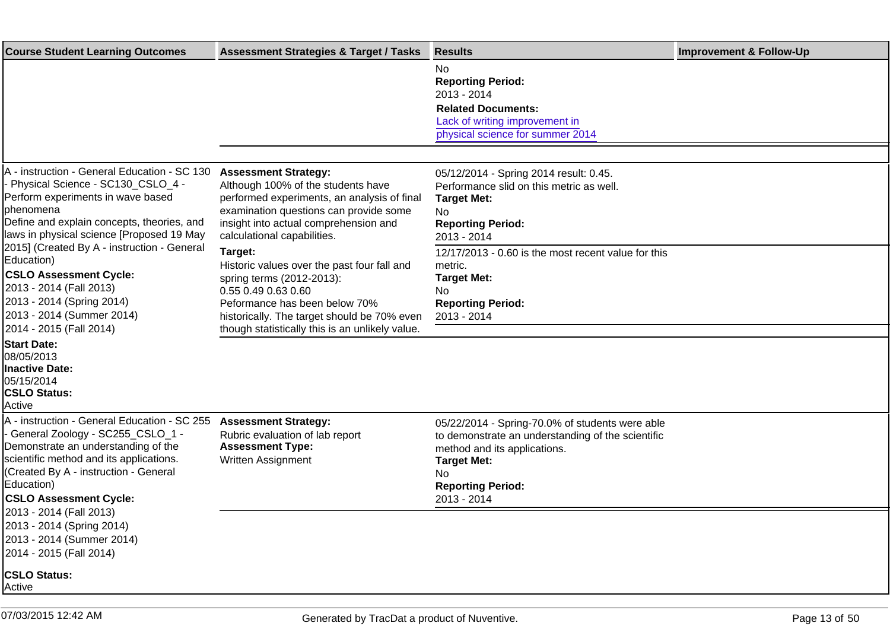| Course Student Learning Outcomes | Assessment Strategies & Target / Tasks | Results | Improvement & Follow-Up |
|---|---|---|---|
| | | No<br>**Reporting Period:**<br>2013 - 2014<br>**Related Documents:**<br>Lack of writing improvement in physical science for summer 2014 | |
| A - instruction - General Education - SC 130 - Physical Science - SC130_CSLO_4 - Perform experiments in wave based phenomena<br>Define and explain concepts, theories, and laws in physical science [Proposed 19 May 2015] (Created By A - instruction - General Education)<br>**CSLO Assessment Cycle:**<br>2013 - 2014 (Fall 2013)<br>2013 - 2014 (Spring 2014)<br>2013 - 2014 (Summer 2014)<br>2014 - 2015 (Fall 2014)<br>**Start Date:**<br>08/05/2013<br>**Inactive Date:**<br>05/15/2014<br>**CSLO Status:**<br>Active | **Assessment Strategy:**<br>Although 100% of the students have performed experiments, an analysis of final examination questions can provide some insight into actual comprehension and calculational capabilities.<br>**Target:**<br>Historic values over the past four fall and spring terms (2012-2013):<br>0.55 0.49 0.63 0.60<br>Peformance has been below 70% historically. The target should be 70% even though statistically this is an unlikely value. | 05/12/2014 - Spring 2014 result: 0.45. Performance slid on this metric as well.<br>**Target Met:**<br>No<br>**Reporting Period:**<br>2013 - 2014<br><br>12/17/2013 - 0.60 is the most recent value for this metric.<br>**Target Met:**<br>No<br>**Reporting Period:**<br>2013 - 2014 | |
| A - instruction - General Education - SC 255 - General Zoology - SC255_CSLO_1 - Demonstrate an understanding of the scientific method and its applications. (Created By A - instruction - General Education)<br>**CSLO Assessment Cycle:**<br>2013 - 2014 (Fall 2013)<br>2013 - 2014 (Spring 2014)<br>2013 - 2014 (Summer 2014)<br>2014 - 2015 (Fall 2014)<br>**CSLO Status:**<br>Active | **Assessment Strategy:**<br>Rubric evaluation of lab report<br>**Assessment Type:**<br>Written Assignment | 05/22/2014 - Spring-70.0% of students were able to demonstrate an understanding of the scientific method and its applications.<br>**Target Met:**<br>No<br>**Reporting Period:**<br>2013 - 2014 | |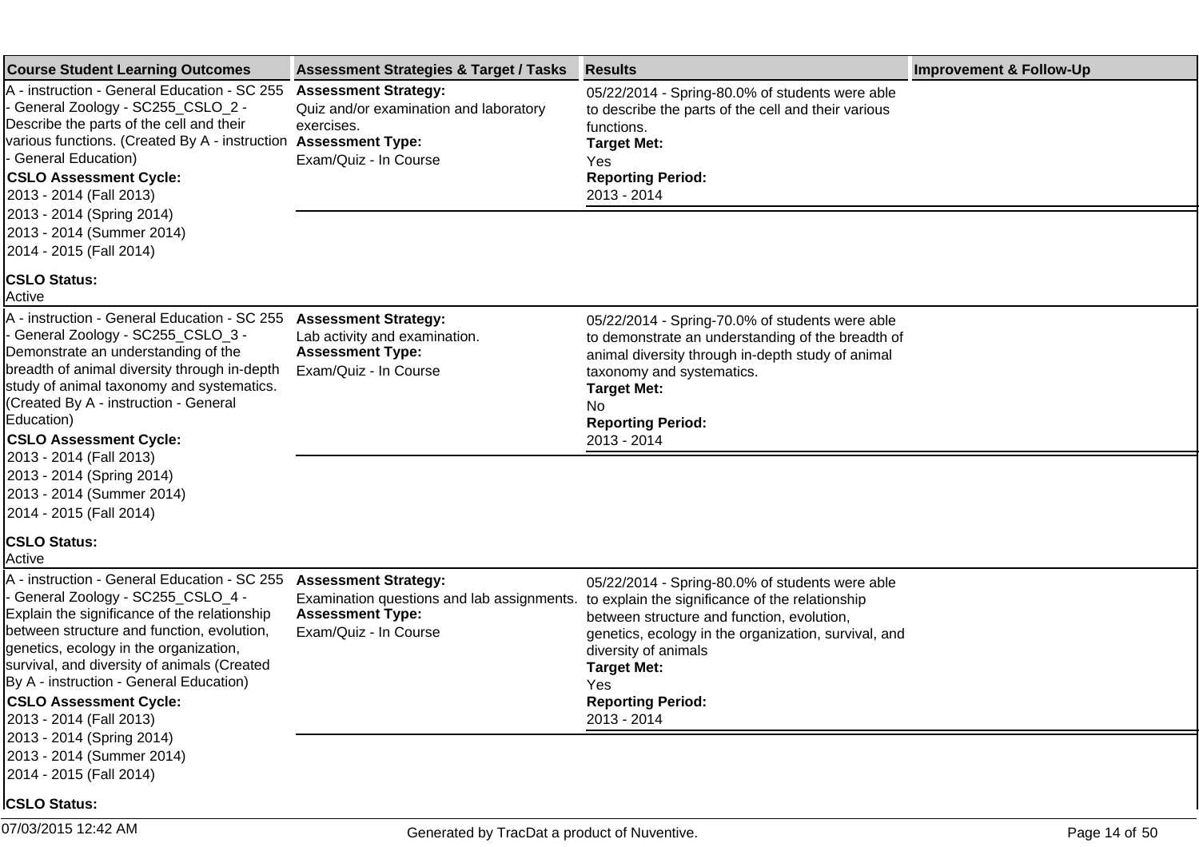| Course Student Learning Outcomes | Assessment Strategies & Target / Tasks | Results | Improvement & Follow-Up |
|---|---|---|---|
| A - instruction - General Education - SC 255 - General Zoology - SC255_CSLO_2 - Describe the parts of the cell and their various functions. (Created By A - instruction - General Education)<br>**CSLO Assessment Cycle:**<br>2013 - 2014 (Fall 2013)<br>2013 - 2014 (Spring 2014)<br>2013 - 2014 (Summer 2014)<br>2014 - 2015 (Fall 2014)<br>**CSLO Status:**<br>Active | **Assessment Strategy:**<br>Quiz and/or examination and laboratory exercises.<br>**Assessment Type:**<br>Exam/Quiz - In Course | 05/22/2014 - Spring-80.0% of students were able to describe the parts of the cell and their various functions.<br>**Target Met:**<br>Yes<br>**Reporting Period:**<br>2013 - 2014 | |
| A - instruction - General Education - SC 255 - General Zoology - SC255_CSLO_3 - Demonstrate an understanding of the breadth of animal diversity through in-depth study of animal taxonomy and systematics. (Created By A - instruction - General Education)<br>**CSLO Assessment Cycle:**<br>2013 - 2014 (Fall 2013)<br>2013 - 2014 (Spring 2014)<br>2013 - 2014 (Summer 2014)<br>2014 - 2015 (Fall 2014)<br>**CSLO Status:**<br>Active | **Assessment Strategy:**<br>Lab activity and examination.<br>**Assessment Type:**<br>Exam/Quiz - In Course | 05/22/2014 - Spring-70.0% of students were able to demonstrate an understanding of the breadth of animal diversity through in-depth study of animal taxonomy and systematics.<br>**Target Met:**<br>No<br>**Reporting Period:**<br>2013 - 2014 | |
| A - instruction - General Education - SC 255 - General Zoology - SC255_CSLO_4 - Explain the significance of the relationship between structure and function, evolution, genetics, ecology in the organization, survival, and diversity of animals (Created By A - instruction - General Education)<br>**CSLO Assessment Cycle:**<br>2013 - 2014 (Fall 2013)<br>2013 - 2014 (Spring 2014)<br>2013 - 2014 (Summer 2014)<br>2014 - 2015 (Fall 2014)<br>**CSLO Status:** | **Assessment Strategy:**<br>Examination questions and lab assignments.<br>**Assessment Type:**<br>Exam/Quiz - In Course | 05/22/2014 - Spring-80.0% of students were able to explain the significance of the relationship between structure and function, evolution, genetics, ecology in the organization, survival, and diversity of animals<br>**Target Met:**<br>Yes<br>**Reporting Period:**<br>2013 - 2014 | |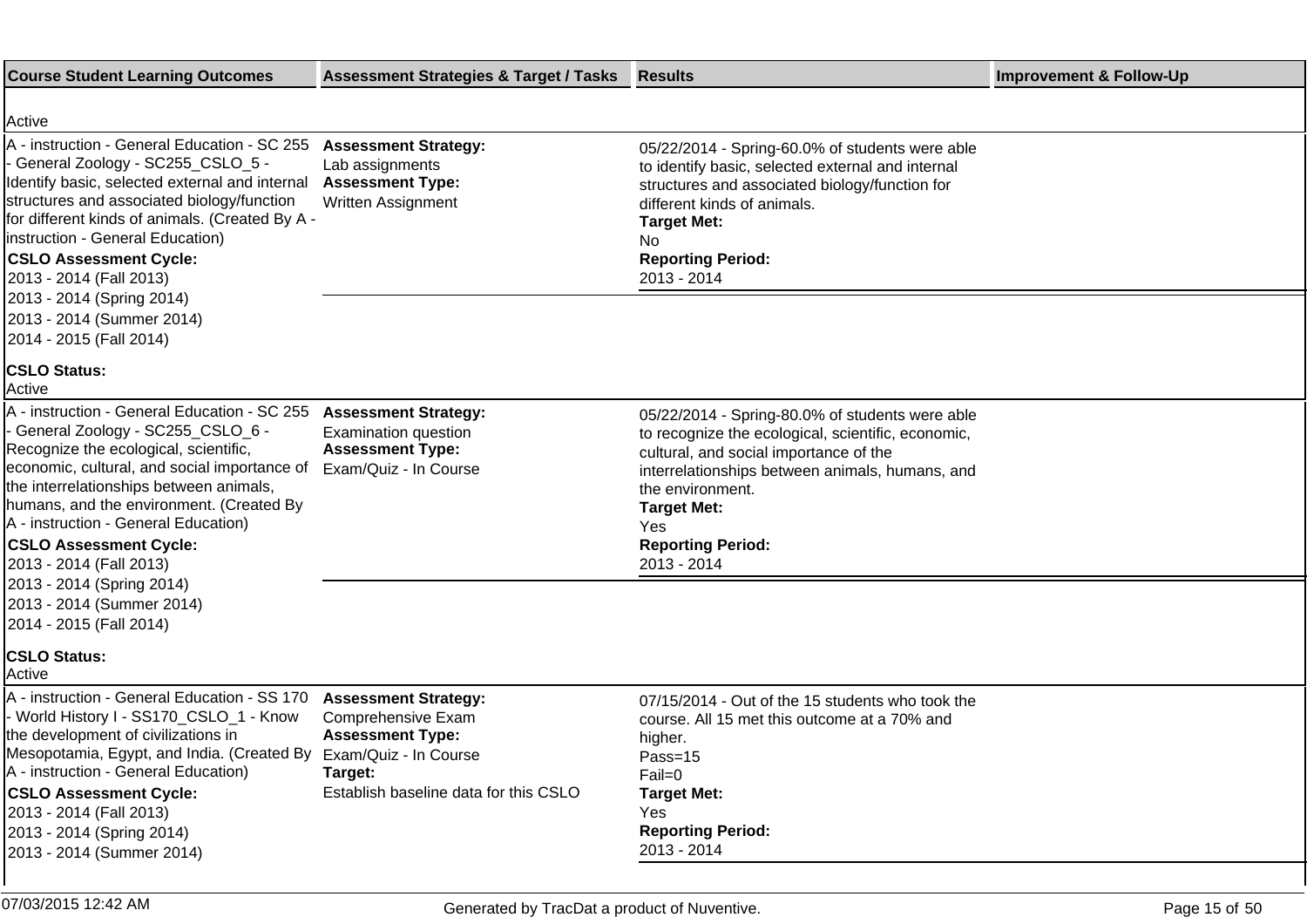| Course Student Learning Outcomes | Assessment Strategies & Target / Tasks | Results | Improvement & Follow-Up |
|---|---|---|---|
| Active | | | |
| A - instruction - General Education - SC 255 - General Zoology - SC255_CSLO_5 - Identify basic, selected external and internal structures and associated biology/function for different kinds of animals. (Created By A - instruction - General Education)<br>**CSLO Assessment Cycle:**<br>2013 - 2014 (Fall 2013)<br>2013 - 2014 (Spring 2014)<br>2013 - 2014 (Summer 2014)<br>2014 - 2015 (Fall 2014)<br>**CSLO Status:**<br>Active | **Assessment Strategy:**<br>Lab assignments<br>**Assessment Type:**<br>Written Assignment | 05/22/2014 - Spring-60.0% of students were able to identify basic, selected external and internal structures and associated biology/function for different kinds of animals.<br>**Target Met:**<br>No<br>**Reporting Period:**<br>2013 - 2014 | |
| A - instruction - General Education - SC 255 - General Zoology - SC255_CSLO_6 - Recognize the ecological, scientific, economic, cultural, and social importance of the interrelationships between animals, humans, and the environment. (Created By A - instruction - General Education)<br>**CSLO Assessment Cycle:**<br>2013 - 2014 (Fall 2013)<br>2013 - 2014 (Spring 2014)<br>2013 - 2014 (Summer 2014)<br>2014 - 2015 (Fall 2014)<br>**CSLO Status:**<br>Active | **Assessment Strategy:**<br>Examination question<br>**Assessment Type:**<br>Exam/Quiz - In Course | 05/22/2014 - Spring-80.0% of students were able to recognize the ecological, scientific, economic, cultural, and social importance of the interrelationships between animals, humans, and the environment.<br>**Target Met:**<br>Yes<br>**Reporting Period:**<br>2013 - 2014 | |
| A - instruction - General Education - SS 170 - World History I - SS170_CSLO_1 - Know the development of civilizations in Mesopotamia, Egypt, and India. (Created By A - instruction - General Education)<br>**CSLO Assessment Cycle:**<br>2013 - 2014 (Fall 2013)<br>2013 - 2014 (Spring 2014)<br>2013 - 2014 (Summer 2014) | **Assessment Strategy:**<br>Comprehensive Exam<br>**Assessment Type:**<br>Exam/Quiz - In Course<br>**Target:**<br>Establish baseline data for this CSLO | 07/15/2014 - Out of the 15 students who took the course. All 15 met this outcome at a 70% and higher.<br>Pass=15<br>Fail=0<br>**Target Met:**<br>Yes<br>**Reporting Period:**<br>2013 - 2014 | |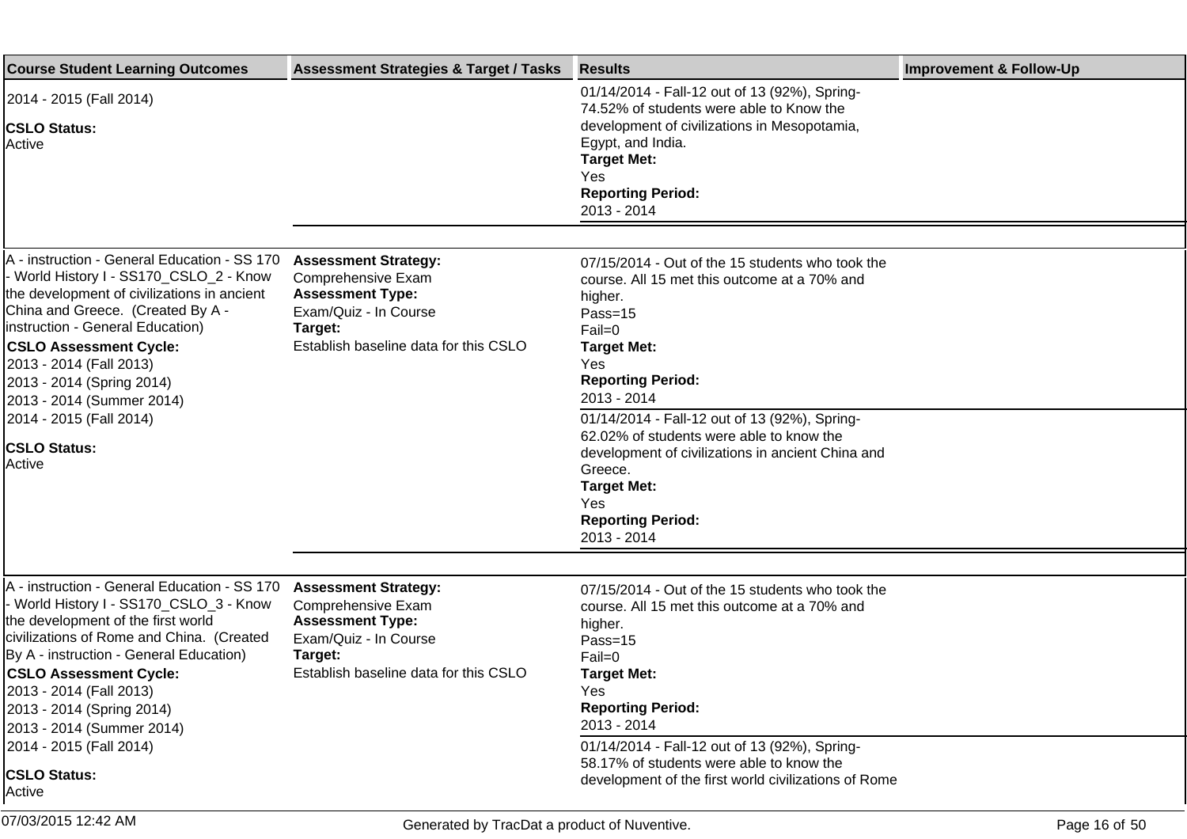| Course Student Learning Outcomes | Assessment Strategies & Target / Tasks | Results | Improvement & Follow-Up |
|---|---|---|---|
| 2014 - 2015 (Fall 2014)<br>**CSLO Status:**<br>Active | | 01/14/2014 - Fall-12 out of 13 (92%), Spring-74.52% of students were able to Know the development of civilizations in Mesopotamia, Egypt, and India.<br>**Target Met:**<br>Yes<br>**Reporting Period:**<br>2013 - 2014 | |
| A - instruction - General Education - SS 170 - World History I - SS170_CSLO_2 - Know the development of civilizations in ancient China and Greece. (Created By A - instruction - General Education)<br>**CSLO Assessment Cycle:**<br>2013 - 2014 (Fall 2013)<br>2013 - 2014 (Spring 2014)<br>2013 - 2014 (Summer 2014)<br>2014 - 2015 (Fall 2014)<br>**CSLO Status:**<br>Active | **Assessment Strategy:**<br>Comprehensive Exam<br>**Assessment Type:**<br>Exam/Quiz - In Course<br>**Target:**<br>Establish baseline data for this CSLO | 07/15/2014 - Out of the 15 students who took the course. All 15 met this outcome at a 70% and higher.<br>Pass=15<br>Fail=0<br>**Target Met:**<br>Yes<br>**Reporting Period:**<br>2013 - 2014 | |
| | | 01/14/2014 - Fall-12 out of 13 (92%), Spring-62.02% of students were able to know the development of civilizations in ancient China and Greece.<br>**Target Met:**<br>Yes<br>**Reporting Period:**<br>2013 - 2014 | |
| A - instruction - General Education - SS 170 - World History I - SS170_CSLO_3 - Know the development of the first world civilizations of Rome and China. (Created By A - instruction - General Education)<br>**CSLO Assessment Cycle:**<br>2013 - 2014 (Fall 2013)<br>2013 - 2014 (Spring 2014)<br>2013 - 2014 (Summer 2014)<br>2014 - 2015 (Fall 2014)<br>**CSLO Status:**<br>Active | **Assessment Strategy:**<br>Comprehensive Exam<br>**Assessment Type:**<br>Exam/Quiz - In Course<br>**Target:**<br>Establish baseline data for this CSLO | 07/15/2014 - Out of the 15 students who took the course. All 15 met this outcome at a 70% and higher.<br>Pass=15<br>Fail=0<br>**Target Met:**<br>Yes<br>**Reporting Period:**<br>2013 - 2014 | |
| | | 01/14/2014 - Fall-12 out of 13 (92%), Spring-58.17% of students were able to know the development of the first world civilizations of Rome | |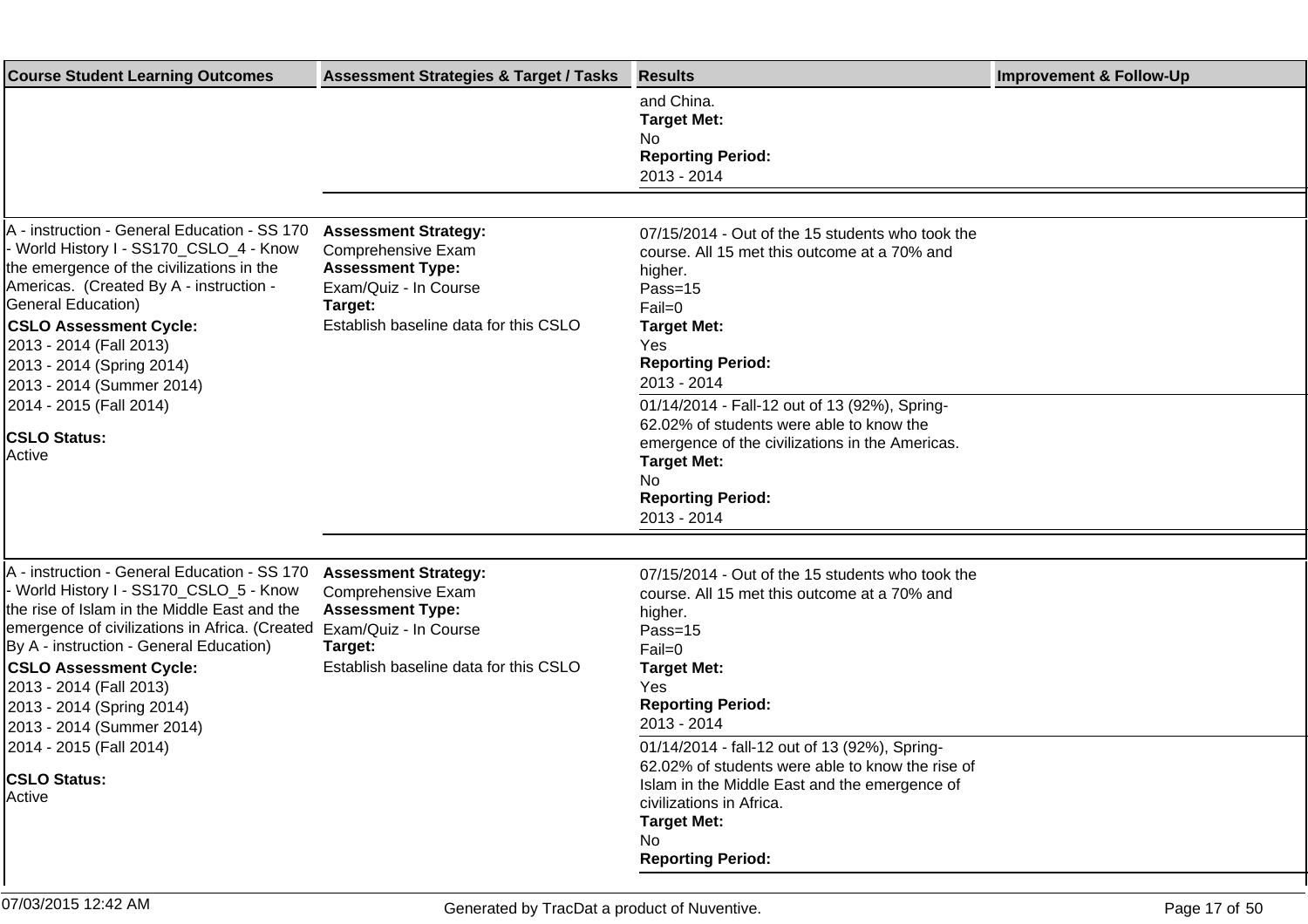| Course Student Learning Outcomes | Assessment Strategies & Target / Tasks | Results | Improvement & Follow-Up |
| --- | --- | --- | --- |
| | | and China.<br>**Target Met:**<br>No<br>**Reporting Period:**<br>2013 - 2014 | |
| A - instruction - General Education - SS 170 - World History I - SS170_CSLO_4 - Know the emergence of the civilizations in the Americas. (Created By A - instruction - General Education)<br>**CSLO Assessment Cycle:**<br>2013 - 2014 (Fall 2013)<br>2013 - 2014 (Spring 2014)<br>2013 - 2014 (Summer 2014)<br>2014 - 2015 (Fall 2014)<br>**CSLO Status:**<br>Active | **Assessment Strategy:**<br>Comprehensive Exam<br>**Assessment Type:**<br>Exam/Quiz - In Course<br>**Target:**<br>Establish baseline data for this CSLO | 07/15/2014 - Out of the 15 students who took the course. All 15 met this outcome at a 70% and higher.<br>Pass=15<br>Fail=0<br>**Target Met:**<br>Yes<br>**Reporting Period:**<br>2013 - 2014 | |
| | | 01/14/2014 - Fall-12 out of 13 (92%), Spring-62.02% of students were able to know the emergence of the civilizations in the Americas.<br>**Target Met:**<br>No<br>**Reporting Period:**<br>2013 - 2014 | |
| A - instruction - General Education - SS 170 - World History I - SS170_CSLO_5 - Know the rise of Islam in the Middle East and the emergence of civilizations in Africa. (Created By A - instruction - General Education)<br>**CSLO Assessment Cycle:**<br>2013 - 2014 (Fall 2013)<br>2013 - 2014 (Spring 2014)<br>2013 - 2014 (Summer 2014)<br>2014 - 2015 (Fall 2014)<br>**CSLO Status:**<br>Active | **Assessment Strategy:**<br>Comprehensive Exam<br>**Assessment Type:**<br>Exam/Quiz - In Course<br>**Target:**<br>Establish baseline data for this CSLO | 07/15/2014 - Out of the 15 students who took the course. All 15 met this outcome at a 70% and higher.<br>Pass=15<br>Fail=0<br>**Target Met:**<br>Yes<br>**Reporting Period:**<br>2013 - 2014 | |
| | | 01/14/2014 - fall-12 out of 13 (92%), Spring-62.02% of students were able to know the rise of Islam in the Middle East and the emergence of civilizations in Africa.<br>**Target Met:**<br>No<br>**Reporting Period:** | |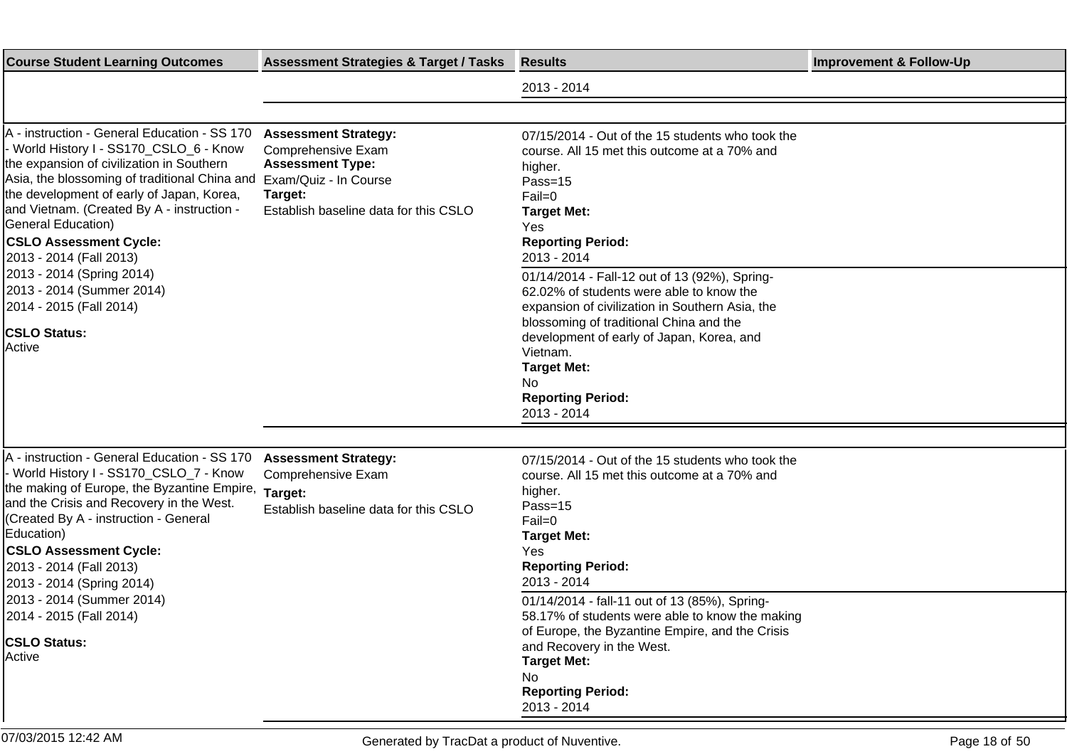| Course Student Learning Outcomes | Assessment Strategies & Target / Tasks | Results | Improvement & Follow-Up |
|---|---|---|---|
| | | 2013 - 2014 | |
| A - instruction - General Education - SS 170 - World History I - SS170_CSLO_6 - Know the expansion of civilization in Southern Asia, the blossoming of traditional China and the development of early of Japan, Korea, and Vietnam. (Created By A - instruction - General Education)<br>**CSLO Assessment Cycle:**<br>2013 - 2014 (Fall 2013)<br>2013 - 2014 (Spring 2014)<br>2013 - 2014 (Summer 2014)<br>2014 - 2015 (Fall 2014)<br>**CSLO Status:**<br>Active | **Assessment Strategy:**<br>Comprehensive Exam<br>**Assessment Type:**<br>Exam/Quiz - In Course<br>**Target:**<br>Establish baseline data for this CSLO | 07/15/2014 - Out of the 15 students who took the course. All 15 met this outcome at a 70% and higher.<br>Pass=15<br>Fail=0<br>**Target Met:**<br>Yes<br>**Reporting Period:**<br>2013 - 2014<br><br>01/14/2014 - Fall-12 out of 13 (92%), Spring-62.02% of students were able to know the expansion of civilization in Southern Asia, the blossoming of traditional China and the development of early of Japan, Korea, and Vietnam.<br>**Target Met:**<br>No<br>**Reporting Period:**<br>2013 - 2014 | |
| A - instruction - General Education - SS 170 - World History I - SS170_CSLO_7 - Know the making of Europe, the Byzantine Empire, and the Crisis and Recovery in the West. (Created By A - instruction - General Education)<br>**CSLO Assessment Cycle:**<br>2013 - 2014 (Fall 2013)<br>2013 - 2014 (Spring 2014)<br>2013 - 2014 (Summer 2014)<br>2014 - 2015 (Fall 2014)<br>**CSLO Status:**<br>Active | **Assessment Strategy:**<br>Comprehensive Exam<br>**Target:**<br>Establish baseline data for this CSLO | 07/15/2014 - Out of the 15 students who took the course. All 15 met this outcome at a 70% and higher.<br>Pass=15<br>Fail=0<br>**Target Met:**<br>Yes<br>**Reporting Period:**<br>2013 - 2014<br><br>01/14/2014 - fall-11 out of 13 (85%), Spring-58.17% of students were able to know the making of Europe, the Byzantine Empire, and the Crisis and Recovery in the West.<br>**Target Met:**<br>No<br>**Reporting Period:**<br>2013 - 2014 | |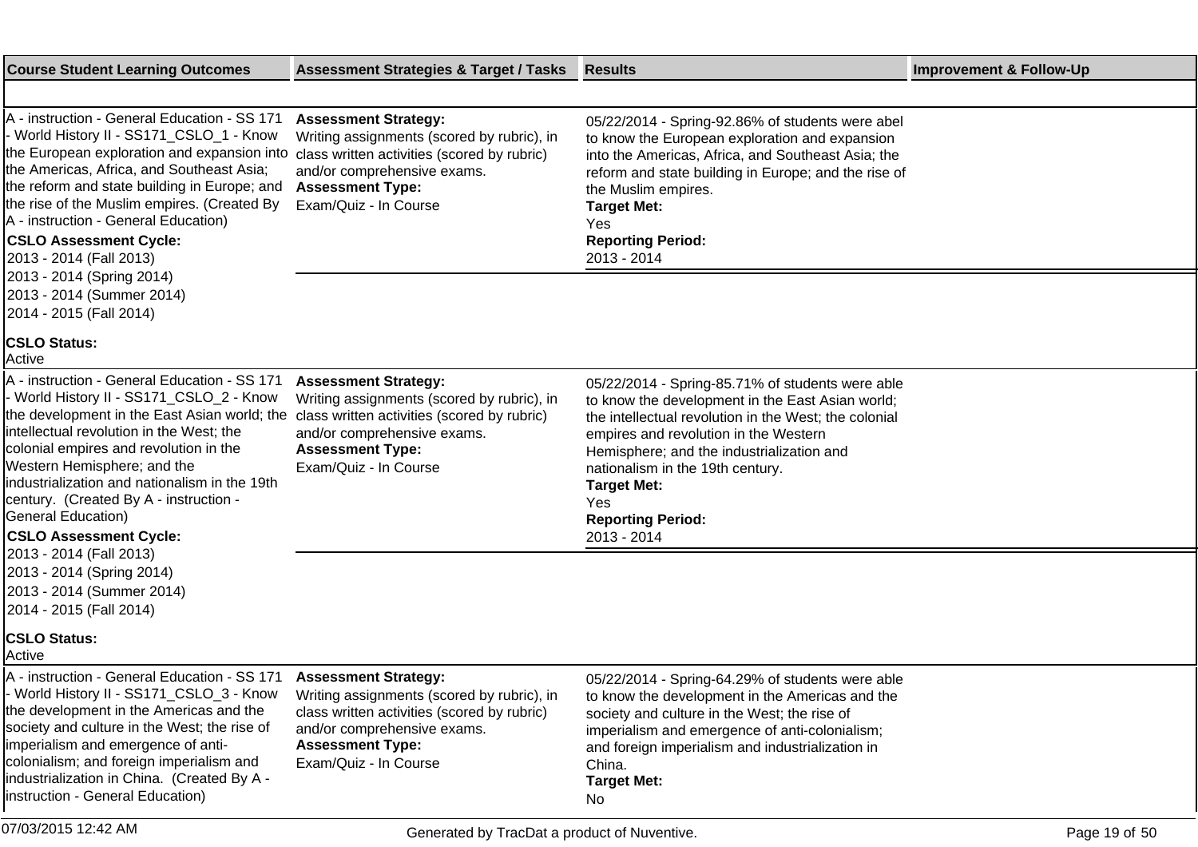| Course Student Learning Outcomes | Assessment Strategies & Target / Tasks | Results | Improvement & Follow-Up |
|---|---|---|---|
| A - instruction - General Education - SS 171 - World History II - SS171_CSLO_1 - Know the European exploration and expansion into the Americas, Africa, and Southeast Asia; the reform and state building in Europe; and the rise of the Muslim empires. (Created By A - instruction - General Education)<br>**CSLO Assessment Cycle:**<br>2013 - 2014 (Fall 2013)<br>2013 - 2014 (Spring 2014)<br>2013 - 2014 (Summer 2014)<br>2014 - 2015 (Fall 2014)<br>**CSLO Status:**<br>Active | **Assessment Strategy:**<br>Writing assignments (scored by rubric), in class written activities (scored by rubric) and/or comprehensive exams.<br>**Assessment Type:**<br>Exam/Quiz - In Course | 05/22/2014 - Spring-92.86% of students were abel to know the European exploration and expansion into the Americas, Africa, and Southeast Asia; the reform and state building in Europe; and the rise of the Muslim empires.<br>**Target Met:**<br>Yes<br>**Reporting Period:**<br>2013 - 2014 | |
| A - instruction - General Education - SS 171 - World History II - SS171_CSLO_2 - Know the development in the East Asian world; the intellectual revolution in the West; the colonial empires and revolution in the Western Hemisphere; and the industrialization and nationalism in the 19th century. (Created By A - instruction - General Education)<br>**CSLO Assessment Cycle:**<br>2013 - 2014 (Fall 2013)<br>2013 - 2014 (Spring 2014)<br>2013 - 2014 (Summer 2014)<br>2014 - 2015 (Fall 2014)<br>**CSLO Status:**<br>Active | **Assessment Strategy:**<br>Writing assignments (scored by rubric), in class written activities (scored by rubric) and/or comprehensive exams.<br>**Assessment Type:**<br>Exam/Quiz - In Course | 05/22/2014 - Spring-85.71% of students were able to know the development in the East Asian world; the intellectual revolution in the West; the colonial empires and revolution in the Western Hemisphere; and the industrialization and nationalism in the 19th century.<br>**Target Met:**<br>Yes<br>**Reporting Period:**<br>2013 - 2014 | |
| A - instruction - General Education - SS 171 - World History II - SS171_CSLO_3 - Know the development in the Americas and the society and culture in the West; the rise of imperialism and emergence of anti-colonialism; and foreign imperialism and industrialization in China. (Created By A - instruction - General Education) | **Assessment Strategy:**<br>Writing assignments (scored by rubric), in class written activities (scored by rubric) and/or comprehensive exams.<br>**Assessment Type:**<br>Exam/Quiz - In Course | 05/22/2014 - Spring-64.29% of students were able to know the development in the Americas and the society and culture in the West; the rise of imperialism and emergence of anti-colonialism; and foreign imperialism and industrialization in China.<br>**Target Met:**<br>No | |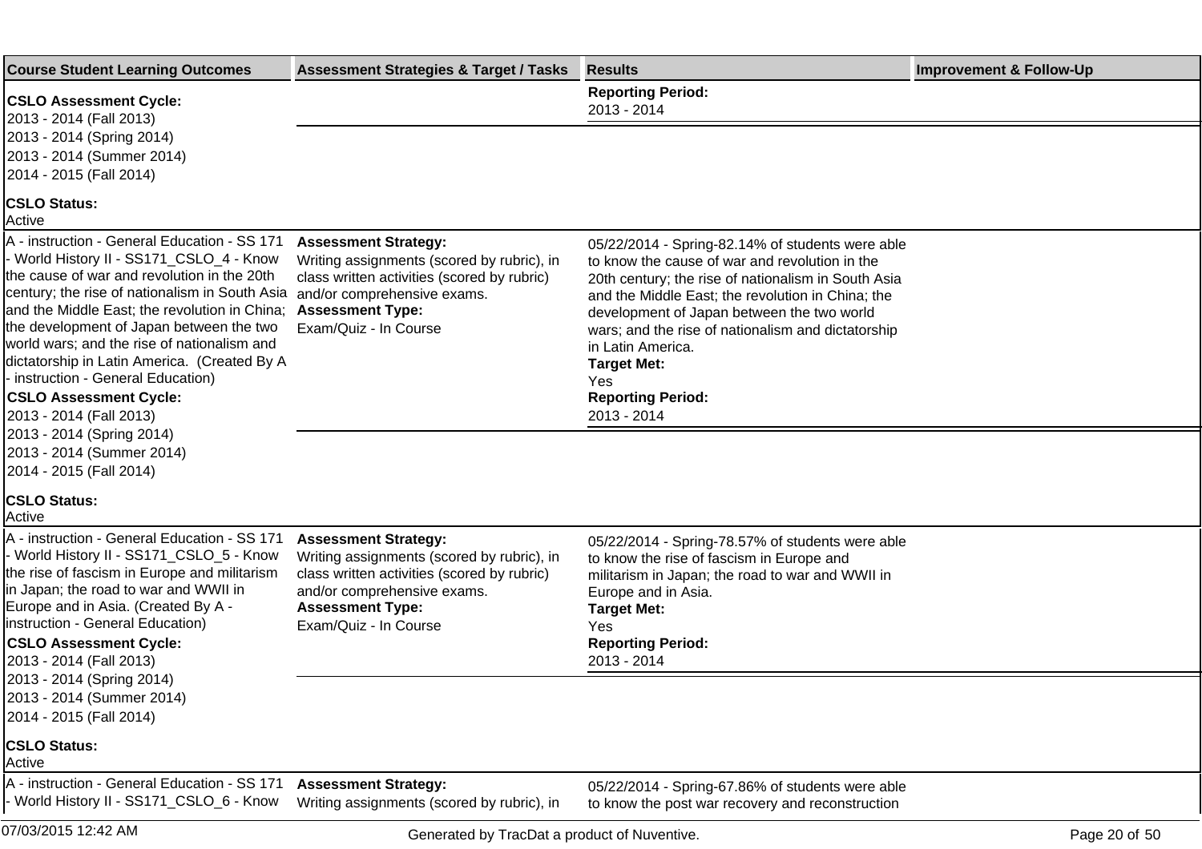| Course Student Learning Outcomes | Assessment Strategies & Target / Tasks | Results | Improvement & Follow-Up |
|---|---|---|---|
| **CSLO Assessment Cycle:**<br>2013 - 2014 (Fall 2013)<br>2013 - 2014 (Spring 2014)<br>2013 - 2014 (Summer 2014)<br>2014 - 2015 (Fall 2014)<br>**CSLO Status:**<br>Active | | **Reporting Period:**<br>2013 - 2014 | |
| A - instruction - General Education - SS 171 - World History II - SS171_CSLO_4 - Know the cause of war and revolution in the 20th century; the rise of nationalism in South Asia and the Middle East; the revolution in China; the development of Japan between the two world wars; and the rise of nationalism and dictatorship in Latin America. (Created By A - instruction - General Education)<br>**CSLO Assessment Cycle:**<br>2013 - 2014 (Fall 2013)<br>2013 - 2014 (Spring 2014)<br>2013 - 2014 (Summer 2014)<br>2014 - 2015 (Fall 2014)<br>**CSLO Status:**<br>Active | **Assessment Strategy:**<br>Writing assignments (scored by rubric), in class written activities (scored by rubric) and/or comprehensive exams.<br>**Assessment Type:**<br>Exam/Quiz - In Course | 05/22/2014 - Spring-82.14% of students were able to know the cause of war and revolution in the 20th century; the rise of nationalism in South Asia and the Middle East; the revolution in China; the development of Japan between the two world wars; and the rise of nationalism and dictatorship in Latin America.<br>**Target Met:**<br>Yes<br>**Reporting Period:**<br>2013 - 2014 | |
| A - instruction - General Education - SS 171 - World History II - SS171_CSLO_5 - Know the rise of fascism in Europe and militarism in Japan; the road to war and WWII in Europe and in Asia. (Created By A - instruction - General Education)<br>**CSLO Assessment Cycle:**<br>2013 - 2014 (Fall 2013)<br>2013 - 2014 (Spring 2014)<br>2013 - 2014 (Summer 2014)<br>2014 - 2015 (Fall 2014)<br>**CSLO Status:**<br>Active | **Assessment Strategy:**<br>Writing assignments (scored by rubric), in class written activities (scored by rubric) and/or comprehensive exams.<br>**Assessment Type:**<br>Exam/Quiz - In Course | 05/22/2014 - Spring-78.57% of students were able to know the rise of fascism in Europe and militarism in Japan; the road to war and WWII in Europe and in Asia.<br>**Target Met:**<br>Yes<br>**Reporting Period:**<br>2013 - 2014 | |
| A - instruction - General Education - SS 171 - World History II - SS171_CSLO_6 - Know | **Assessment Strategy:**<br>Writing assignments (scored by rubric), in | 05/22/2014 - Spring-67.86% of students were able to know the post war recovery and reconstruction | |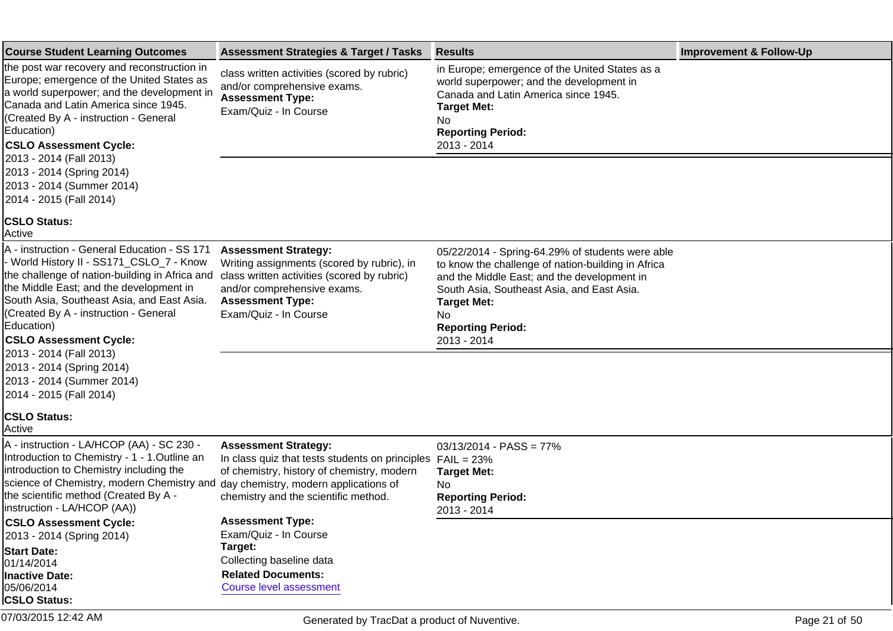| Course Student Learning Outcomes | Assessment Strategies & Target / Tasks | Results | Improvement & Follow-Up |
|---|---|---|---|
| the post war recovery and reconstruction in Europe; emergence of the United States as a world superpower; and the development in Canada and Latin America since 1945. (Created By A - instruction - General Education)<br>**CSLO Assessment Cycle:**<br>2013 - 2014 (Fall 2013)<br>2013 - 2014 (Spring 2014)<br>2013 - 2014 (Summer 2014)<br>2014 - 2015 (Fall 2014)<br>**CSLO Status:**<br>Active | class written activities (scored by rubric) and/or comprehensive exams.<br>**Assessment Type:**<br>Exam/Quiz - In Course | in Europe; emergence of the United States as a world superpower; and the development in Canada and Latin America since 1945.<br>**Target Met:**<br>No<br>**Reporting Period:**<br>2013 - 2014 | |
| A - instruction - General Education - SS 171 - World History II - SS171_CSLO_7 - Know the challenge of nation-building in Africa and the Middle East; and the development in South Asia, Southeast Asia, and East Asia. (Created By A - instruction - General Education)<br>**CSLO Assessment Cycle:**<br>2013 - 2014 (Fall 2013)<br>2013 - 2014 (Spring 2014)<br>2013 - 2014 (Summer 2014)<br>2014 - 2015 (Fall 2014)<br>**CSLO Status:**<br>Active | **Assessment Strategy:**<br>Writing assignments (scored by rubric), in class written activities (scored by rubric) and/or comprehensive exams.<br>**Assessment Type:**<br>Exam/Quiz - In Course | 05/22/2014 - Spring-64.29% of students were able to know the challenge of nation-building in Africa and the Middle East; and the development in South Asia, Southeast Asia, and East Asia.<br>**Target Met:**<br>No<br>**Reporting Period:**<br>2013 - 2014 | |
| A - instruction - LA/HCOP (AA) - SC 230 - Introduction to Chemistry - 1 - 1.Outline an introduction to Chemistry including the science of Chemistry, modern Chemistry and the scientific method (Created By A - instruction - LA/HCOP (AA))<br>**CSLO Assessment Cycle:**<br>2013 - 2014 (Spring 2014)<br>**Start Date:**<br>01/14/2014<br>**Inactive Date:**<br>05/06/2014<br>**CSLO Status:** | **Assessment Strategy:**<br>In class quiz that tests students on principles of chemistry, history of chemistry, modern day chemistry, modern applications of chemistry and the scientific method.<br>**Assessment Type:**<br>Exam/Quiz - In Course<br>**Target:**<br>Collecting baseline data<br>**Related Documents:**<br>Course level assessment | 03/13/2014 - PASS = 77%<br>FAIL = 23%<br>**Target Met:**<br>No<br>**Reporting Period:**<br>2013 - 2014 | |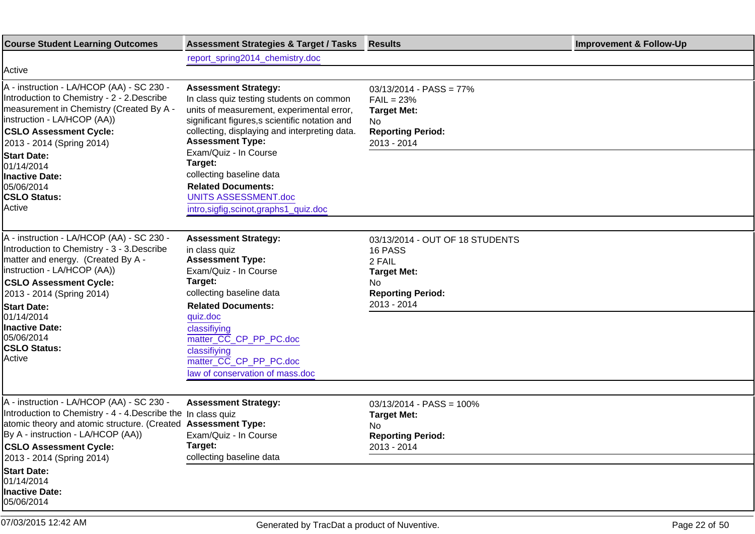| Course Student Learning Outcomes | Assessment Strategies & Target / Tasks | Results | Improvement & Follow-Up |
|---|---|---|---|
| Active | report_spring2014_chemistry.doc | | |
| A - instruction - LA/HCOP (AA) - SC 230 - Introduction to Chemistry - 2 - 2.Describe measurement in Chemistry (Created By A - instruction - LA/HCOP (AA))<br>**CSLO Assessment Cycle:**<br>2013 - 2014 (Spring 2014)<br>**Start Date:**<br>01/14/2014<br>**Inactive Date:**<br>05/06/2014<br>**CSLO Status:**<br>Active | **Assessment Strategy:**<br>In class quiz testing students on common units of measurement, experimental error, significant figures,s scientific notation and collecting, displaying and interpreting data.<br>**Assessment Type:**<br>Exam/Quiz - In Course<br>**Target:**<br>collecting baseline data<br>**Related Documents:**<br>UNITS ASSESSMENT.doc<br>intro,sigfig,scinot,graphs1_quiz.doc | 03/13/2014 - PASS = 77%<br>FAIL = 23%<br>**Target Met:**<br>No<br>**Reporting Period:**<br>2013 - 2014 | |
| A - instruction - LA/HCOP (AA) - SC 230 - Introduction to Chemistry - 3 - 3.Describe matter and energy. (Created By A - instruction - LA/HCOP (AA))<br>**CSLO Assessment Cycle:**<br>2013 - 2014 (Spring 2014)<br>**Start Date:**<br>01/14/2014<br>**Inactive Date:**<br>05/06/2014<br>**CSLO Status:**<br>Active | **Assessment Strategy:**<br>in class quiz<br>**Assessment Type:**<br>Exam/Quiz - In Course<br>**Target:**<br>collecting baseline data<br>**Related Documents:**<br>quiz.doc<br>classifiying matter_CC_CP_PP_PC.doc<br>classifiying matter_CC_CP_PP_PC.doc<br>law of conservation of mass.doc | 03/13/2014 - OUT OF 18 STUDENTS<br>16 PASS<br>2 FAIL<br>**Target Met:**<br>No<br>**Reporting Period:**<br>2013 - 2014 | |
| A - instruction - LA/HCOP (AA) - SC 230 - Introduction to Chemistry - 4 - 4.Describe the atomic theory and atomic structure. (Created By A - instruction - LA/HCOP (AA))<br>**CSLO Assessment Cycle:**<br>2013 - 2014 (Spring 2014)<br>**Start Date:**<br>01/14/2014<br>**Inactive Date:**<br>05/06/2014 | **Assessment Strategy:**<br>In class quiz<br>**Assessment Type:**<br>Exam/Quiz - In Course<br>**Target:**<br>collecting baseline data | 03/13/2014 - PASS = 100%<br>**Target Met:**<br>No<br>**Reporting Period:**<br>2013 - 2014 | |

07/03/2015 12:42 AM

Generated by TracDat a product of Nuventive.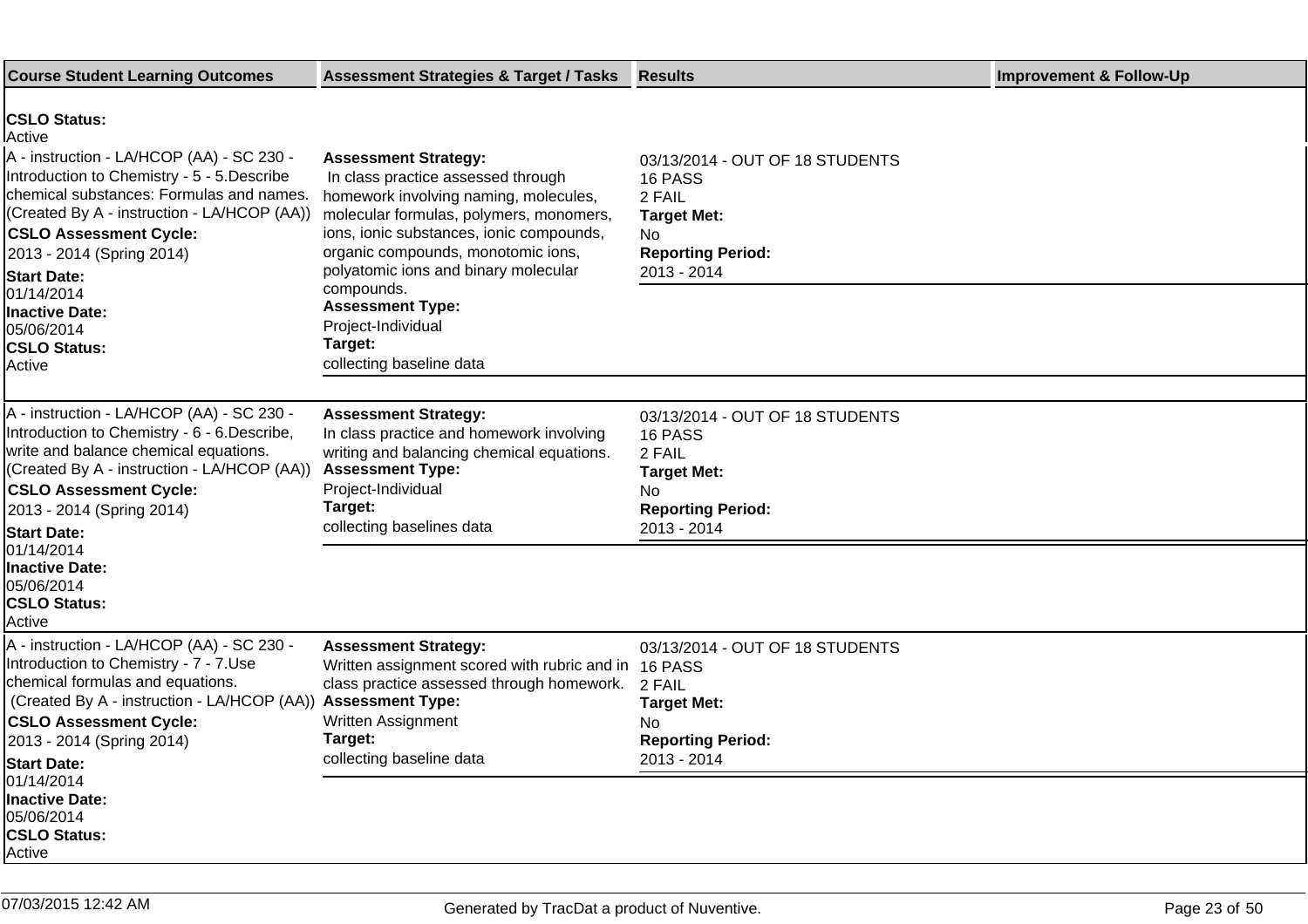| Course Student Learning Outcomes | Assessment Strategies & Target / Tasks | Results | Improvement & Follow-Up |
|---|---|---|---|
| **CSLO Status:** Active | | | |
| A - instruction - LA/HCOP (AA) - SC 230 - Introduction to Chemistry - 5 - 5.Describe chemical substances: Formulas and names. (Created By A - instruction - LA/HCOP (AA)) **CSLO Assessment Cycle:** 2013 - 2014 (Spring 2014) **Start Date:** 01/14/2014 **Inactive Date:** 05/06/2014 **CSLO Status:** Active | **Assessment Strategy:** In class practice assessed through homework involving naming, molecules, molecular formulas, polymers, monomers, ions, ionic substances, ionic compounds, organic compounds, monotomic ions, polyatomic ions and binary molecular compounds. **Assessment Type:** Project-Individual **Target:** collecting baseline data | 03/13/2014 - OUT OF 18 STUDENTS 16 PASS 2 FAIL **Target Met:** No **Reporting Period:** 2013 - 2014 | |
| A - instruction - LA/HCOP (AA) - SC 230 - Introduction to Chemistry - 6 - 6.Describe, write and balance chemical equations. (Created By A - instruction - LA/HCOP (AA)) **CSLO Assessment Cycle:** 2013 - 2014 (Spring 2014) **Start Date:** 01/14/2014 **Inactive Date:** 05/06/2014 **CSLO Status:** Active | **Assessment Strategy:** In class practice and homework involving writing and balancing chemical equations. **Assessment Type:** Project-Individual **Target:** collecting baselines data | 03/13/2014 - OUT OF 18 STUDENTS 16 PASS 2 FAIL **Target Met:** No **Reporting Period:** 2013 - 2014 | |
| A - instruction - LA/HCOP (AA) - SC 230 - Introduction to Chemistry - 7 - 7.Use chemical formulas and equations. (Created By A - instruction - LA/HCOP (AA)) **CSLO Assessment Cycle:** 2013 - 2014 (Spring 2014) **Start Date:** 01/14/2014 **Inactive Date:** 05/06/2014 **CSLO Status:** Active | **Assessment Strategy:** Written assignment scored with rubric and in class practice assessed through homework. **Assessment Type:** Written Assignment **Target:** collecting baseline data | 03/13/2014 - OUT OF 18 STUDENTS 16 PASS 2 FAIL **Target Met:** No **Reporting Period:** 2013 - 2014 | |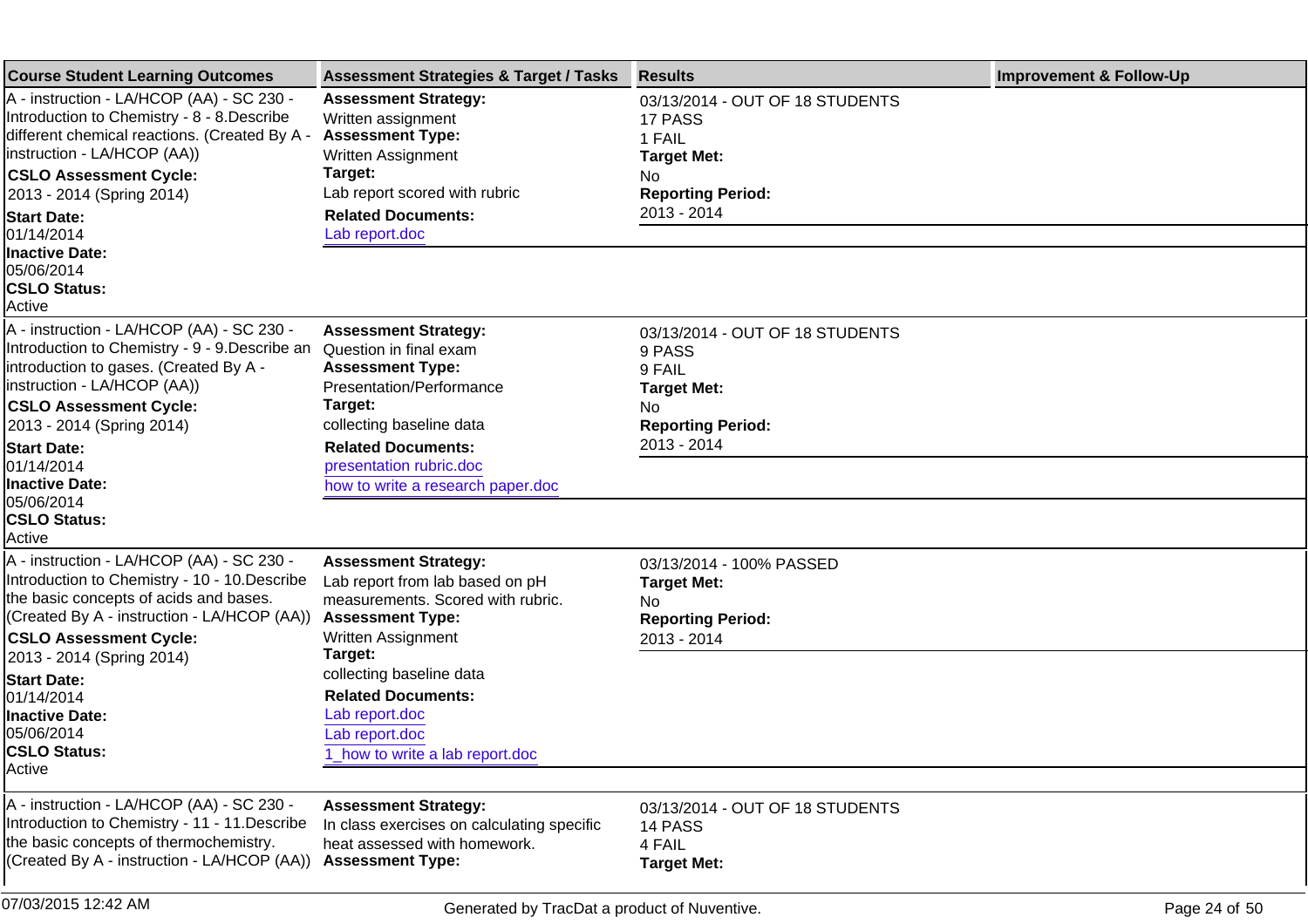| Course Student Learning Outcomes | Assessment Strategies & Target / Tasks | Results | Improvement & Follow-Up |
|---|---|---|---|
| A - instruction - LA/HCOP (AA) - SC 230 - Introduction to Chemistry - 8 - 8.Describe different chemical reactions. (Created By A - instruction - LA/HCOP (AA)) **CSLO Assessment Cycle:** 2013 - 2014 (Spring 2014) **Start Date:** 01/14/2014 **Inactive Date:** 05/06/2014 **CSLO Status:** Active | **Assessment Strategy:** Written assignment **Assessment Type:** Written Assignment **Target:** Lab report scored with rubric **Related Documents:** Lab report.doc | 03/13/2014 - OUT OF 18 STUDENTS 17 PASS 1 FAIL **Target Met:** No **Reporting Period:** 2013 - 2014 | |
| A - instruction - LA/HCOP (AA) - SC 230 - Introduction to Chemistry - 9 - 9.Describe an introduction to gases. (Created By A - instruction - LA/HCOP (AA)) **CSLO Assessment Cycle:** 2013 - 2014 (Spring 2014) **Start Date:** 01/14/2014 **Inactive Date:** 05/06/2014 **CSLO Status:** Active | **Assessment Strategy:** Question in final exam **Assessment Type:** Presentation/Performance **Target:** collecting baseline data **Related Documents:** presentation rubric.doc how to write a research paper.doc | 03/13/2014 - OUT OF 18 STUDENTS 9 PASS 9 FAIL **Target Met:** No **Reporting Period:** 2013 - 2014 | |
| A - instruction - LA/HCOP (AA) - SC 230 - Introduction to Chemistry - 10 - 10.Describe the basic concepts of acids and bases. (Created By A - instruction - LA/HCOP (AA)) **CSLO Assessment Cycle:** 2013 - 2014 (Spring 2014) **Start Date:** 01/14/2014 **Inactive Date:** 05/06/2014 **CSLO Status:** Active | **Assessment Strategy:** Lab report from lab based on pH measurements. Scored with rubric. **Assessment Type:** Written Assignment **Target:** collecting baseline data **Related Documents:** Lab report.doc Lab report.doc 1_how to write a lab report.doc | 03/13/2014 - 100% PASSED **Target Met:** No **Reporting Period:** 2013 - 2014 | |
| A - instruction - LA/HCOP (AA) - SC 230 - Introduction to Chemistry - 11 - 11.Describe the basic concepts of thermochemistry. (Created By A - instruction - LA/HCOP (AA)) | **Assessment Strategy:** In class exercises on calculating specific heat assessed with homework. **Assessment Type:** | 03/13/2014 - OUT OF 18 STUDENTS 14 PASS 4 FAIL **Target Met:** | |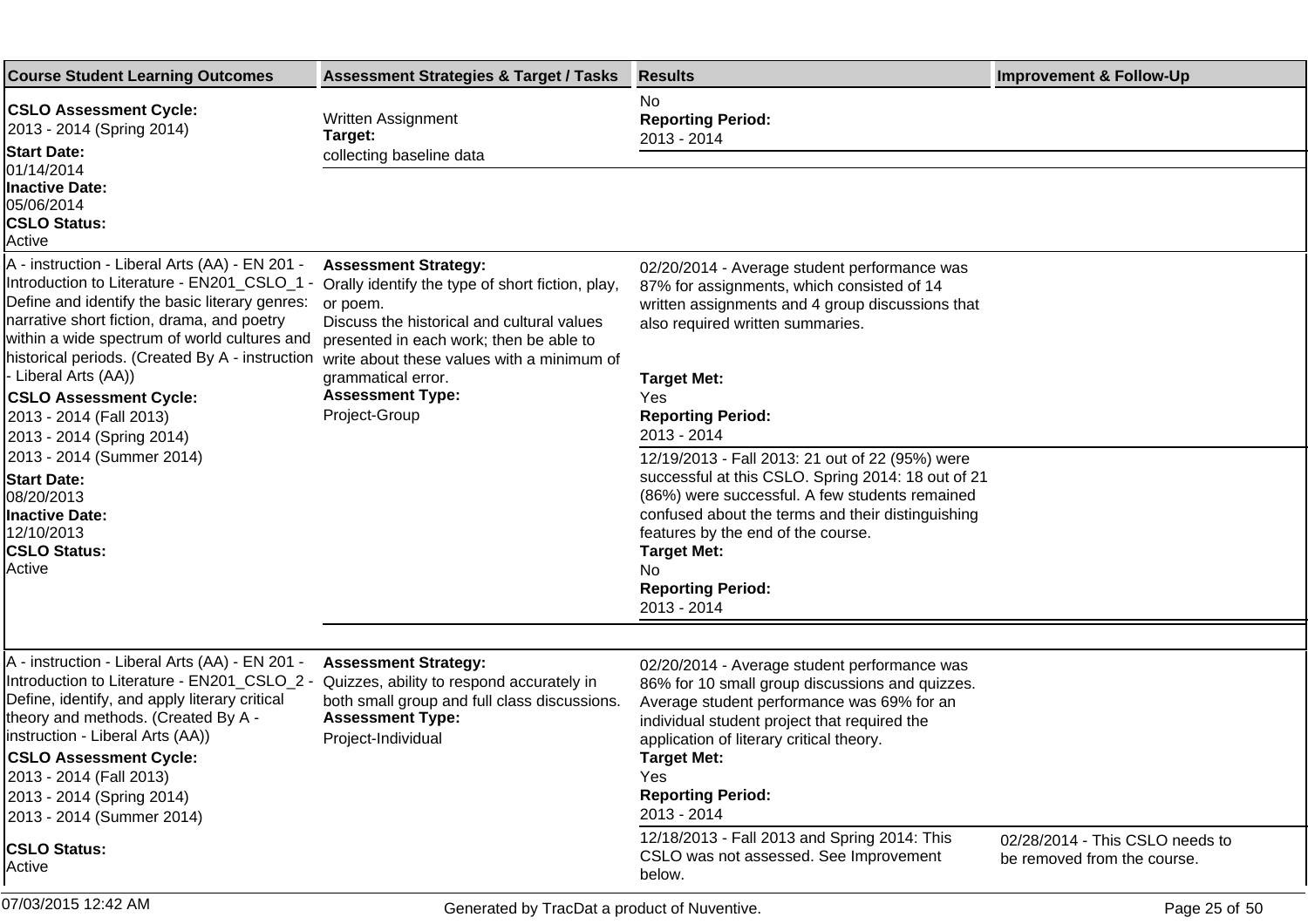| Course Student Learning Outcomes | Assessment Strategies & Target / Tasks | Results | Improvement & Follow-Up |
|---|---|---|---|
| **CSLO Assessment Cycle:** 2013 - 2014 (Spring 2014) **Start Date:** 01/14/2014 **Inactive Date:** 05/06/2014 **CSLO Status:** Active | Written Assignment **Target:** collecting baseline data | No **Reporting Period:** 2013 - 2014 | |
| A - instruction - Liberal Arts (AA) - EN 201 - Introduction to Literature - EN201_CSLO_1 - Define and identify the basic literary genres: narrative short fiction, drama, and poetry within a wide spectrum of world cultures and historical periods. (Created By A - instruction - Liberal Arts (AA)) **CSLO Assessment Cycle:** 2013 - 2014 (Fall 2013) 2013 - 2014 (Spring 2014) 2013 - 2014 (Summer 2014) **Start Date:** 08/20/2013 **Inactive Date:** 12/10/2013 **CSLO Status:** Active | **Assessment Strategy:** Orally identify the type of short fiction, play, or poem. Discuss the historical and cultural values presented in each work; then be able to write about these values with a minimum of grammatical error. **Assessment Type:** Project-Group | 02/20/2014 - Average student performance was 87% for assignments, which consisted of 14 written assignments and 4 group discussions that also required written summaries. **Target Met:** Yes **Reporting Period:** 2013 - 2014 | |
| | | 12/19/2013 - Fall 2013: 21 out of 22 (95%) were successful at this CSLO. Spring 2014: 18 out of 21 (86%) were successful. A few students remained confused about the terms and their distinguishing features by the end of the course. **Target Met:** No **Reporting Period:** 2013 - 2014 | |
| A - instruction - Liberal Arts (AA) - EN 201 - Introduction to Literature - EN201_CSLO_2 - Define, identify, and apply literary critical theory and methods. (Created By A - instruction - Liberal Arts (AA)) **CSLO Assessment Cycle:** 2013 - 2014 (Fall 2013) 2013 - 2014 (Spring 2014) 2013 - 2014 (Summer 2014) **CSLO Status:** Active | **Assessment Strategy:** Quizzes, ability to respond accurately in both small group and full class discussions. **Assessment Type:** Project-Individual | 02/20/2014 - Average student performance was 86% for 10 small group discussions and quizzes. Average student performance was 69% for an individual student project that required the application of literary critical theory. **Target Met:** Yes **Reporting Period:** 2013 - 2014 | |
| | | 12/18/2013 - Fall 2013 and Spring 2014: This CSLO was not assessed. See Improvement below. | 02/28/2014 - This CSLO needs to be removed from the course. |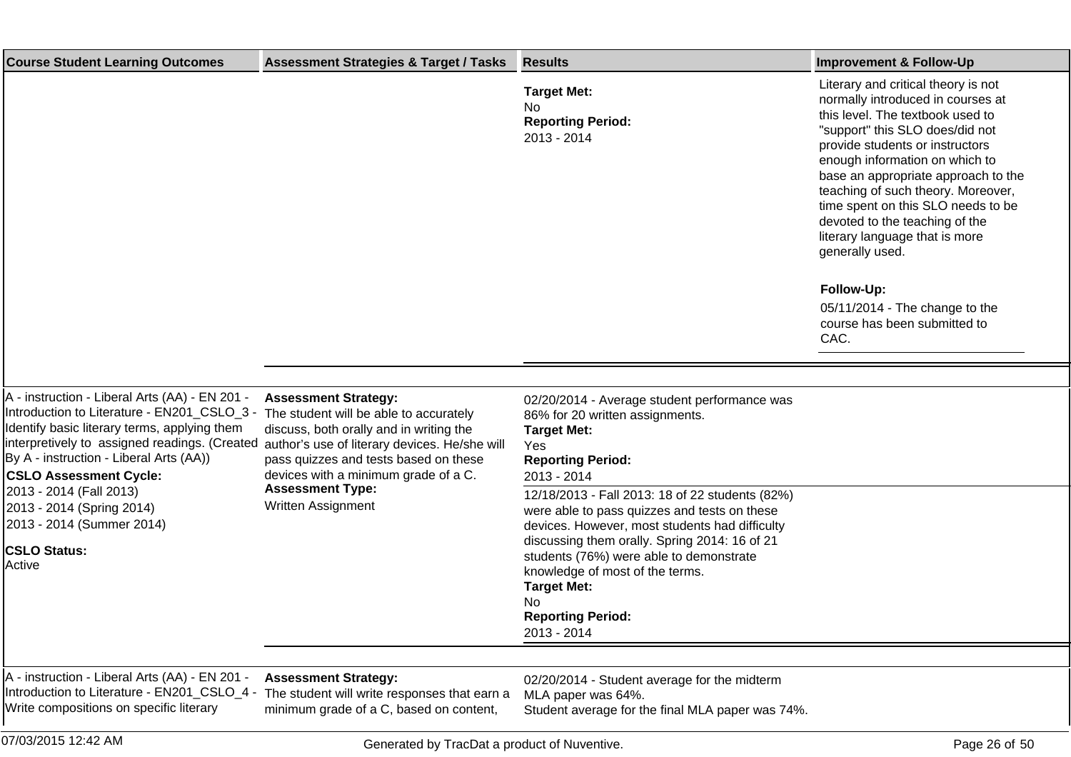| Course Student Learning Outcomes | Assessment Strategies & Target / Tasks | Results | Improvement & Follow-Up |
|---|---|---|---|
| | | **Target Met:** No **Reporting Period:** 2013 - 2014 | Literary and critical theory is not normally introduced in courses at this level. The textbook used to "support" this SLO does/did not provide students or instructors enough information on which to base an appropriate approach to the teaching of such theory. Moreover, time spent on this SLO needs to be devoted to the teaching of the literary language that is more generally used. **Follow-Up:** 05/11/2014 - The change to the course has been submitted to CAC. |
| A - instruction - Liberal Arts (AA) - EN 201 - Introduction to Literature - EN201_CSLO_3 - Identify basic literary terms, applying them interpretively to assigned readings. (Created By A - instruction - Liberal Arts (AA)) **CSLO Assessment Cycle:** 2013 - 2014 (Fall 2013) 2013 - 2014 (Spring 2014) 2013 - 2014 (Summer 2014) **CSLO Status:** Active | **Assessment Strategy:** The student will be able to accurately discuss, both orally and in writing the author's use of literary devices. He/she will pass quizzes and tests based on these devices with a minimum grade of a C. **Assessment Type:** Written Assignment | 02/20/2014 - Average student performance was 86% for 20 written assignments. **Target Met:** Yes **Reporting Period:** 2013 - 2014 | |
| | | 12/18/2013 - Fall 2013: 18 of 22 students (82%) were able to pass quizzes and tests on these devices. However, most students had difficulty discussing them orally. Spring 2014: 16 of 21 students (76%) were able to demonstrate knowledge of most of the terms. **Target Met:** No **Reporting Period:** 2013 - 2014 | |
| A - instruction - Liberal Arts (AA) - EN 201 - Introduction to Literature - EN201_CSLO_4 - Write compositions on specific literary | **Assessment Strategy:** The student will write responses that earn a minimum grade of a C, based on content, | 02/20/2014 - Student average for the midterm MLA paper was 64%. Student average for the final MLA paper was 74%. | |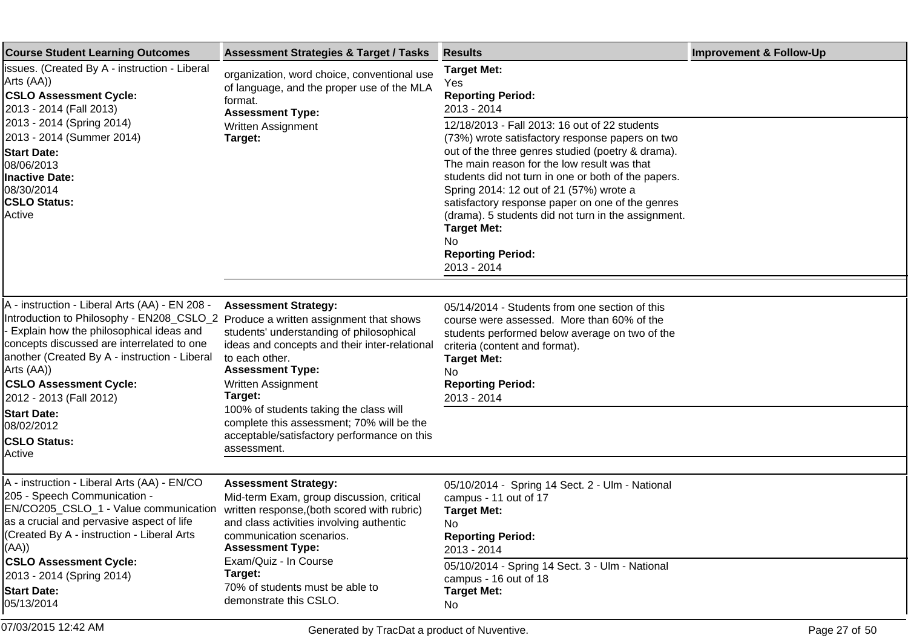| Course Student Learning Outcomes | Assessment Strategies & Target / Tasks | Results | Improvement & Follow-Up |
|---|---|---|---|
| issues. (Created By A - instruction - Liberal Arts (AA))<br>**CSLO Assessment Cycle:**<br>2013 - 2014 (Fall 2013)<br>2013 - 2014 (Spring 2014)<br>2013 - 2014 (Summer 2014)<br>**Start Date:**<br>08/06/2013<br>**Inactive Date:**<br>08/30/2014<br>**CSLO Status:**<br>Active | organization, word choice, conventional use of language, and the proper use of the MLA format.<br>**Assessment Type:**<br>Written Assignment<br>**Target:** | **Target Met:**<br>Yes<br>**Reporting Period:**<br>2013 - 2014 | |
| | | 12/18/2013 - Fall 2013: 16 out of 22 students (73%) wrote satisfactory response papers on two out of the three genres studied (poetry & drama). The main reason for the low result was that students did not turn in one or both of the papers. Spring 2014: 12 out of 21 (57%) wrote a satisfactory response paper on one of the genres (drama). 5 students did not turn in the assignment.<br>**Target Met:**<br>No<br>**Reporting Period:**<br>2013 - 2014 | |
| A - instruction - Liberal Arts (AA) - EN 208 - Introduction to Philosophy - EN208_CSLO_2 - Explain how the philosophical ideas and concepts discussed are interrelated to one another (Created By A - instruction - Liberal Arts (AA))<br>**CSLO Assessment Cycle:**<br>2012 - 2013 (Fall 2012)<br>**Start Date:**<br>08/02/2012<br>**CSLO Status:**<br>Active | **Assessment Strategy:**<br>Produce a written assignment that shows students' understanding of philosophical ideas and concepts and their inter-relational to each other.<br>**Assessment Type:**<br>Written Assignment<br>**Target:**<br>100% of students taking the class will complete this assessment; 70% will be the acceptable/satisfactory performance on this assessment. | 05/14/2014 - Students from one section of this course were assessed. More than 60% of the students performed below average on two of the criteria (content and format).<br>**Target Met:**<br>No<br>**Reporting Period:**<br>2013 - 2014 | |
| A - instruction - Liberal Arts (AA) - EN/CO 205 - Speech Communication - EN/CO205_CSLO_1 - Value communication as a crucial and pervasive aspect of life (Created By A - instruction - Liberal Arts (AA))<br>**CSLO Assessment Cycle:**<br>2013 - 2014 (Spring 2014)<br>**Start Date:**<br>05/13/2014 | **Assessment Strategy:**<br>Mid-term Exam, group discussion, critical written response,(both scored with rubric) and class activities involving authentic communication scenarios.<br>**Assessment Type:**<br>Exam/Quiz - In Course<br>**Target:**<br>70% of students must be able to demonstrate this CSLO. | 05/10/2014 - Spring 14 Sect. 2 - Ulm - National campus - 11 out of 17<br>**Target Met:**<br>No<br>**Reporting Period:**<br>2013 - 2014 | |
| | | 05/10/2014 - Spring 14 Sect. 3 - Ulm - National campus - 16 out of 18<br>**Target Met:**<br>No | |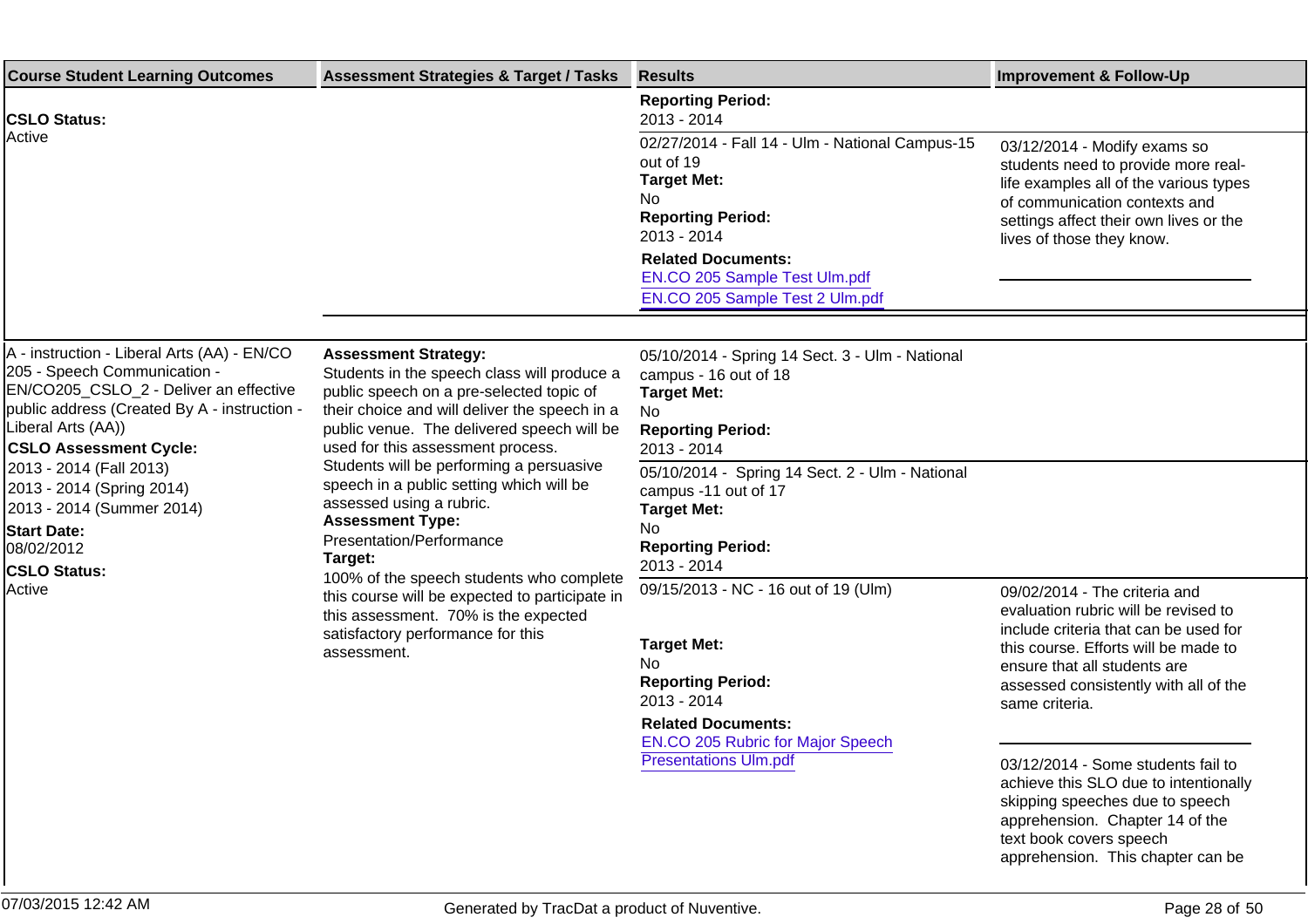| Course Student Learning Outcomes | Assessment Strategies & Target / Tasks | Results | Improvement & Follow-Up |
|---|---|---|---|
| **CSLO Status:**<br>Active | | **Reporting Period:**<br>2013 - 2014 | |
| | | 02/27/2014 - Fall 14 - Ulm - National Campus-15 out of 19<br>**Target Met:**<br>No<br>**Reporting Period:**<br>2013 - 2014<br>**Related Documents:**<br>EN.CO 205 Sample Test Ulm.pdf<br>EN.CO 205 Sample Test 2 Ulm.pdf | 03/12/2014 - Modify exams so students need to provide more real-life examples all of the various types of communication contexts and settings affect their own lives or the lives of those they know. |
| A - instruction - Liberal Arts (AA) - EN/CO 205 - Speech Communication - EN/CO205_CSLO_2 - Deliver an effective public address (Created By A - instruction - Liberal Arts (AA))<br>**CSLO Assessment Cycle:**<br>2013 - 2014 (Fall 2013)<br>2013 - 2014 (Spring 2014)<br>2013 - 2014 (Summer 2014)<br>**Start Date:**<br>08/02/2012<br>**CSLO Status:**<br>Active | **Assessment Strategy:**<br>Students in the speech class will produce a public speech on a pre-selected topic of their choice and will deliver the speech in a public venue. The delivered speech will be used for this assessment process. Students will be performing a persuasive speech in a public setting which will be assessed using a rubric.<br>**Assessment Type:**<br>Presentation/Performance<br>**Target:**<br>100% of the speech students who complete this course will be expected to participate in this assessment. 70% is the expected satisfactory performance for this assessment. | 05/10/2014 - Spring 14 Sect. 3 - Ulm - National campus - 16 out of 18<br>**Target Met:**<br>No<br>**Reporting Period:**<br>2013 - 2014 | |
| | | 05/10/2014 - Spring 14 Sect. 2 - Ulm - National campus -11 out of 17<br>**Target Met:**<br>No<br>**Reporting Period:**<br>2013 - 2014 | |
| | | 09/15/2013 - NC - 16 out of 19 (Ulm)<br>**Target Met:**<br>No<br>**Reporting Period:**<br>2013 - 2014<br>**Related Documents:**<br>EN.CO 205 Rubric for Major Speech Presentations Ulm.pdf | 09/02/2014 - The criteria and evaluation rubric will be revised to include criteria that can be used for this course. Efforts will be made to ensure that all students are assessed consistently with all of the same criteria.<br><br>03/12/2014 - Some students fail to achieve this SLO due to intentionally skipping speeches due to speech apprehension. Chapter 14 of the text book covers speech apprehension. This chapter can be |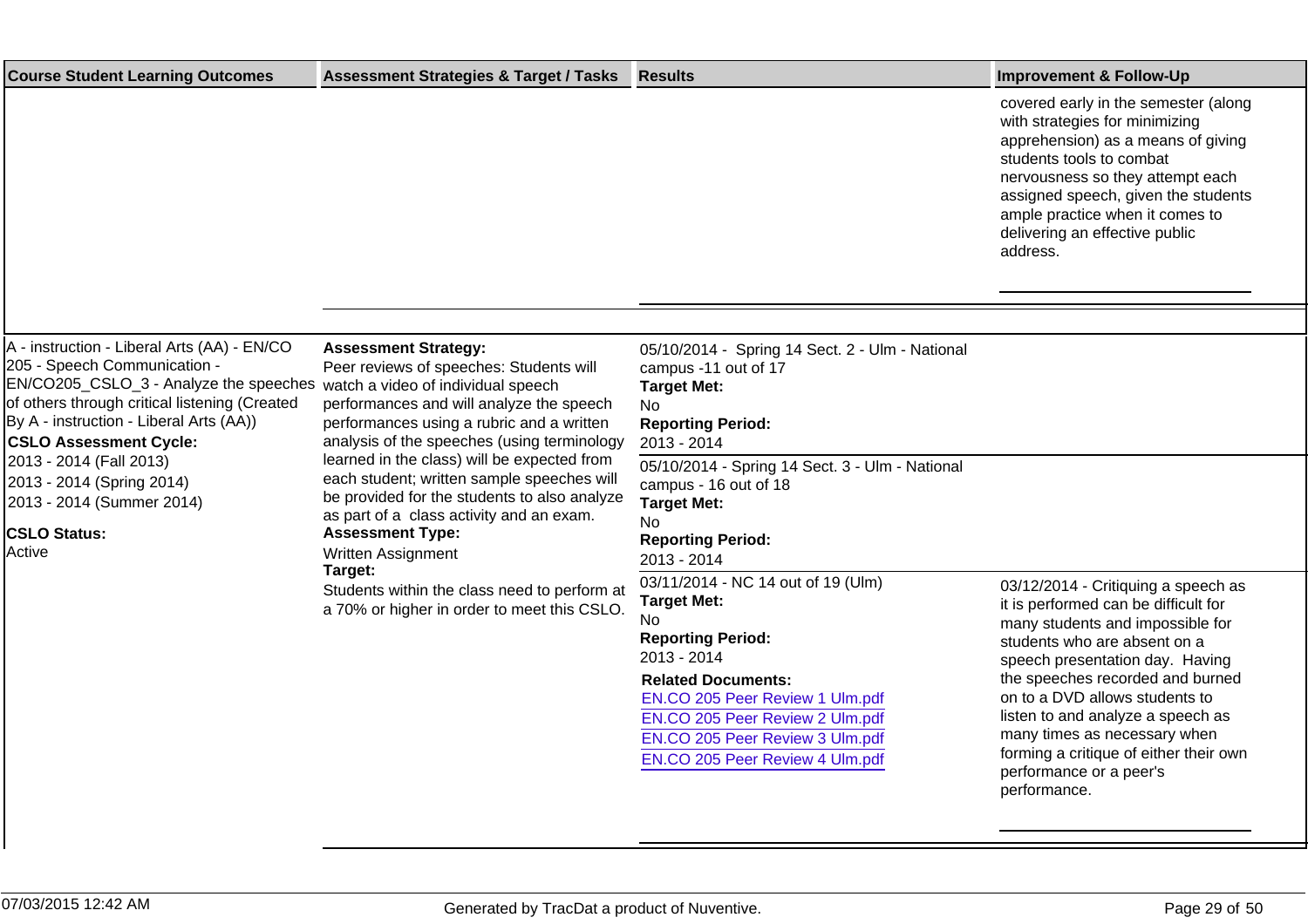| Course Student Learning Outcomes | Assessment Strategies & Target / Tasks | Results | Improvement & Follow-Up |
| --- | --- | --- | --- |
| | | | covered early in the semester (along with strategies for minimizing apprehension) as a means of giving students tools to combat nervousness so they attempt each assigned speech, given the students ample practice when it comes to delivering an effective public address. |
| A - instruction - Liberal Arts (AA) - EN/CO 205 - Speech Communication - EN/CO205_CSLO_3 - Analyze the speeches of others through critical listening (Created By A - instruction - Liberal Arts (AA))<br>**CSLO Assessment Cycle:**<br>2013 - 2014 (Fall 2013)<br>2013 - 2014 (Spring 2014)<br>2013 - 2014 (Summer 2014)<br><br>**CSLO Status:**<br>Active | **Assessment Strategy:**<br>Peer reviews of speeches: Students will watch a video of individual speech performances and will analyze the speech performances using a rubric and a written analysis of the speeches (using terminology learned in the class) will be expected from each student; written sample speeches will be provided for the students to also analyze as part of a class activity and an exam.<br>**Assessment Type:**<br>Written Assignment<br>**Target:**<br>Students within the class need to perform at a 70% or higher in order to meet this CSLO. | 05/10/2014 - Spring 14 Sect. 2 - Ulm - National campus -11 out of 17<br>**Target Met:**<br>No<br>**Reporting Period:**<br>2013 - 2014 | |
| | | 05/10/2014 - Spring 14 Sect. 3 - Ulm - National campus - 16 out of 18<br>**Target Met:**<br>No<br>**Reporting Period:**<br>2013 - 2014 | |
| | | 03/11/2014 - NC 14 out of 19 (Ulm)<br>**Target Met:**<br>No<br>**Reporting Period:**<br>2013 - 2014<br>**Related Documents:**<br>EN.CO 205 Peer Review 1 Ulm.pdf<br>EN.CO 205 Peer Review 2 Ulm.pdf<br>EN.CO 205 Peer Review 3 Ulm.pdf<br>EN.CO 205 Peer Review 4 Ulm.pdf | 03/12/2014 - Critiquing a speech as it is performed can be difficult for many students and impossible for students who are absent on a speech presentation day. Having the speeches recorded and burned on to a DVD allows students to listen to and analyze a speech as many times as necessary when forming a critique of either their own performance or a peer's performance. |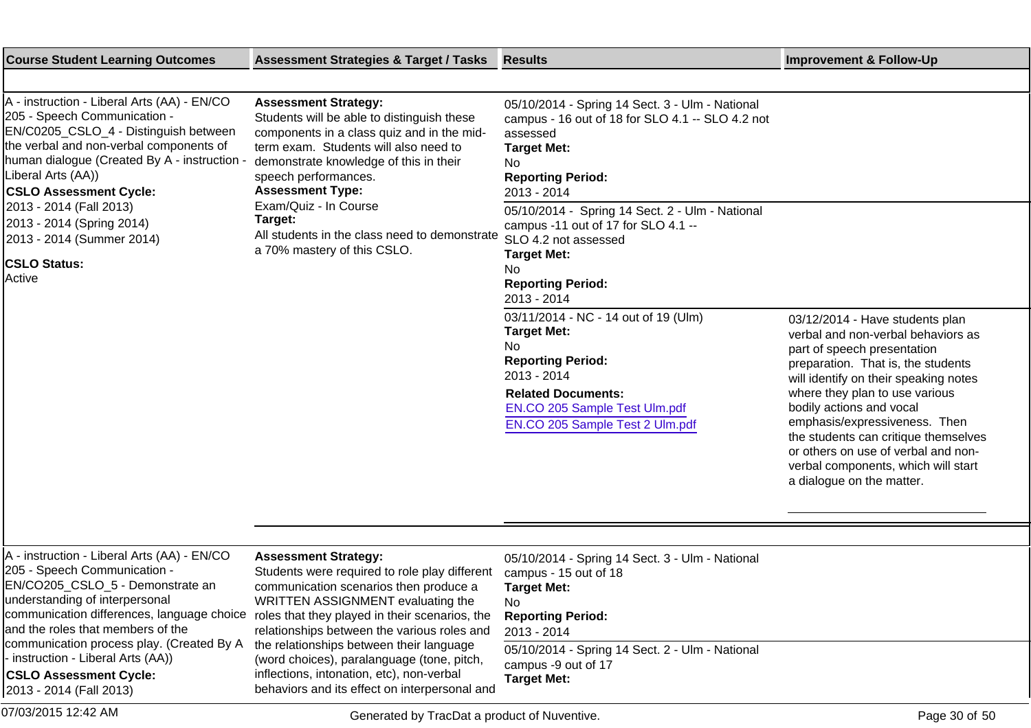| Course Student Learning Outcomes | Assessment Strategies & Target / Tasks | Results | Improvement & Follow-Up |
|---|---|---|---|
| A - instruction - Liberal Arts (AA) - EN/CO 205 - Speech Communication - EN/C0205_CSLO_4 - Distinguish between the verbal and non-verbal components of human dialogue (Created By A - instruction - Liberal Arts (AA))<br>**CSLO Assessment Cycle:**<br>2013 - 2014 (Fall 2013)<br>2013 - 2014 (Spring 2014)<br>2013 - 2014 (Summer 2014)<br>**CSLO Status:**<br>Active | **Assessment Strategy:**<br>Students will be able to distinguish these components in a class quiz and in the mid-term exam. Students will also need to demonstrate knowledge of this in their speech performances.<br>**Assessment Type:**<br>Exam/Quiz - In Course<br>**Target:**<br>All students in the class need to demonstrate a 70% mastery of this CSLO. | 05/10/2014 - Spring 14 Sect. 3 - Ulm - National campus - 16 out of 18 for SLO 4.1 -- SLO 4.2 not assessed<br>**Target Met:**<br>No<br>**Reporting Period:**<br>2013 - 2014 | |
| | | 05/10/2014 - Spring 14 Sect. 2 - Ulm - National campus -11 out of 17 for SLO 4.1 -- SLO 4.2 not assessed<br>**Target Met:**<br>No<br>**Reporting Period:**<br>2013 - 2014 | |
| | | 03/11/2014 - NC - 14 out of 19 (Ulm)<br>**Target Met:**<br>No<br>**Reporting Period:**<br>2013 - 2014<br>**Related Documents:**<br>EN.CO 205 Sample Test Ulm.pdf<br>EN.CO 205 Sample Test 2 Ulm.pdf | 03/12/2014 - Have students plan verbal and non-verbal behaviors as part of speech presentation preparation. That is, the students will identify on their speaking notes where they plan to use various bodily actions and vocal emphasis/expressiveness. Then the students can critique themselves or others on use of verbal and non-verbal components, which will start a dialogue on the matter. |
| A - instruction - Liberal Arts (AA) - EN/CO 205 - Speech Communication - EN/CO205_CSLO_5 - Demonstrate an understanding of interpersonal communication differences, language choice and the roles that members of the communication process play. (Created By A - instruction - Liberal Arts (AA))<br>**CSLO Assessment Cycle:**<br>2013 - 2014 (Fall 2013) | **Assessment Strategy:**<br>Students were required to role play different communication scenarios then produce a WRITTEN ASSIGNMENT evaluating the roles that they played in their scenarios, the relationships between the various roles and the relationships between their language (word choices), paralanguage (tone, pitch, inflections, intonation, etc), non-verbal behaviors and its effect on interpersonal and | 05/10/2014 - Spring 14 Sect. 3 - Ulm - National campus - 15 out of 18<br>**Target Met:**<br>No<br>**Reporting Period:**<br>2013 - 2014 | |
| | | 05/10/2014 - Spring 14 Sect. 2 - Ulm - National campus -9 out of 17<br>**Target Met:** | |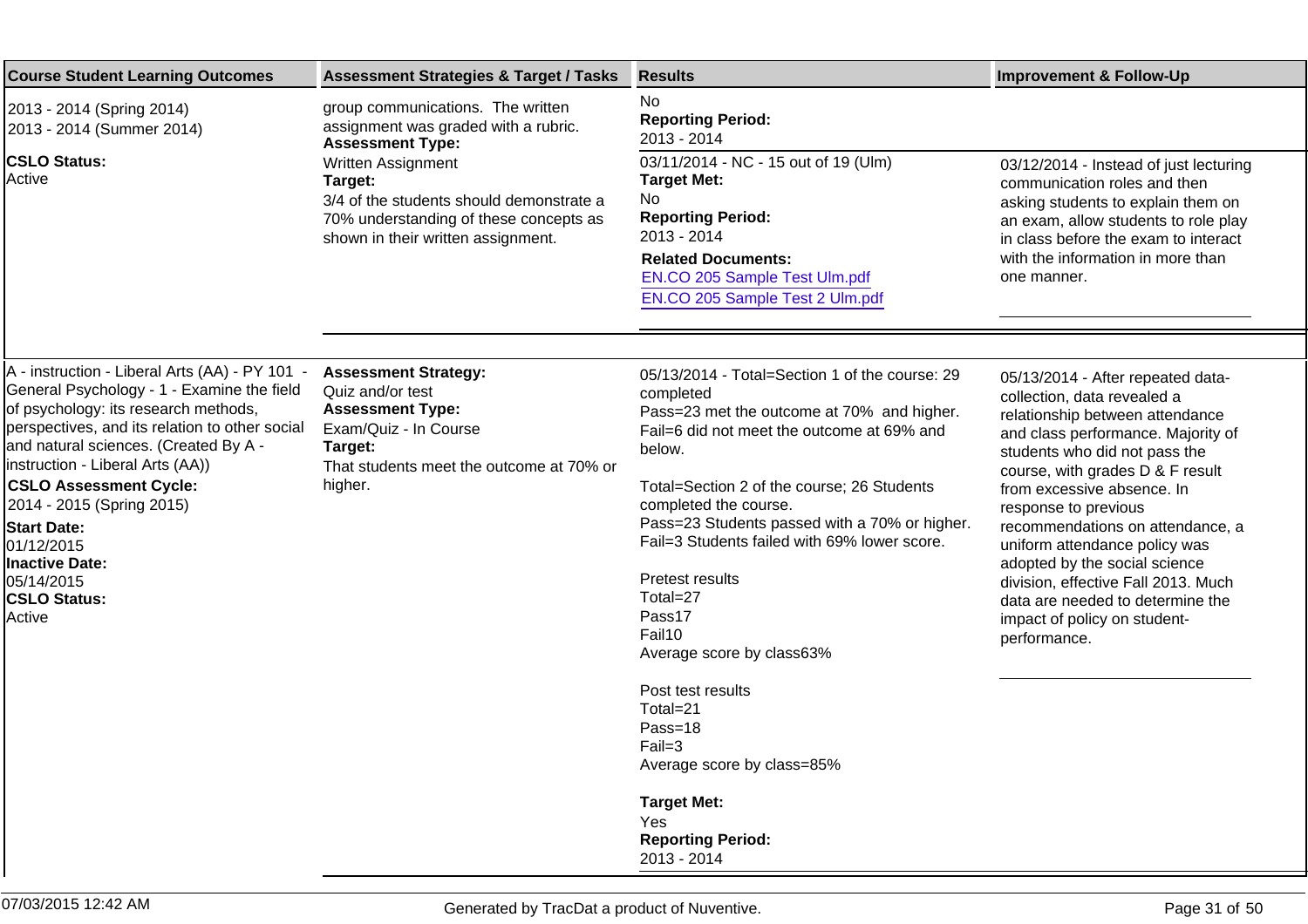| Course Student Learning Outcomes | Assessment Strategies & Target / Tasks | Results | Improvement & Follow-Up |
|---|---|---|---|
| 2013 - 2014 (Spring 2014)<br>2013 - 2014 (Summer 2014)<br>**CSLO Status:**<br>Active | group communications. The written assignment was graded with a rubric.<br>**Assessment Type:**<br>Written Assignment<br>**Target:**<br>3/4 of the students should demonstrate a 70% understanding of these concepts as shown in their written assignment. | No<br>**Reporting Period:**<br>2013 - 2014 | |
| | | 03/11/2014 - NC - 15 out of 19 (Ulm)<br>**Target Met:**<br>No<br>**Reporting Period:**<br>2013 - 2014<br>**Related Documents:**<br>EN.CO 205 Sample Test Ulm.pdf<br>EN.CO 205 Sample Test 2 Ulm.pdf | 03/12/2014 - Instead of just lecturing communication roles and then asking students to explain them on an exam, allow students to role play in class before the exam to interact with the information in more than one manner. |
| A - instruction - Liberal Arts (AA) - PY 101 - General Psychology - 1 - Examine the field of psychology: its research methods, perspectives, and its relation to other social and natural sciences. (Created By A - instruction - Liberal Arts (AA))<br>**CSLO Assessment Cycle:**<br>2014 - 2015 (Spring 2015)<br>**Start Date:**<br>01/12/2015<br>**Inactive Date:**<br>05/14/2015<br>**CSLO Status:**<br>Active | **Assessment Strategy:**<br>Quiz and/or test<br>**Assessment Type:**<br>Exam/Quiz - In Course<br>**Target:**<br>That students meet the outcome at 70% or higher. | 05/13/2014 - Total=Section 1 of the course: 29 completed<br>Pass=23 met the outcome at 70% and higher.<br>Fail=6 did not meet the outcome at 69% and below.<br><br>Total=Section 2 of the course; 26 Students completed the course.<br>Pass=23 Students passed with a 70% or higher.<br>Fail=3 Students failed with 69% lower score.<br><br>Pretest results<br>Total=27<br>Pass17<br>Fail10<br>Average score by class63%<br><br>Post test results<br>Total=21<br>Pass=18<br>Fail=3<br>Average score by class=85%<br><br>**Target Met:**<br>Yes<br>**Reporting Period:**<br>2013 - 2014 | 05/13/2014 - After repeated data-collection, data revealed a relationship between attendance and class performance. Majority of students who did not pass the course, with grades D & F result from excessive absence. In response to previous recommendations on attendance, a uniform attendance policy was adopted by the social science division, effective Fall 2013. Much data are needed to determine the impact of policy on student-performance. |

07/03/2015 12:42 AM — Generated by TracDat a product of Nuventive.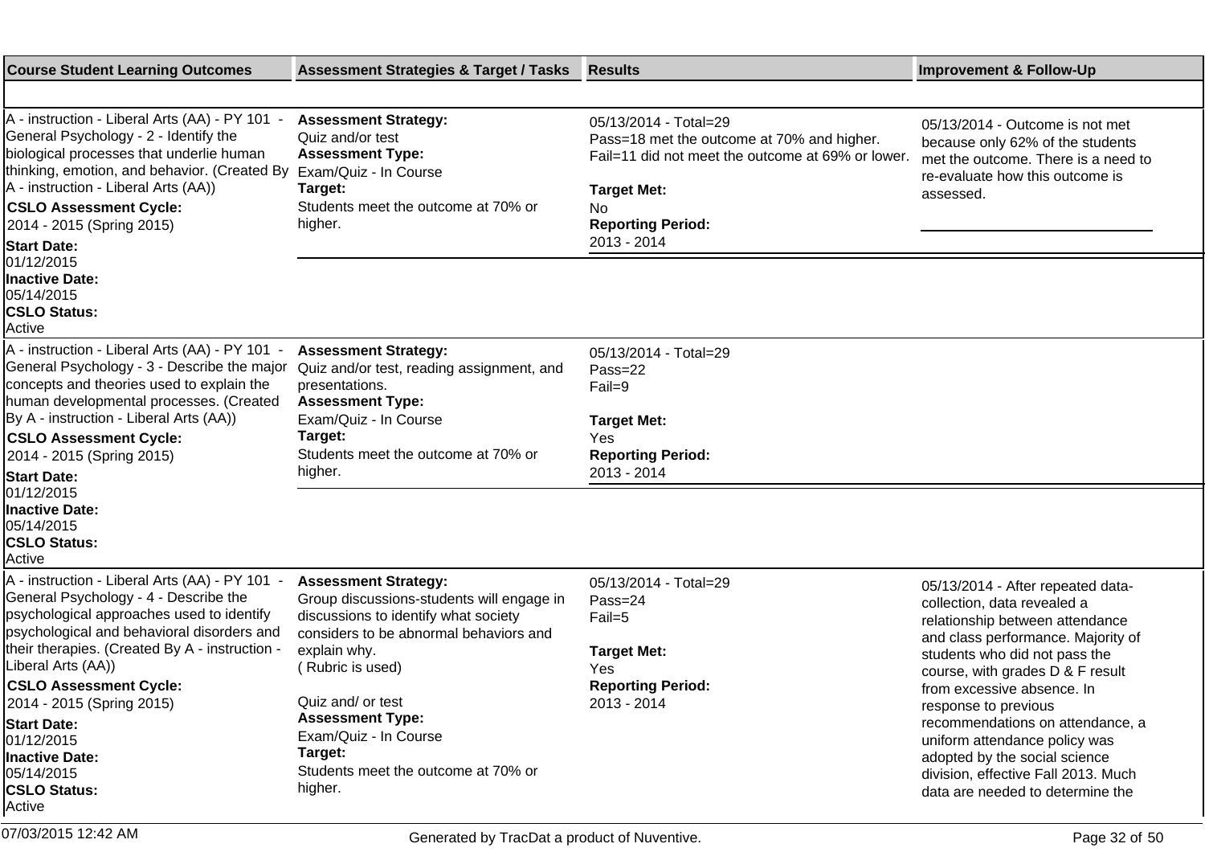| Course Student Learning Outcomes | Assessment Strategies & Target / Tasks | Results | Improvement & Follow-Up |
|---|---|---|---|
| A - instruction - Liberal Arts (AA) - PY 101 - General Psychology - 2 - Identify the biological processes that underlie human thinking, emotion, and behavior. (Created By A - instruction - Liberal Arts (AA))<br>**CSLO Assessment Cycle:**<br>2014 - 2015 (Spring 2015)<br>**Start Date:**<br>01/12/2015<br>**Inactive Date:**<br>05/14/2015<br>**CSLO Status:**<br>Active | **Assessment Strategy:**<br>Quiz and/or test<br>**Assessment Type:**<br>Exam/Quiz - In Course<br>**Target:**<br>Students meet the outcome at 70% or higher. | 05/13/2014 - Total=29<br>Pass=18 met the outcome at 70% and higher.<br>Fail=11 did not meet the outcome at 69% or lower.<br><br>**Target Met:**<br>No<br>**Reporting Period:**<br>2013 - 2014 | 05/13/2014 - Outcome is not met because only 62% of the students met the outcome. There is a need to re-evaluate how this outcome is assessed. |
| A - instruction - Liberal Arts (AA) - PY 101 - General Psychology - 3 - Describe the major concepts and theories used to explain the human developmental processes. (Created By A - instruction - Liberal Arts (AA))<br>**CSLO Assessment Cycle:**<br>2014 - 2015 (Spring 2015)<br>**Start Date:**<br>01/12/2015<br>**Inactive Date:**<br>05/14/2015<br>**CSLO Status:**<br>Active | **Assessment Strategy:**<br>Quiz and/or test, reading assignment, and presentations.<br>**Assessment Type:**<br>Exam/Quiz - In Course<br>**Target:**<br>Students meet the outcome at 70% or higher. | 05/13/2014 - Total=29<br>Pass=22<br>Fail=9<br><br>**Target Met:**<br>Yes<br>**Reporting Period:**<br>2013 - 2014 | |
| A - instruction - Liberal Arts (AA) - PY 101 - General Psychology - 4 - Describe the psychological approaches used to identify psychological and behavioral disorders and their therapies. (Created By A - instruction - Liberal Arts (AA))<br>**CSLO Assessment Cycle:**<br>2014 - 2015 (Spring 2015)<br>**Start Date:**<br>01/12/2015<br>**Inactive Date:**<br>05/14/2015<br>**CSLO Status:**<br>Active | **Assessment Strategy:**<br>Group discussions-students will engage in discussions to identify what society considers to be abnormal behaviors and explain why.<br>( Rubric is used)<br><br>Quiz and/ or test<br>**Assessment Type:**<br>Exam/Quiz - In Course<br>**Target:**<br>Students meet the outcome at 70% or higher. | 05/13/2014 - Total=29<br>Pass=24<br>Fail=5<br><br>**Target Met:**<br>Yes<br>**Reporting Period:**<br>2013 - 2014 | 05/13/2014 - After repeated data-collection, data revealed a relationship between attendance and class performance. Majority of students who did not pass the course, with grades D & F result from excessive absence. In response to previous recommendations on attendance, a uniform attendance policy was adopted by the social science division, effective Fall 2013. Much data are needed to determine the |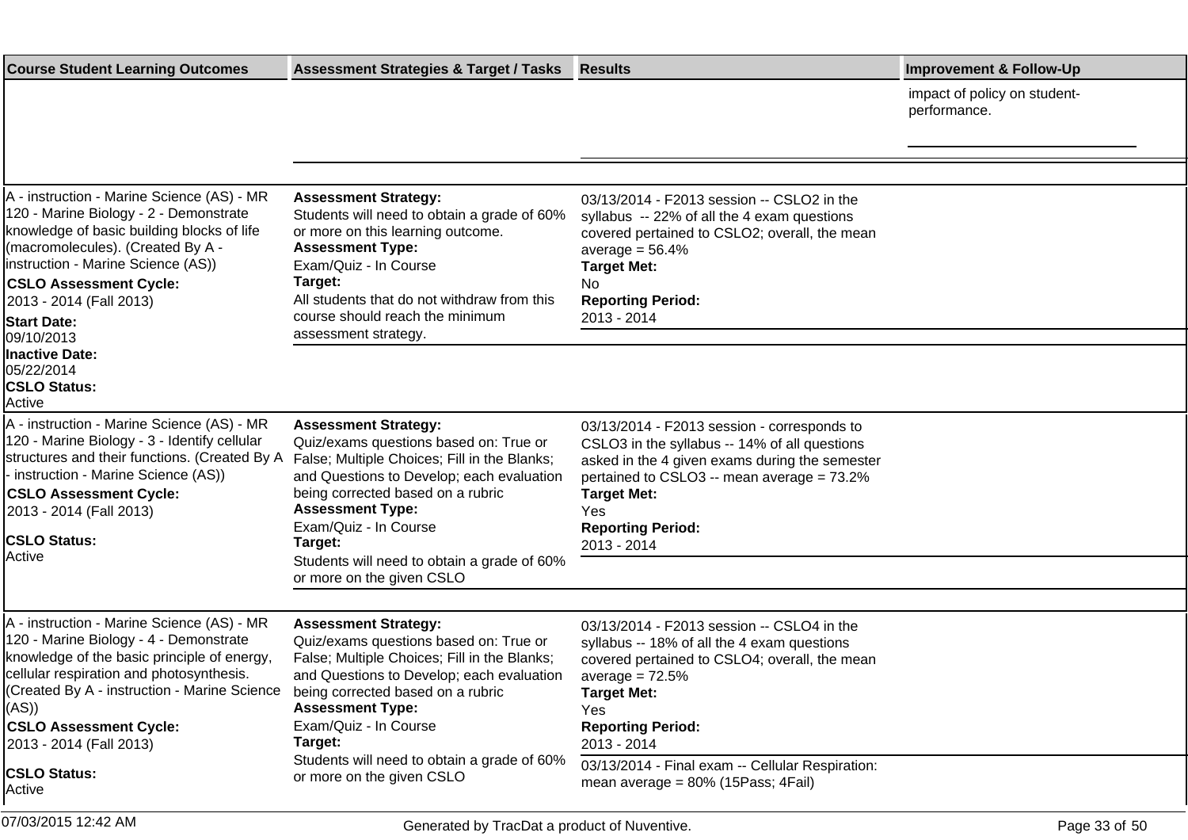| Course Student Learning Outcomes | Assessment Strategies & Target / Tasks | Results | Improvement & Follow-Up |
|---|---|---|---|
| | | | impact of policy on student-performance. |
| A - instruction - Marine Science (AS) - MR 120 - Marine Biology - 2 - Demonstrate knowledge of basic building blocks of life (macromolecules). (Created By A - instruction - Marine Science (AS))<br>**CSLO Assessment Cycle:**<br>2013 - 2014 (Fall 2013)<br>**Start Date:**<br>09/10/2013<br>**Inactive Date:**<br>05/22/2014<br>**CSLO Status:**<br>Active | **Assessment Strategy:**<br>Students will need to obtain a grade of 60% or more on this learning outcome.<br>**Assessment Type:**<br>Exam/Quiz - In Course<br>**Target:**<br>All students that do not withdraw from this course should reach the minimum assessment strategy. | 03/13/2014 - F2013 session -- CSLO2 in the syllabus -- 22% of all the 4 exam questions covered pertained to CSLO2; overall, the mean average = 56.4%<br>**Target Met:**<br>No<br>**Reporting Period:**<br>2013 - 2014 | |
| A - instruction - Marine Science (AS) - MR 120 - Marine Biology - 3 - Identify cellular structures and their functions. (Created By A - instruction - Marine Science (AS))<br>**CSLO Assessment Cycle:**<br>2013 - 2014 (Fall 2013)<br>**CSLO Status:**<br>Active | **Assessment Strategy:**<br>Quiz/exams questions based on: True or False; Multiple Choices; Fill in the Blanks; and Questions to Develop; each evaluation being corrected based on a rubric<br>**Assessment Type:**<br>Exam/Quiz - In Course<br>**Target:**<br>Students will need to obtain a grade of 60% or more on the given CSLO | 03/13/2014 - F2013 session - corresponds to CSLO3 in the syllabus -- 14% of all questions asked in the 4 given exams during the semester pertained to CSLO3 -- mean average = 73.2%<br>**Target Met:**<br>Yes<br>**Reporting Period:**<br>2013 - 2014 | |
| A - instruction - Marine Science (AS) - MR 120 - Marine Biology - 4 - Demonstrate knowledge of the basic principle of energy, cellular respiration and photosynthesis. (Created By A - instruction - Marine Science (AS))<br>**CSLO Assessment Cycle:**<br>2013 - 2014 (Fall 2013)<br>**CSLO Status:**<br>Active | **Assessment Strategy:**<br>Quiz/exams questions based on: True or False; Multiple Choices; Fill in the Blanks; and Questions to Develop; each evaluation being corrected based on a rubric<br>**Assessment Type:**<br>Exam/Quiz - In Course<br>**Target:**<br>Students will need to obtain a grade of 60% or more on the given CSLO | 03/13/2014 - F2013 session -- CSLO4 in the syllabus -- 18% of all the 4 exam questions covered pertained to CSLO4; overall, the mean average = 72.5%<br>**Target Met:**<br>Yes<br>**Reporting Period:**<br>2013 - 2014 | |
| | | 03/13/2014 - Final exam -- Cellular Respiration: mean average = 80% (15Pass; 4Fail) | |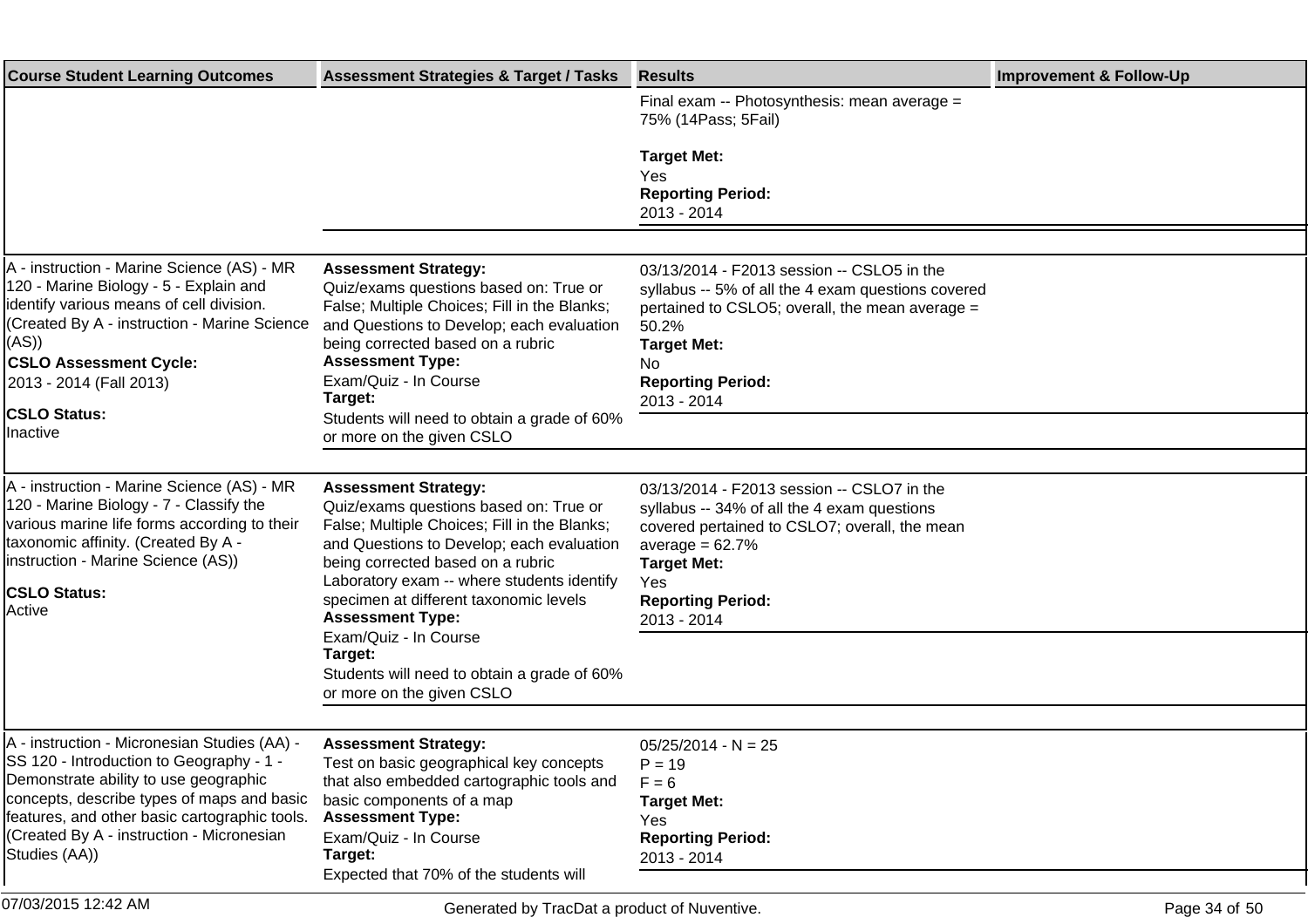| Course Student Learning Outcomes | Assessment Strategies & Target / Tasks | Results | Improvement & Follow-Up |
| --- | --- | --- | --- |
| | | Final exam -- Photosynthesis: mean average = 75% (14Pass; 5Fail)<br><br>**Target Met:**<br>Yes<br>**Reporting Period:**<br>2013 - 2014 | |
| A - instruction - Marine Science (AS) - MR 120 - Marine Biology - 5 - Explain and identify various means of cell division. (Created By A - instruction - Marine Science (AS))<br>**CSLO Assessment Cycle:**<br>2013 - 2014 (Fall 2013)<br>**CSLO Status:**<br>Inactive | **Assessment Strategy:**<br>Quiz/exams questions based on: True or False; Multiple Choices; Fill in the Blanks; and Questions to Develop; each evaluation being corrected based on a rubric<br>**Assessment Type:**<br>Exam/Quiz - In Course<br>**Target:**<br>Students will need to obtain a grade of 60% or more on the given CSLO | 03/13/2014 - F2013 session -- CSLO5 in the syllabus -- 5% of all the 4 exam questions covered pertained to CSLO5; overall, the mean average = 50.2%<br>**Target Met:**<br>No<br>**Reporting Period:**<br>2013 - 2014 | |
| A - instruction - Marine Science (AS) - MR 120 - Marine Biology - 7 - Classify the various marine life forms according to their taxonomic affinity. (Created By A - instruction - Marine Science (AS))<br>**CSLO Status:**<br>Active | **Assessment Strategy:**<br>Quiz/exams questions based on: True or False; Multiple Choices; Fill in the Blanks; and Questions to Develop; each evaluation being corrected based on a rubric<br>Laboratory exam -- where students identify specimen at different taxonomic levels<br>**Assessment Type:**<br>Exam/Quiz - In Course<br>**Target:**<br>Students will need to obtain a grade of 60% or more on the given CSLO | 03/13/2014 - F2013 session -- CSLO7 in the syllabus -- 34% of all the 4 exam questions covered pertained to CSLO7; overall, the mean average = 62.7%<br>**Target Met:**<br>Yes<br>**Reporting Period:**<br>2013 - 2014 | |
| A - instruction - Micronesian Studies (AA) - SS 120 - Introduction to Geography - 1 - Demonstrate ability to use geographic concepts, describe types of maps and basic features, and other basic cartographic tools. (Created By A - instruction - Micronesian Studies (AA)) | **Assessment Strategy:**<br>Test on basic geographical key concepts that also embedded cartographic tools and basic components of a map<br>**Assessment Type:**<br>Exam/Quiz - In Course<br>**Target:**<br>Expected that 70% of the students will | 05/25/2014 - N = 25<br>P = 19<br>F = 6<br>**Target Met:**<br>Yes<br>**Reporting Period:**<br>2013 - 2014 | |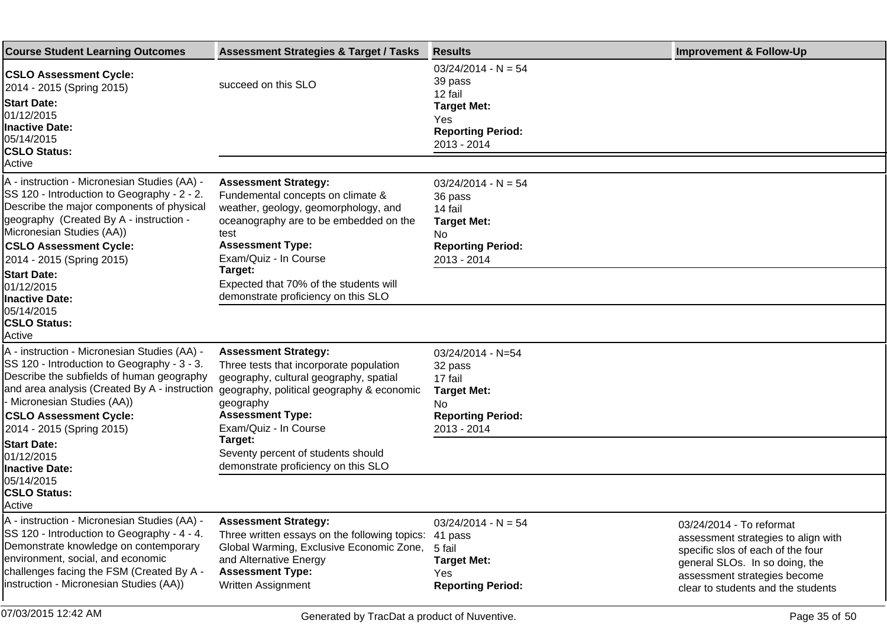| Course Student Learning Outcomes | Assessment Strategies & Target / Tasks | Results | Improvement & Follow-Up |
|---|---|---|---|
| **CSLO Assessment Cycle:** 2014 - 2015 (Spring 2015) **Start Date:** 01/12/2015 **Inactive Date:** 05/14/2015 **CSLO Status:** Active | succeed on this SLO | 03/24/2014 - N = 54 39 pass 12 fail **Target Met:** Yes **Reporting Period:** 2013 - 2014 | |
| A - instruction - Micronesian Studies (AA) - SS 120 - Introduction to Geography - 2 - 2. Describe the major components of physical geography (Created By A - instruction - Micronesian Studies (AA)) **CSLO Assessment Cycle:** 2014 - 2015 (Spring 2015) **Start Date:** 01/12/2015 **Inactive Date:** 05/14/2015 **CSLO Status:** Active | **Assessment Strategy:** Fundemental concepts on climate & weather, geology, geomorphology, and oceanography are to be embedded on the test **Assessment Type:** Exam/Quiz - In Course **Target:** Expected that 70% of the students will demonstrate proficiency on this SLO | 03/24/2014 - N = 54 36 pass 14 fail **Target Met:** No **Reporting Period:** 2013 - 2014 | |
| A - instruction - Micronesian Studies (AA) - SS 120 - Introduction to Geography - 3 - 3. Describe the subfields of human geography and area analysis (Created By A - instruction - Micronesian Studies (AA)) **CSLO Assessment Cycle:** 2014 - 2015 (Spring 2015) **Start Date:** 01/12/2015 **Inactive Date:** 05/14/2015 **CSLO Status:** Active | **Assessment Strategy:** Three tests that incorporate population geography, cultural geography, spatial geography, political geography & economic geography **Assessment Type:** Exam/Quiz - In Course **Target:** Seventy percent of students should demonstrate proficiency on this SLO | 03/24/2014 - N=54 32 pass 17 fail **Target Met:** No **Reporting Period:** 2013 - 2014 | |
| A - instruction - Micronesian Studies (AA) - SS 120 - Introduction to Geography - 4 - 4. Demonstrate knowledge on contemporary environment, social, and economic challenges facing the FSM (Created By A - instruction - Micronesian Studies (AA)) | **Assessment Strategy:** Three written essays on the following topics: Global Warming, Exclusive Economic Zone, and Alternative Energy **Assessment Type:** Written Assignment | 03/24/2014 - N = 54 41 pass 5 fail **Target Met:** Yes **Reporting Period:** | 03/24/2014 - To reformat assessment strategies to align with specific slos of each of the four general SLOs. In so doing, the assessment strategies become clear to students and the students |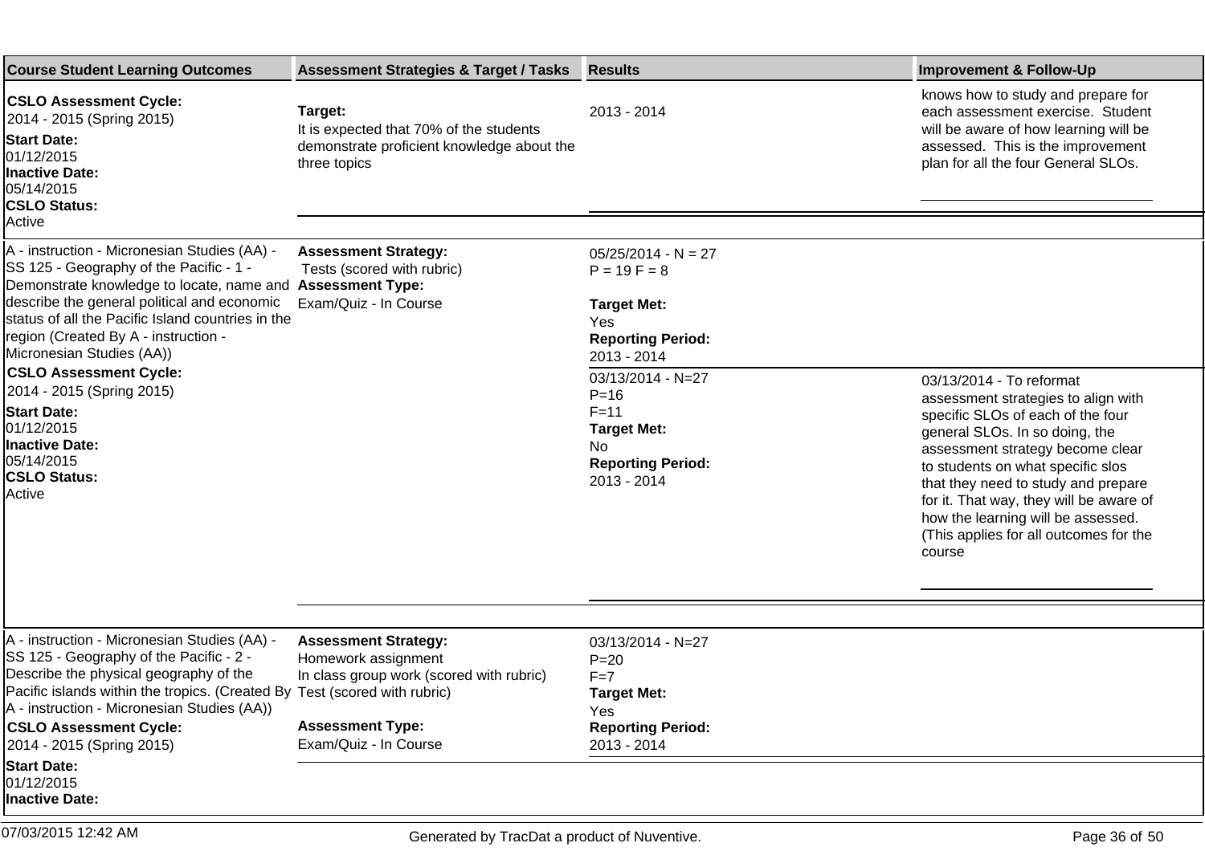| Course Student Learning Outcomes | Assessment Strategies & Target / Tasks | Results | Improvement & Follow-Up |
|---|---|---|---|
| **CSLO Assessment Cycle:** 2014 - 2015 (Spring 2015) **Start Date:** 01/12/2015 **Inactive Date:** 05/14/2015 **CSLO Status:** Active | **Target:** It is expected that 70% of the students demonstrate proficient knowledge about the three topics | 2013 - 2014 | knows how to study and prepare for each assessment exercise. Student will be aware of how learning will be assessed. This is the improvement plan for all the four General SLOs. |
| A - instruction - Micronesian Studies (AA) - SS 125 - Geography of the Pacific - 1 - Demonstrate knowledge to locate, name and describe the general political and economic status of all the Pacific Island countries in the region (Created By A - instruction - Micronesian Studies (AA)) **CSLO Assessment Cycle:** 2014 - 2015 (Spring 2015) **Start Date:** 01/12/2015 **Inactive Date:** 05/14/2015 **CSLO Status:** Active | **Assessment Strategy:** Tests (scored with rubric) **Assessment Type:** Exam/Quiz - In Course | 05/25/2014 - N = 27 P = 19 F = 8 **Target Met:** Yes **Reporting Period:** 2013 - 2014 | |
| | | 03/13/2014 - N=27 P=16 F=11 **Target Met:** No **Reporting Period:** 2013 - 2014 | 03/13/2014 - To reformat assessment strategies to align with specific SLOs of each of the four general SLOs. In so doing, the assessment strategy become clear to students on what specific slos that they need to study and prepare for it. That way, they will be aware of how the learning will be assessed. (This applies for all outcomes for the course |
| A - instruction - Micronesian Studies (AA) - SS 125 - Geography of the Pacific - 2 - Describe the physical geography of the Pacific islands within the tropics. (Created By A - instruction - Micronesian Studies (AA)) **CSLO Assessment Cycle:** 2014 - 2015 (Spring 2015) **Start Date:** 01/12/2015 **Inactive Date:** | **Assessment Strategy:** Homework assignment In class group work (scored with rubric) Test (scored with rubric) **Assessment Type:** Exam/Quiz - In Course | 03/13/2014 - N=27 P=20 F=7 **Target Met:** Yes **Reporting Period:** 2013 - 2014 | |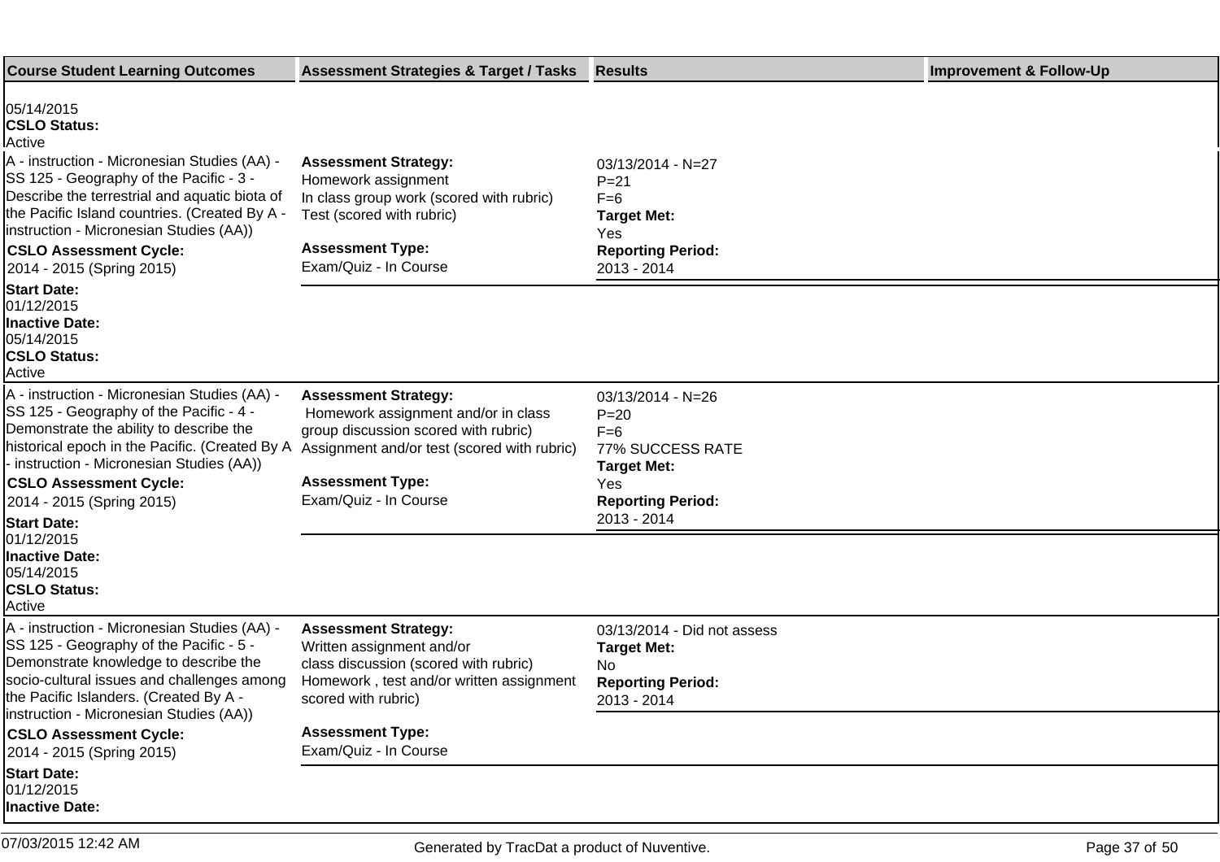| Course Student Learning Outcomes | Assessment Strategies & Target / Tasks | Results | Improvement & Follow-Up |
|---|---|---|---|
| 05/14/2015<br>**CSLO Status:**<br>Active | | | |
| A - instruction - Micronesian Studies (AA) - SS 125 - Geography of the Pacific - 3 - Describe the terrestrial and aquatic biota of the Pacific Island countries. (Created By A - instruction - Micronesian Studies (AA))<br>**CSLO Assessment Cycle:**<br>2014 - 2015 (Spring 2015)<br>**Start Date:**<br>01/12/2015<br>**Inactive Date:**<br>05/14/2015<br>**CSLO Status:**<br>Active | **Assessment Strategy:**<br>Homework assignment<br>In class group work (scored with rubric)<br>Test (scored with rubric)<br><br>**Assessment Type:**<br>Exam/Quiz - In Course | 03/13/2014 - N=27<br>P=21<br>F=6<br>**Target Met:**<br>Yes<br>**Reporting Period:**<br>2013 - 2014 | |
| A - instruction - Micronesian Studies (AA) - SS 125 - Geography of the Pacific - 4 - Demonstrate the ability to describe the historical epoch in the Pacific. (Created By A - instruction - Micronesian Studies (AA))<br>**CSLO Assessment Cycle:**<br>2014 - 2015 (Spring 2015)<br>**Start Date:**<br>01/12/2015<br>**Inactive Date:**<br>05/14/2015<br>**CSLO Status:**<br>Active | **Assessment Strategy:**<br>Homework assignment and/or in class group discussion scored with rubric)<br>Assignment and/or test (scored with rubric)<br><br>**Assessment Type:**<br>Exam/Quiz - In Course | 03/13/2014 - N=26<br>P=20<br>F=6<br>77% SUCCESS RATE<br>**Target Met:**<br>Yes<br>**Reporting Period:**<br>2013 - 2014 | |
| A - instruction - Micronesian Studies (AA) - SS 125 - Geography of the Pacific - 5 - Demonstrate knowledge to describe the socio-cultural issues and challenges among the Pacific Islanders. (Created By A - instruction - Micronesian Studies (AA))<br>**CSLO Assessment Cycle:**<br>2014 - 2015 (Spring 2015)<br>**Start Date:**<br>01/12/2015<br>**Inactive Date:** | **Assessment Strategy:**<br>Written assignment and/or<br>class discussion (scored with rubric)<br>Homework , test and/or written assignment scored with rubric)<br><br>**Assessment Type:**<br>Exam/Quiz - In Course | 03/13/2014 - Did not assess<br>**Target Met:**<br>No<br>**Reporting Period:**<br>2013 - 2014 | |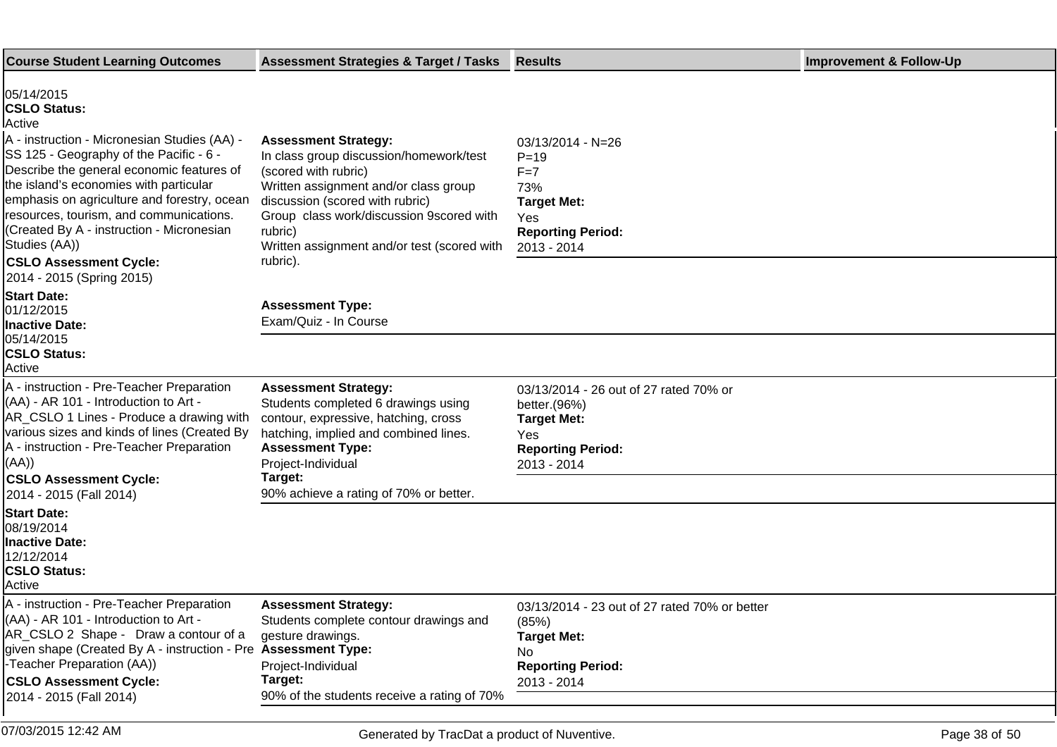| Course Student Learning Outcomes | Assessment Strategies & Target / Tasks | Results | Improvement & Follow-Up |
|---|---|---|---|
| 05/14/2015<br>**CSLO Status:**<br>Active | | | |
| A - instruction - Micronesian Studies (AA) - SS 125 - Geography of the Pacific - 6 - Describe the general economic features of the island's economies with particular emphasis on agriculture and forestry, ocean resources, tourism, and communications. (Created By A - instruction - Micronesian Studies (AA))<br>**CSLO Assessment Cycle:**<br>2014 - 2015 (Spring 2015)<br>**Start Date:**<br>01/12/2015<br>**Inactive Date:**<br>05/14/2015<br>**CSLO Status:**<br>Active | **Assessment Strategy:**<br>In class group discussion/homework/test (scored with rubric)<br>Written assignment and/or class group discussion (scored with rubric)<br>Group class work/discussion 9scored with rubric)<br>Written assignment and/or test (scored with rubric).<br>**Assessment Type:**<br>Exam/Quiz - In Course | 03/13/2014 - N=26<br>P=19<br>F=7<br>73%<br>**Target Met:**<br>Yes<br>**Reporting Period:**<br>2013 - 2014 | |
| A - instruction - Pre-Teacher Preparation (AA) - AR 101 - Introduction to Art - AR_CSLO 1 Lines - Produce a drawing with various sizes and kinds of lines (Created By A - instruction - Pre-Teacher Preparation (AA))<br>**CSLO Assessment Cycle:**<br>2014 - 2015 (Fall 2014)<br>**Start Date:**<br>08/19/2014<br>**Inactive Date:**<br>12/12/2014<br>**CSLO Status:**<br>Active | **Assessment Strategy:**<br>Students completed 6 drawings using contour, expressive, hatching, cross hatching, implied and combined lines.<br>**Assessment Type:**<br>Project-Individual<br>**Target:**<br>90% achieve a rating of 70% or better. | 03/13/2014 - 26 out of 27 rated 70% or better.(96%)<br>**Target Met:**<br>Yes<br>**Reporting Period:**<br>2013 - 2014 | |
| A - instruction - Pre-Teacher Preparation (AA) - AR 101 - Introduction to Art - AR_CSLO 2 Shape - Draw a contour of a given shape (Created By A - instruction - Pre -Teacher Preparation (AA))<br>**CSLO Assessment Cycle:**<br>2014 - 2015 (Fall 2014) | **Assessment Strategy:**<br>Students complete contour drawings and gesture drawings.<br>**Assessment Type:**<br>Project-Individual<br>**Target:**<br>90% of the students receive a rating of 70% | 03/13/2014 - 23 out of 27 rated 70% or better (85%)<br>**Target Met:**<br>No<br>**Reporting Period:**<br>2013 - 2014 | |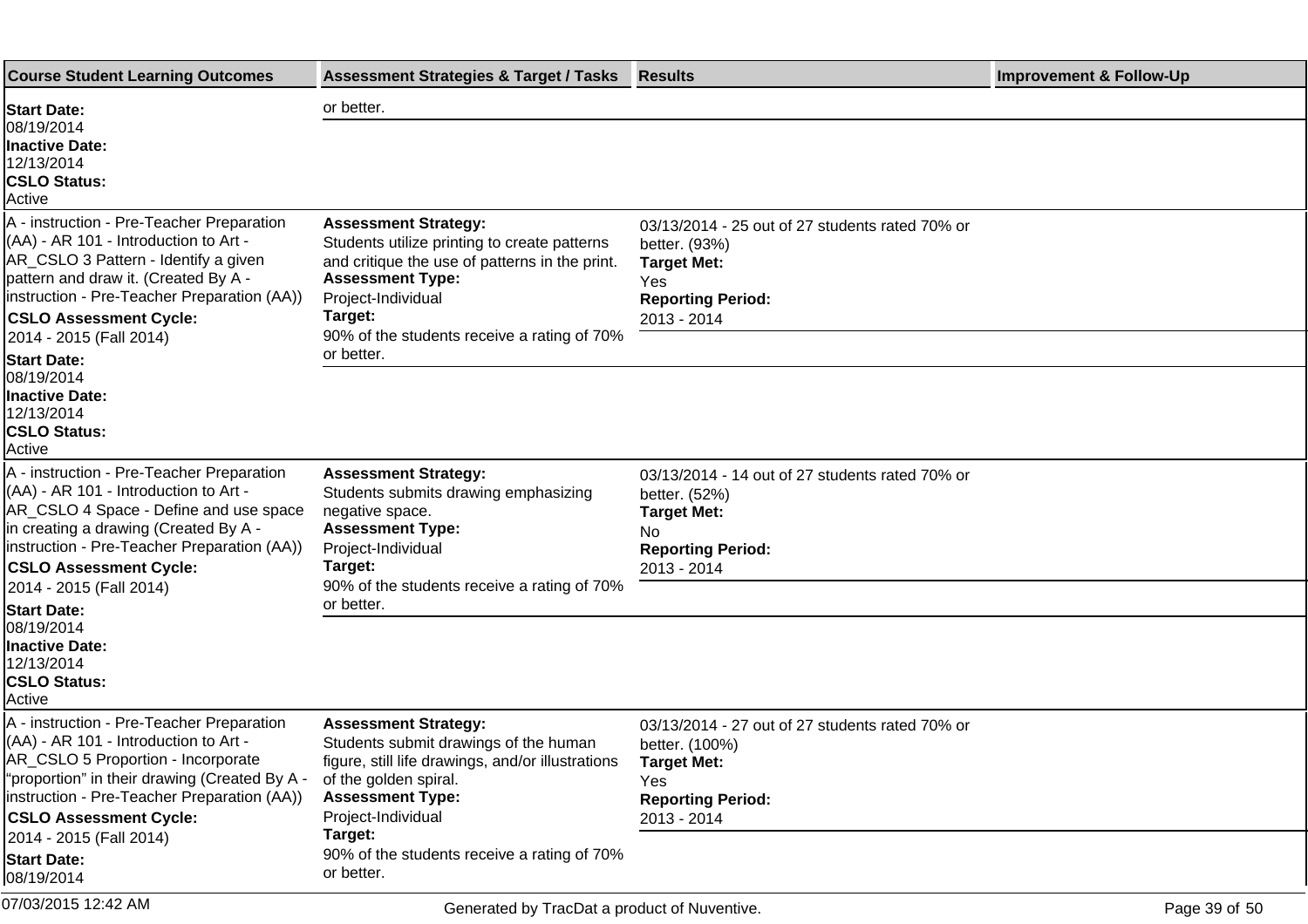| Course Student Learning Outcomes | Assessment Strategies & Target / Tasks | Results | Improvement & Follow-Up |
| --- | --- | --- | --- |
| **Start Date:** 08/19/2014 **Inactive Date:** 12/13/2014 **CSLO Status:** Active | or better. | | |
| A - instruction - Pre-Teacher Preparation (AA) - AR 101 - Introduction to Art - AR_CSLO 3 Pattern - Identify a given pattern and draw it. (Created By A - instruction - Pre-Teacher Preparation (AA)) **CSLO Assessment Cycle:** 2014 - 2015 (Fall 2014) **Start Date:** 08/19/2014 **Inactive Date:** 12/13/2014 **CSLO Status:** Active | **Assessment Strategy:** Students utilize printing to create patterns and critique the use of patterns in the print. **Assessment Type:** Project-Individual **Target:** 90% of the students receive a rating of 70% or better. | 03/13/2014 - 25 out of 27 students rated 70% or better. (93%) **Target Met:** Yes **Reporting Period:** 2013 - 2014 | |
| A - instruction - Pre-Teacher Preparation (AA) - AR 101 - Introduction to Art - AR_CSLO 4 Space - Define and use space in creating a drawing (Created By A - instruction - Pre-Teacher Preparation (AA)) **CSLO Assessment Cycle:** 2014 - 2015 (Fall 2014) **Start Date:** 08/19/2014 **Inactive Date:** 12/13/2014 **CSLO Status:** Active | **Assessment Strategy:** Students submits drawing emphasizing negative space. **Assessment Type:** Project-Individual **Target:** 90% of the students receive a rating of 70% or better. | 03/13/2014 - 14 out of 27 students rated 70% or better. (52%) **Target Met:** No **Reporting Period:** 2013 - 2014 | |
| A - instruction - Pre-Teacher Preparation (AA) - AR 101 - Introduction to Art - AR_CSLO 5 Proportion - Incorporate "proportion" in their drawing (Created By A - instruction - Pre-Teacher Preparation (AA)) **CSLO Assessment Cycle:** 2014 - 2015 (Fall 2014) **Start Date:** 08/19/2014 | **Assessment Strategy:** Students submit drawings of the human figure, still life drawings, and/or illustrations of the golden spiral. **Assessment Type:** Project-Individual **Target:** 90% of the students receive a rating of 70% or better. | 03/13/2014 - 27 out of 27 students rated 70% or better. (100%) **Target Met:** Yes **Reporting Period:** 2013 - 2014 | |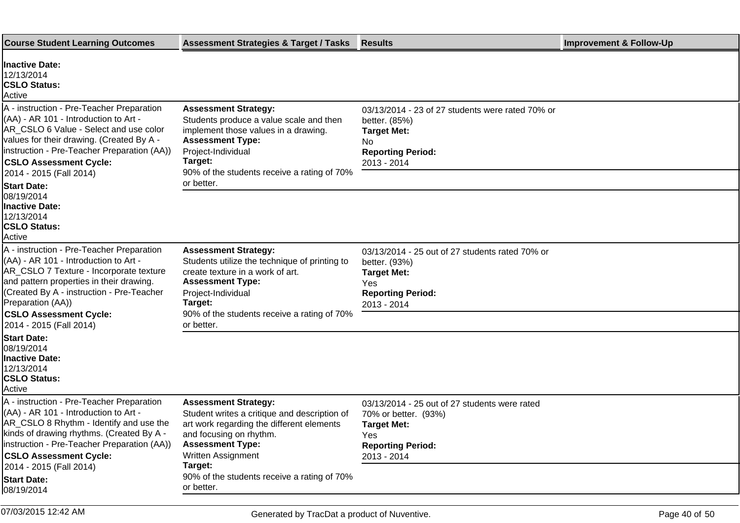| Course Student Learning Outcomes | Assessment Strategies & Target / Tasks | Results | Improvement & Follow-Up |
| --- | --- | --- | --- |
| **Inactive Date:** 12/13/2014 **CSLO Status:** Active | | | |
| A - instruction - Pre-Teacher Preparation (AA) - AR 101 - Introduction to Art - AR_CSLO 6 Value - Select and use color values for their drawing. (Created By A - instruction - Pre-Teacher Preparation (AA)) **CSLO Assessment Cycle:** 2014 - 2015 (Fall 2014) **Start Date:** 08/19/2014 **Inactive Date:** 12/13/2014 **CSLO Status:** Active | **Assessment Strategy:** Students produce a value scale and then implement those values in a drawing. **Assessment Type:** Project-Individual **Target:** 90% of the students receive a rating of 70% or better. | 03/13/2014 - 23 of 27 students were rated 70% or better. (85%) **Target Met:** No **Reporting Period:** 2013 - 2014 | |
| A - instruction - Pre-Teacher Preparation (AA) - AR 101 - Introduction to Art - AR_CSLO 7 Texture - Incorporate texture and pattern properties in their drawing. (Created By A - instruction - Pre-Teacher Preparation (AA)) **CSLO Assessment Cycle:** 2014 - 2015 (Fall 2014) **Start Date:** 08/19/2014 **Inactive Date:** 12/13/2014 **CSLO Status:** Active | **Assessment Strategy:** Students utilize the technique of printing to create texture in a work of art. **Assessment Type:** Project-Individual **Target:** 90% of the students receive a rating of 70% or better. | 03/13/2014 - 25 out of 27 students rated 70% or better. (93%) **Target Met:** Yes **Reporting Period:** 2013 - 2014 | |
| A - instruction - Pre-Teacher Preparation (AA) - AR 101 - Introduction to Art - AR_CSLO 8 Rhythm - Identify and use the kinds of drawing rhythms. (Created By A - instruction - Pre-Teacher Preparation (AA)) **CSLO Assessment Cycle:** 2014 - 2015 (Fall 2014) **Start Date:** 08/19/2014 | **Assessment Strategy:** Student writes a critique and description of art work regarding the different elements and focusing on rhythm. **Assessment Type:** Written Assignment **Target:** 90% of the students receive a rating of 70% or better. | 03/13/2014 - 25 out of 27 students were rated 70% or better. (93%) **Target Met:** Yes **Reporting Period:** 2013 - 2014 | |

07/03/2015 12:42 AM Generated by TracDat a product of Nuventive.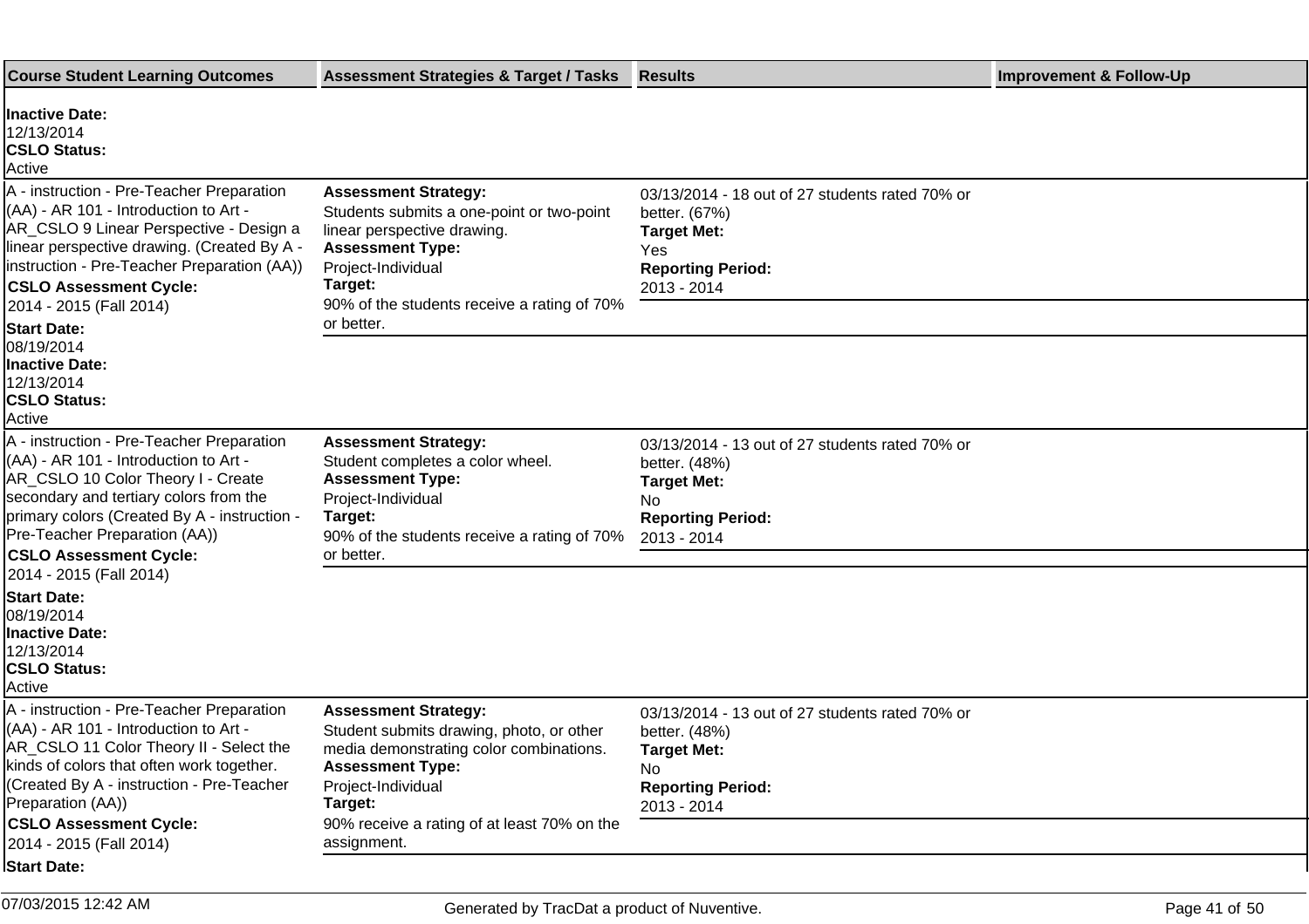| Course Student Learning Outcomes | Assessment Strategies & Target / Tasks | Results | Improvement & Follow-Up |
| --- | --- | --- | --- |
| **Inactive Date:** 12/13/2014 **CSLO Status:** Active | | | |
| A - instruction - Pre-Teacher Preparation (AA) - AR 101 - Introduction to Art - AR_CSLO 9 Linear Perspective - Design a linear perspective drawing. (Created By A - instruction - Pre-Teacher Preparation (AA)) **CSLO Assessment Cycle:** 2014 - 2015 (Fall 2014) **Start Date:** 08/19/2014 **Inactive Date:** 12/13/2014 **CSLO Status:** Active | **Assessment Strategy:** Students submits a one-point or two-point linear perspective drawing. **Assessment Type:** Project-Individual **Target:** 90% of the students receive a rating of 70% or better. | 03/13/2014 - 18 out of 27 students rated 70% or better. (67%) **Target Met:** Yes **Reporting Period:** 2013 - 2014 | |
| A - instruction - Pre-Teacher Preparation (AA) - AR 101 - Introduction to Art - AR_CSLO 10 Color Theory I - Create secondary and tertiary colors from the primary colors (Created By A - instruction - Pre-Teacher Preparation (AA)) **CSLO Assessment Cycle:** 2014 - 2015 (Fall 2014) **Start Date:** 08/19/2014 **Inactive Date:** 12/13/2014 **CSLO Status:** Active | **Assessment Strategy:** Student completes a color wheel. **Assessment Type:** Project-Individual **Target:** 90% of the students receive a rating of 70% or better. | 03/13/2014 - 13 out of 27 students rated 70% or better. (48%) **Target Met:** No **Reporting Period:** 2013 - 2014 | |
| A - instruction - Pre-Teacher Preparation (AA) - AR 101 - Introduction to Art - AR_CSLO 11 Color Theory II - Select the kinds of colors that often work together. (Created By A - instruction - Pre-Teacher Preparation (AA)) **CSLO Assessment Cycle:** 2014 - 2015 (Fall 2014) **Start Date:** | **Assessment Strategy:** Student submits drawing, photo, or other media demonstrating color combinations. **Assessment Type:** Project-Individual **Target:** 90% receive a rating of at least 70% on the assignment. | 03/13/2014 - 13 out of 27 students rated 70% or better. (48%) **Target Met:** No **Reporting Period:** 2013 - 2014 | |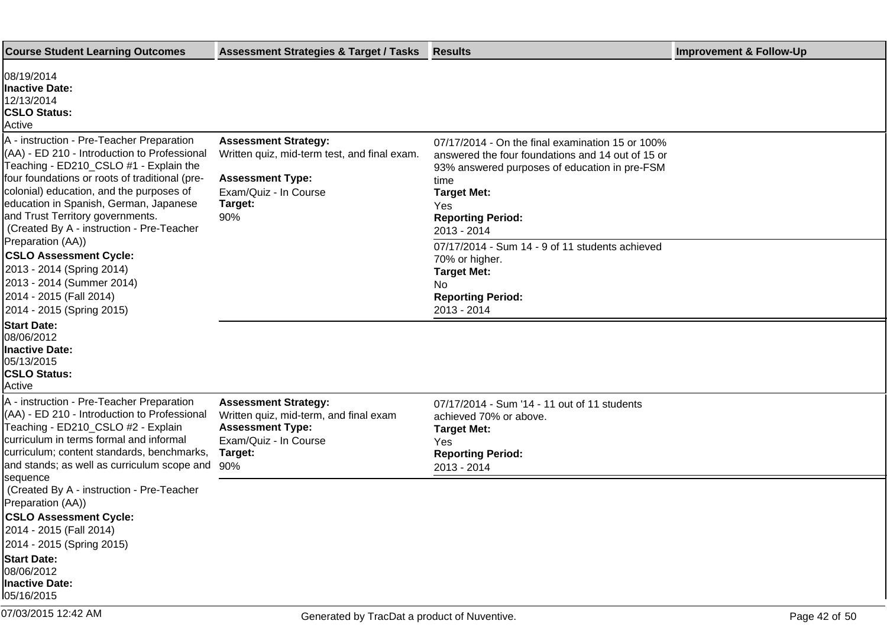| Course Student Learning Outcomes | Assessment Strategies & Target / Tasks | Results | Improvement & Follow-Up |
|---|---|---|---|
| 08/19/2014<br>**Inactive Date:**<br>12/13/2014<br>**CSLO Status:**<br>Active | | | |
| A - instruction - Pre-Teacher Preparation (AA) - ED 210 - Introduction to Professional Teaching - ED210_CSLO #1 - Explain the four foundations or roots of traditional (pre-colonial) education, and the purposes of education in Spanish, German, Japanese and Trust Territory governments.<br>(Created By A - instruction - Pre-Teacher Preparation (AA))<br>**CSLO Assessment Cycle:**<br>2013 - 2014 (Spring 2014)<br>2013 - 2014 (Summer 2014)<br>2014 - 2015 (Fall 2014)<br>2014 - 2015 (Spring 2015)<br>**Start Date:**<br>08/06/2012<br>**Inactive Date:**<br>05/13/2015<br>**CSLO Status:**<br>Active | **Assessment Strategy:**<br>Written quiz, mid-term test, and final exam.<br><br>**Assessment Type:**<br>Exam/Quiz - In Course<br>**Target:**<br>90% | 07/17/2014 - On the final examination 15 or 100% answered the four foundations and 14 out of 15 or 93% answered purposes of education in pre-FSM time<br>**Target Met:**<br>Yes<br>**Reporting Period:**<br>2013 - 2014<br><br>07/17/2014 - Sum 14 - 9 of 11 students achieved 70% or higher.<br>**Target Met:**<br>No<br>**Reporting Period:**<br>2013 - 2014 | |
| A - instruction - Pre-Teacher Preparation (AA) - ED 210 - Introduction to Professional Teaching - ED210_CSLO #2 - Explain curriculum in terms formal and informal curriculum; content standards, benchmarks, and stands; as well as curriculum scope and sequence<br>(Created By A - instruction - Pre-Teacher Preparation (AA))<br>**CSLO Assessment Cycle:**<br>2014 - 2015 (Fall 2014)<br>2014 - 2015 (Spring 2015)<br>**Start Date:**<br>08/06/2012<br>**Inactive Date:**<br>05/16/2015 | **Assessment Strategy:**<br>Written quiz, mid-term, and final exam<br>**Assessment Type:**<br>Exam/Quiz - In Course<br>**Target:**<br>90% | 07/17/2014 - Sum '14 - 11 out of 11 students achieved 70% or above.<br>**Target Met:**<br>Yes<br>**Reporting Period:**<br>2013 - 2014 | |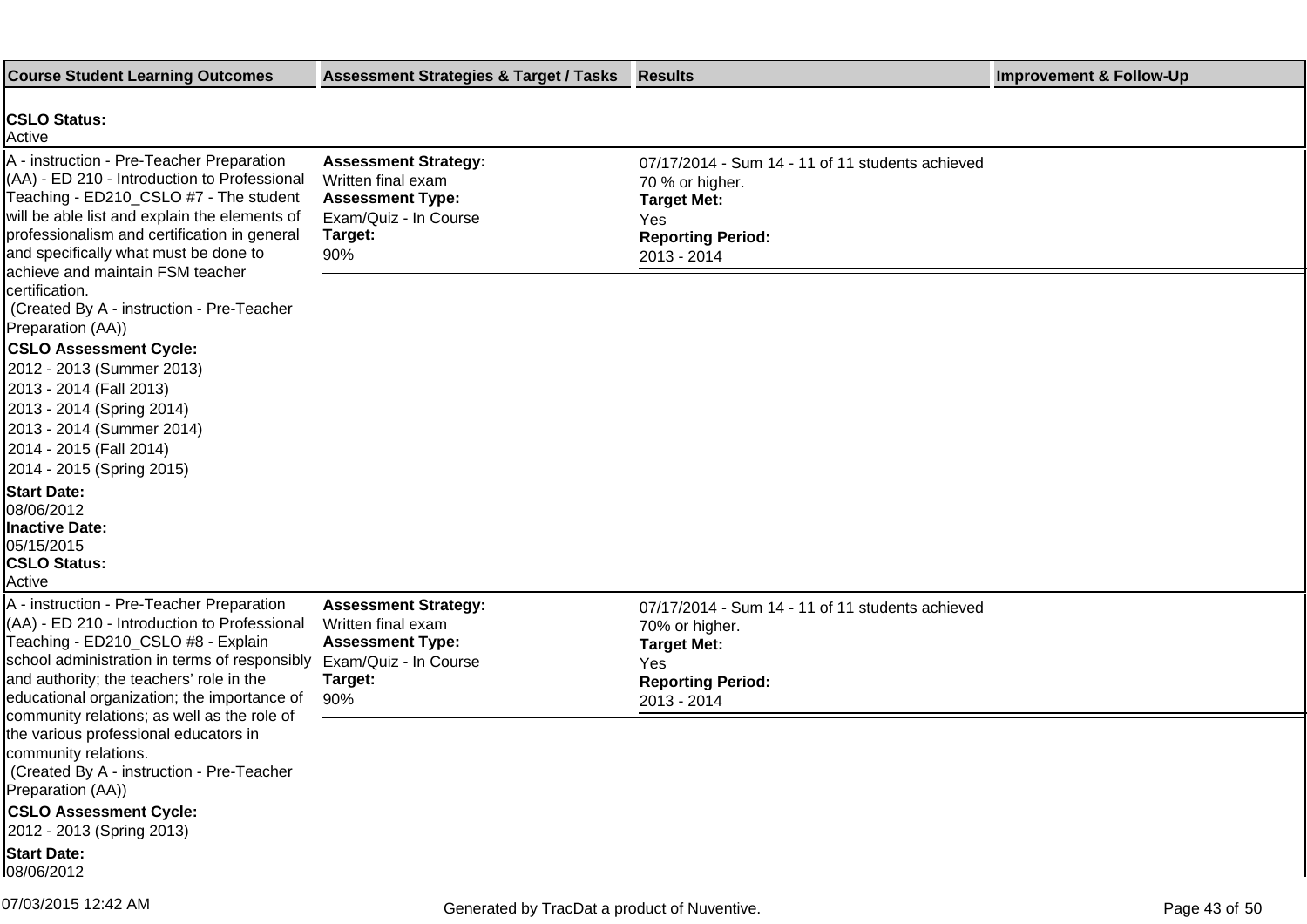| Course Student Learning Outcomes | Assessment Strategies & Target / Tasks | Results | Improvement & Follow-Up |
|---|---|---|---|
| **CSLO Status:** Active | | | |
| A - instruction - Pre-Teacher Preparation (AA) - ED 210 - Introduction to Professional Teaching - ED210_CSLO #7 - The student will be able list and explain the elements of professionalism and certification in general and specifically what must be done to achieve and maintain FSM teacher certification. (Created By A - instruction - Pre-Teacher Preparation (AA)) **CSLO Assessment Cycle:** 2012 - 2013 (Summer 2013) 2013 - 2014 (Fall 2013) 2013 - 2014 (Spring 2014) 2013 - 2014 (Summer 2014) 2014 - 2015 (Fall 2014) 2014 - 2015 (Spring 2015) **Start Date:** 08/06/2012 **Inactive Date:** 05/15/2015 **CSLO Status:** Active | **Assessment Strategy:** Written final exam **Assessment Type:** Exam/Quiz - In Course **Target:** 90% | 07/17/2014 - Sum 14 - 11 of 11 students achieved 70 % or higher. **Target Met:** Yes **Reporting Period:** 2013 - 2014 | |
| A - instruction - Pre-Teacher Preparation (AA) - ED 210 - Introduction to Professional Teaching - ED210_CSLO #8 - Explain school administration in terms of responsibly and authority; the teachers' role in the educational organization; the importance of community relations; as well as the role of the various professional educators in community relations. (Created By A - instruction - Pre-Teacher Preparation (AA)) **CSLO Assessment Cycle:** 2012 - 2013 (Spring 2013) **Start Date:** 08/06/2012 | **Assessment Strategy:** Written final exam **Assessment Type:** Exam/Quiz - In Course **Target:** 90% | 07/17/2014 - Sum 14 - 11 of 11 students achieved 70% or higher. **Target Met:** Yes **Reporting Period:** 2013 - 2014 | |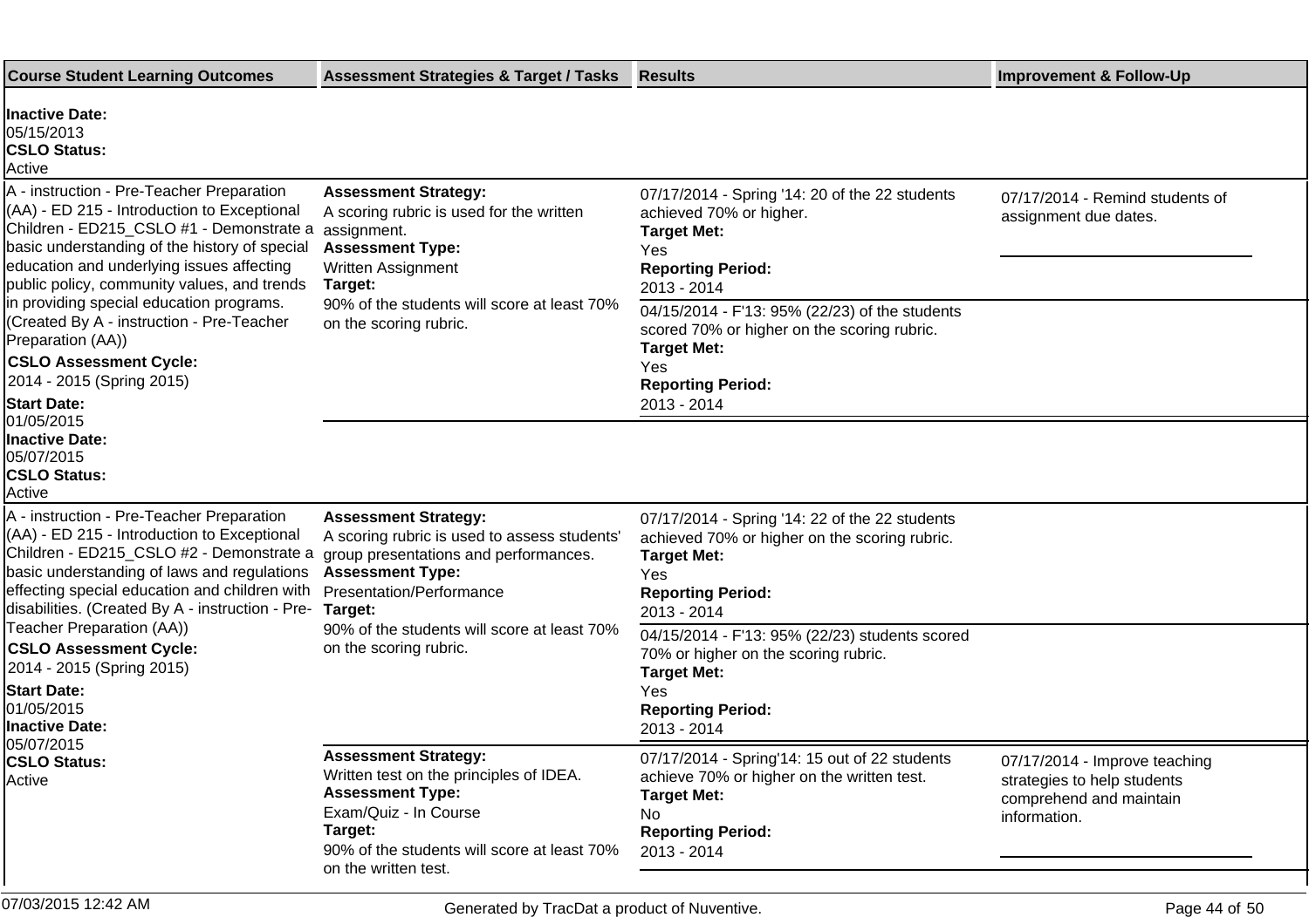| Course Student Learning Outcomes | Assessment Strategies & Target / Tasks | Results | Improvement & Follow-Up |
| --- | --- | --- | --- |
| **Inactive Date:** 05/15/2013 **CSLO Status:** Active | | | |
| A - instruction - Pre-Teacher Preparation (AA) - ED 215 - Introduction to Exceptional Children - ED215_CSLO #1 - Demonstrate a basic understanding of the history of special education and underlying issues affecting public policy, community values, and trends in providing special education programs. (Created By A - instruction - Pre-Teacher Preparation (AA)) **CSLO Assessment Cycle:** 2014 - 2015 (Spring 2015) **Start Date:** 01/05/2015 **Inactive Date:** 05/07/2015 **CSLO Status:** Active | **Assessment Strategy:** A scoring rubric is used for the written assignment. **Assessment Type:** Written Assignment **Target:** 90% of the students will score at least 70% on the scoring rubric. | 07/17/2014 - Spring '14: 20 of the 22 students achieved 70% or higher. **Target Met:** Yes **Reporting Period:** 2013 - 2014 | 07/17/2014 - Remind students of assignment due dates. |
| | | 04/15/2014 - F'13: 95% (22/23) of the students scored 70% or higher on the scoring rubric. **Target Met:** Yes **Reporting Period:** 2013 - 2014 | |
| A - instruction - Pre-Teacher Preparation (AA) - ED 215 - Introduction to Exceptional Children - ED215_CSLO #2 - Demonstrate a basic understanding of laws and regulations effecting special education and children with disabilities. (Created By A - instruction - Pre-Teacher Preparation (AA)) **CSLO Assessment Cycle:** 2014 - 2015 (Spring 2015) **Start Date:** 01/05/2015 **Inactive Date:** 05/07/2015 **CSLO Status:** Active | **Assessment Strategy:** A scoring rubric is used to assess students' group presentations and performances. **Assessment Type:** Presentation/Performance **Target:** 90% of the students will score at least 70% on the scoring rubric. | 07/17/2014 - Spring '14: 22 of the 22 students achieved 70% or higher on the scoring rubric. **Target Met:** Yes **Reporting Period:** 2013 - 2014 | |
| | | 04/15/2014 - F'13: 95% (22/23) students scored 70% or higher on the scoring rubric. **Target Met:** Yes **Reporting Period:** 2013 - 2014 | |
| | **Assessment Strategy:** Written test on the principles of IDEA. **Assessment Type:** Exam/Quiz - In Course **Target:** 90% of the students will score at least 70% on the written test. | 07/17/2014 - Spring'14: 15 out of 22 students achieve 70% or higher on the written test. **Target Met:** No **Reporting Period:** 2013 - 2014 | 07/17/2014 - Improve teaching strategies to help students comprehend and maintain information. |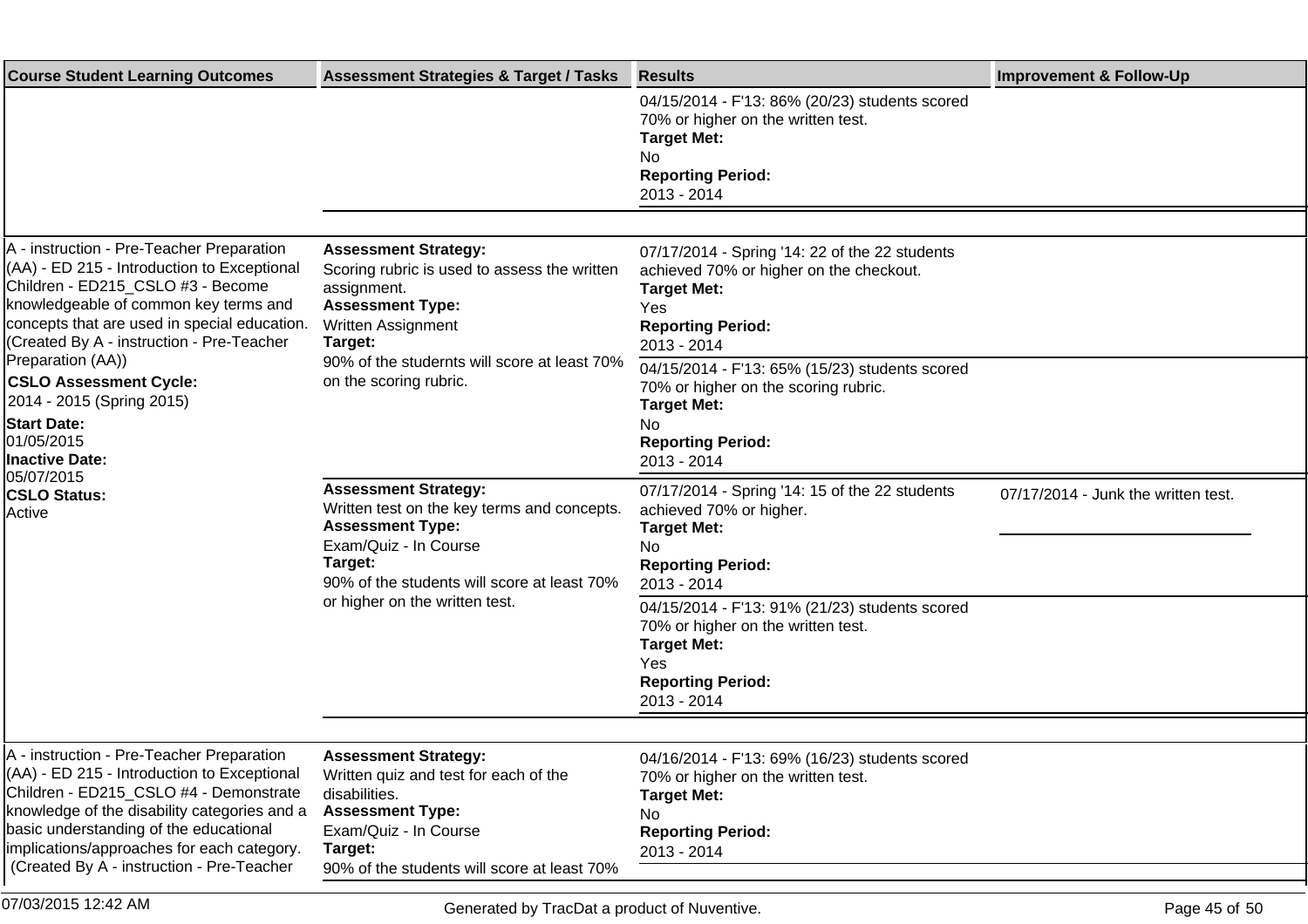| Course Student Learning Outcomes | Assessment Strategies & Target / Tasks | Results | Improvement & Follow-Up |
|---|---|---|---|
| | | 04/15/2014 - F'13: 86% (20/23) students scored 70% or higher on the written test. **Target Met:** No **Reporting Period:** 2013 - 2014 | |
| A - instruction - Pre-Teacher Preparation (AA) - ED 215 - Introduction to Exceptional Children - ED215_CSLO #3 - Become knowledgeable of common key terms and concepts that are used in special education. (Created By A - instruction - Pre-Teacher Preparation (AA)) **CSLO Assessment Cycle:** 2014 - 2015 (Spring 2015) **Start Date:** 01/05/2015 **Inactive Date:** 05/07/2015 **CSLO Status:** Active | **Assessment Strategy:** Scoring rubric is used to assess the written assignment. **Assessment Type:** Written Assignment **Target:** 90% of the studernts will score at least 70% on the scoring rubric. | 07/17/2014 - Spring '14: 22 of the 22 students achieved 70% or higher on the checkout. **Target Met:** Yes **Reporting Period:** 2013 - 2014 | |
| | | 04/15/2014 - F'13: 65% (15/23) students scored 70% or higher on the scoring rubric. **Target Met:** No **Reporting Period:** 2013 - 2014 | |
| | **Assessment Strategy:** Written test on the key terms and concepts. **Assessment Type:** Exam/Quiz - In Course **Target:** 90% of the students will score at least 70% or higher on the written test. | 07/17/2014 - Spring '14: 15 of the 22 students achieved 70% or higher. **Target Met:** No **Reporting Period:** 2013 - 2014 | 07/17/2014 - Junk the written test. |
| | | 04/15/2014 - F'13: 91% (21/23) students scored 70% or higher on the written test. **Target Met:** Yes **Reporting Period:** 2013 - 2014 | |
| A - instruction - Pre-Teacher Preparation (AA) - ED 215 - Introduction to Exceptional Children - ED215_CSLO #4 - Demonstrate knowledge of the disability categories and a basic understanding of the educational implications/approaches for each category. (Created By A - instruction - Pre-Teacher | **Assessment Strategy:** Written quiz and test for each of the disabilities. **Assessment Type:** Exam/Quiz - In Course **Target:** 90% of the students will score at least 70% | 04/16/2014 - F'13: 69% (16/23) students scored 70% or higher on the written test. **Target Met:** No **Reporting Period:** 2013 - 2014 | |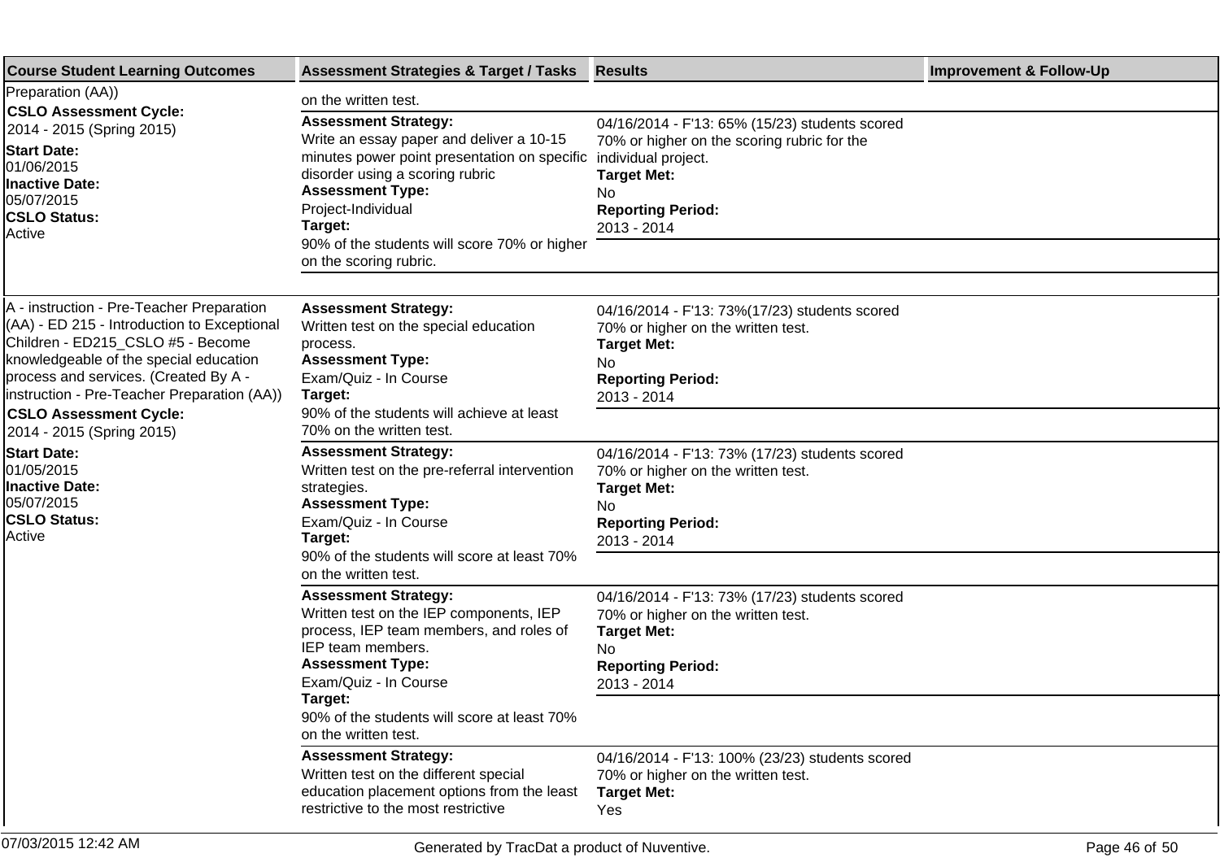| Course Student Learning Outcomes | Assessment Strategies & Target / Tasks | Results | Improvement & Follow-Up |
|---|---|---|---|
| Preparation (AA)) **CSLO Assessment Cycle:** 2014 - 2015 (Spring 2015) **Start Date:** 01/06/2015 **Inactive Date:** 05/07/2015 **CSLO Status:** Active | on the written test. | | |
| | **Assessment Strategy:** Write an essay paper and deliver a 10-15 minutes power point presentation on specific disorder using a scoring rubric **Assessment Type:** Project-Individual **Target:** 90% of the students will score 70% or higher on the scoring rubric. | 04/16/2014 - F'13: 65% (15/23) students scored 70% or higher on the scoring rubric for the individual project. **Target Met:** No **Reporting Period:** 2013 - 2014 | |
| A - instruction - Pre-Teacher Preparation (AA) - ED 215 - Introduction to Exceptional Children - ED215_CSLO #5 - Become knowledgeable of the special education process and services. (Created By A - instruction - Pre-Teacher Preparation (AA)) **CSLO Assessment Cycle:** 2014 - 2015 (Spring 2015) **Start Date:** 01/05/2015 **Inactive Date:** 05/07/2015 **CSLO Status:** Active | **Assessment Strategy:** Written test on the special education process. **Assessment Type:** Exam/Quiz - In Course **Target:** 90% of the students will achieve at least 70% on the written test. | 04/16/2014 - F'13: 73%(17/23) students scored 70% or higher on the written test. **Target Met:** No **Reporting Period:** 2013 - 2014 | |
| | **Assessment Strategy:** Written test on the pre-referral intervention strategies. **Assessment Type:** Exam/Quiz - In Course **Target:** 90% of the students will score at least 70% on the written test. | 04/16/2014 - F'13: 73% (17/23) students scored 70% or higher on the written test. **Target Met:** No **Reporting Period:** 2013 - 2014 | |
| | **Assessment Strategy:** Written test on the IEP components, IEP process, IEP team members, and roles of IEP team members. **Assessment Type:** Exam/Quiz - In Course **Target:** 90% of the students will score at least 70% on the written test. | 04/16/2014 - F'13: 73% (17/23) students scored 70% or higher on the written test. **Target Met:** No **Reporting Period:** 2013 - 2014 | |
| | **Assessment Strategy:** Written test on the different special education placement options from the least restrictive to the most restrictive | 04/16/2014 - F'13: 100% (23/23) students scored 70% or higher on the written test. **Target Met:** Yes | |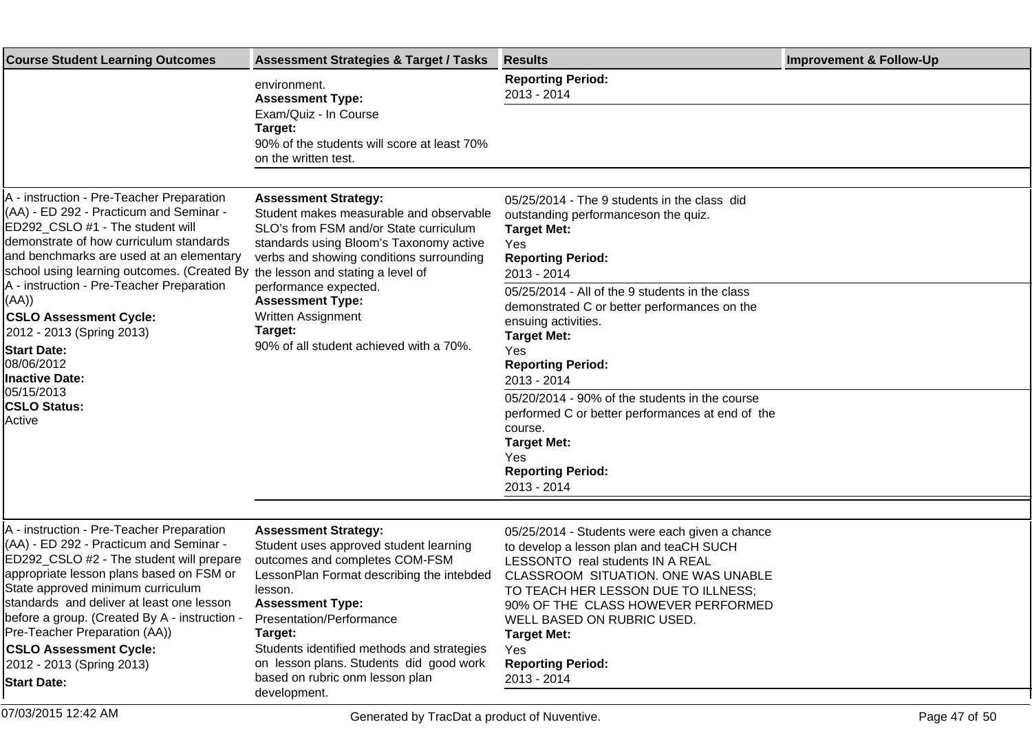| Course Student Learning Outcomes | Assessment Strategies & Target / Tasks | Results | Improvement & Follow-Up |
|---|---|---|---|
| | environment.<br>**Assessment Type:**<br>Exam/Quiz - In Course<br>**Target:**<br>90% of the students will score at least 70% on the written test. | **Reporting Period:**<br>2013 - 2014 | |
| A - instruction - Pre-Teacher Preparation (AA) - ED 292 - Practicum and Seminar - ED292_CSLO #1 - The student will demonstrate of how curriculum standards and benchmarks are used at an elementary school using learning outcomes. (Created By A - instruction - Pre-Teacher Preparation (AA))<br>**CSLO Assessment Cycle:**<br>2012 - 2013 (Spring 2013)<br>**Start Date:**<br>08/06/2012<br>**Inactive Date:**<br>05/15/2013<br>**CSLO Status:**<br>Active | **Assessment Strategy:**<br>Student makes measurable and observable SLO's from FSM and/or State curriculum standards using Bloom's Taxonomy active verbs and showing conditions surrounding the lesson and stating a level of performance expected.<br>**Assessment Type:**<br>Written Assignment<br>**Target:**<br>90% of all student achieved with a 70%. | 05/25/2014 - The 9 students in the class did outstanding performanceson the quiz.<br>**Target Met:**<br>Yes<br>**Reporting Period:**<br>2013 - 2014 | |
| | | 05/25/2014 - All of the 9 students in the class demonstrated C or better performances on the ensuing activities.<br>**Target Met:**<br>Yes<br>**Reporting Period:**<br>2013 - 2014 | |
| | | 05/20/2014 - 90% of the students in the course performed C or better performances at end of the course.<br>**Target Met:**<br>Yes<br>**Reporting Period:**<br>2013 - 2014 | |
| A - instruction - Pre-Teacher Preparation (AA) - ED 292 - Practicum and Seminar - ED292_CSLO #2 - The student will prepare appropriate lesson plans based on FSM or State approved minimum curriculum standards and deliver at least one lesson before a group. (Created By A - instruction - Pre-Teacher Preparation (AA))<br>**CSLO Assessment Cycle:**<br>2012 - 2013 (Spring 2013)<br>**Start Date:** | **Assessment Strategy:**<br>Student uses approved student learning outcomes and completes COM-FSM LessonPlan Format describing the intebded lesson.<br>**Assessment Type:**<br>Presentation/Performance<br>**Target:**<br>Students identified methods and strategies on lesson plans. Students did good work based on rubric onm lesson plan development. | 05/25/2014 - Students were each given a chance to develop a lesson plan and teaCH SUCH LESSONTO real students IN A REAL CLASSROOM SITUATION. ONE WAS UNABLE TO TEACH HER LESSON DUE TO ILLNESS; 90% OF THE CLASS HOWEVER PERFORMED WELL BASED ON RUBRIC USED.<br>**Target Met:**<br>Yes<br>**Reporting Period:**<br>2013 - 2014 | |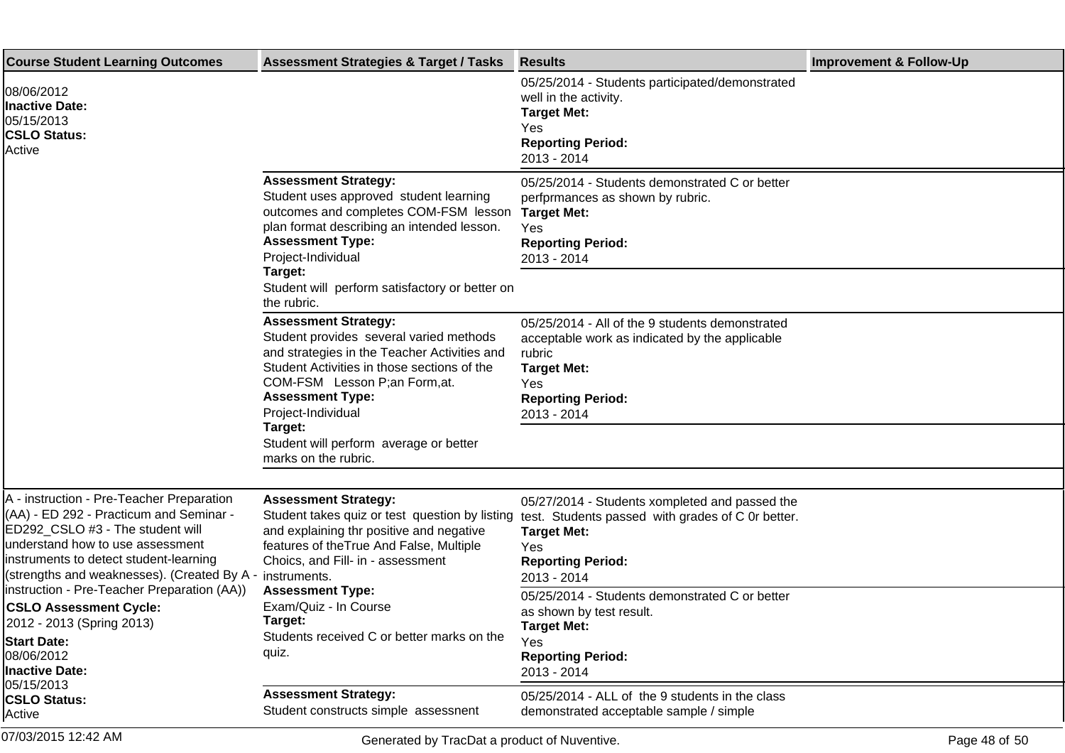| Course Student Learning Outcomes | Assessment Strategies & Target / Tasks | Results | Improvement & Follow-Up |
| --- | --- | --- | --- |
| 08/06/2012<br>**Inactive Date:**<br>05/15/2013<br>**CSLO Status:**<br>Active | | 05/25/2014 - Students participated/demonstrated well in the activity.<br>**Target Met:**<br>Yes<br>**Reporting Period:**<br>2013 - 2014 | |
| | **Assessment Strategy:**<br>Student uses approved student learning outcomes and completes COM-FSM lesson plan format describing an intended lesson.<br>**Assessment Type:**<br>Project-Individual<br>**Target:**<br>Student will perform satisfactory or better on the rubric. | 05/25/2014 - Students demonstrated C or better perfprmances as shown by rubric.<br>**Target Met:**<br>Yes<br>**Reporting Period:**<br>2013 - 2014 | |
| | **Assessment Strategy:**<br>Student provides several varied methods and strategies in the Teacher Activities and Student Activities in those sections of the COM-FSM Lesson P;an Form,at.<br>**Assessment Type:**<br>Project-Individual<br>**Target:**<br>Student will perform average or better marks on the rubric. | 05/25/2014 - All of the 9 students demonstrated acceptable work as indicated by the applicable rubric<br>**Target Met:**<br>Yes<br>**Reporting Period:**<br>2013 - 2014 | |
| A - instruction - Pre-Teacher Preparation (AA) - ED 292 - Practicum and Seminar - ED292_CSLO #3 - The student will understand how to use assessment instruments to detect student-learning (strengths and weaknesses). (Created By A - instruction - Pre-Teacher Preparation (AA))<br>**CSLO Assessment Cycle:**<br>2012 - 2013 (Spring 2013)<br>**Start Date:**<br>08/06/2012<br>**Inactive Date:**<br>05/15/2013<br>**CSLO Status:**<br>Active | **Assessment Strategy:**<br>Student takes quiz or test question by listing and explaining thr positive and negative features of theTrue And False, Multiple Choics, and Fill- in - assessment instruments.<br>**Assessment Type:**<br>Exam/Quiz - In Course<br>**Target:**<br>Students received C or better marks on the quiz. | 05/27/2014 - Students xompleted and passed the test. Students passed with grades of C 0r better.<br>**Target Met:**<br>Yes<br>**Reporting Period:**<br>2013 - 2014 | |
| | | 05/25/2014 - Students demonstrated C or better as shown by test result.<br>**Target Met:**<br>Yes<br>**Reporting Period:**<br>2013 - 2014 | |
| | **Assessment Strategy:**<br>Student constructs simple assessnent | 05/25/2014 - ALL of the 9 students in the class demonstrated acceptable sample / simple | |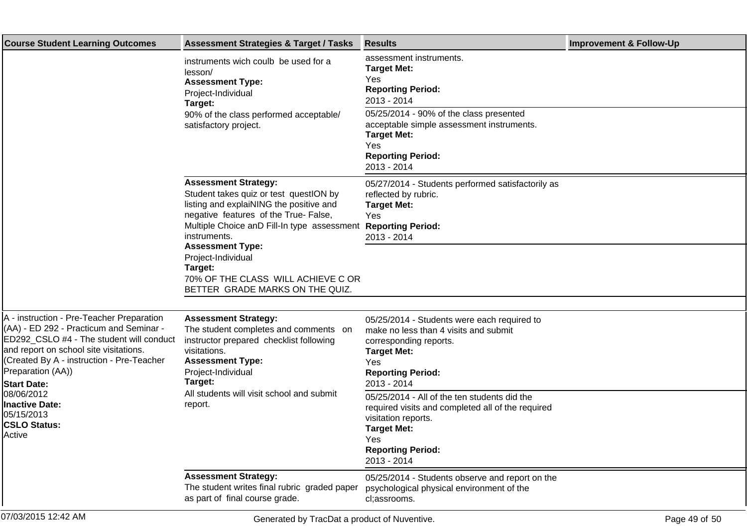| Course Student Learning Outcomes | Assessment Strategies & Target / Tasks | Results | Improvement & Follow-Up |
|---|---|---|---|
| | instruments wich coulb be used for a lesson/ **Assessment Type:** Project-Individual **Target:** 90% of the class performed acceptable/ satisfactory project. | assessment instruments. **Target Met:** Yes **Reporting Period:** 2013 - 2014 | |
| | | 05/25/2014 - 90% of the class presented acceptable simple assessment instruments. **Target Met:** Yes **Reporting Period:** 2013 - 2014 | |
| | **Assessment Strategy:** Student takes quiz or test questION by listing and explaiNING the positive and negative features of the True- False, Multiple Choice anD Fill-In type assessment instruments. **Assessment Type:** Project-Individual **Target:** 70% OF THE CLASS WILL ACHIEVE C OR BETTER GRADE MARKS ON THE QUIZ. | 05/27/2014 - Students performed satisfactorily as reflected by rubric. **Target Met:** Yes **Reporting Period:** 2013 - 2014 | |
| A - instruction - Pre-Teacher Preparation (AA) - ED 292 - Practicum and Seminar - ED292_CSLO #4 - The student will conduct and report on school site visitations. (Created By A - instruction - Pre-Teacher Preparation (AA)) **Start Date:** 08/06/2012 **Inactive Date:** 05/15/2013 **CSLO Status:** Active | **Assessment Strategy:** The student completes and comments on instructor prepared checklist following visitations. **Assessment Type:** Project-Individual **Target:** All students will visit school and submit report. | 05/25/2014 - Students were each required to make no less than 4 visits and submit corresponding reports. **Target Met:** Yes **Reporting Period:** 2013 - 2014 | |
| | | 05/25/2014 - All of the ten students did the required visits and completed all of the required visitation reports. **Target Met:** Yes **Reporting Period:** 2013 - 2014 | |
| | **Assessment Strategy:** The student writes final rubric graded paper as part of final course grade. | 05/25/2014 - Students observe and report on the psychological physical environment of the cl;assrooms. | |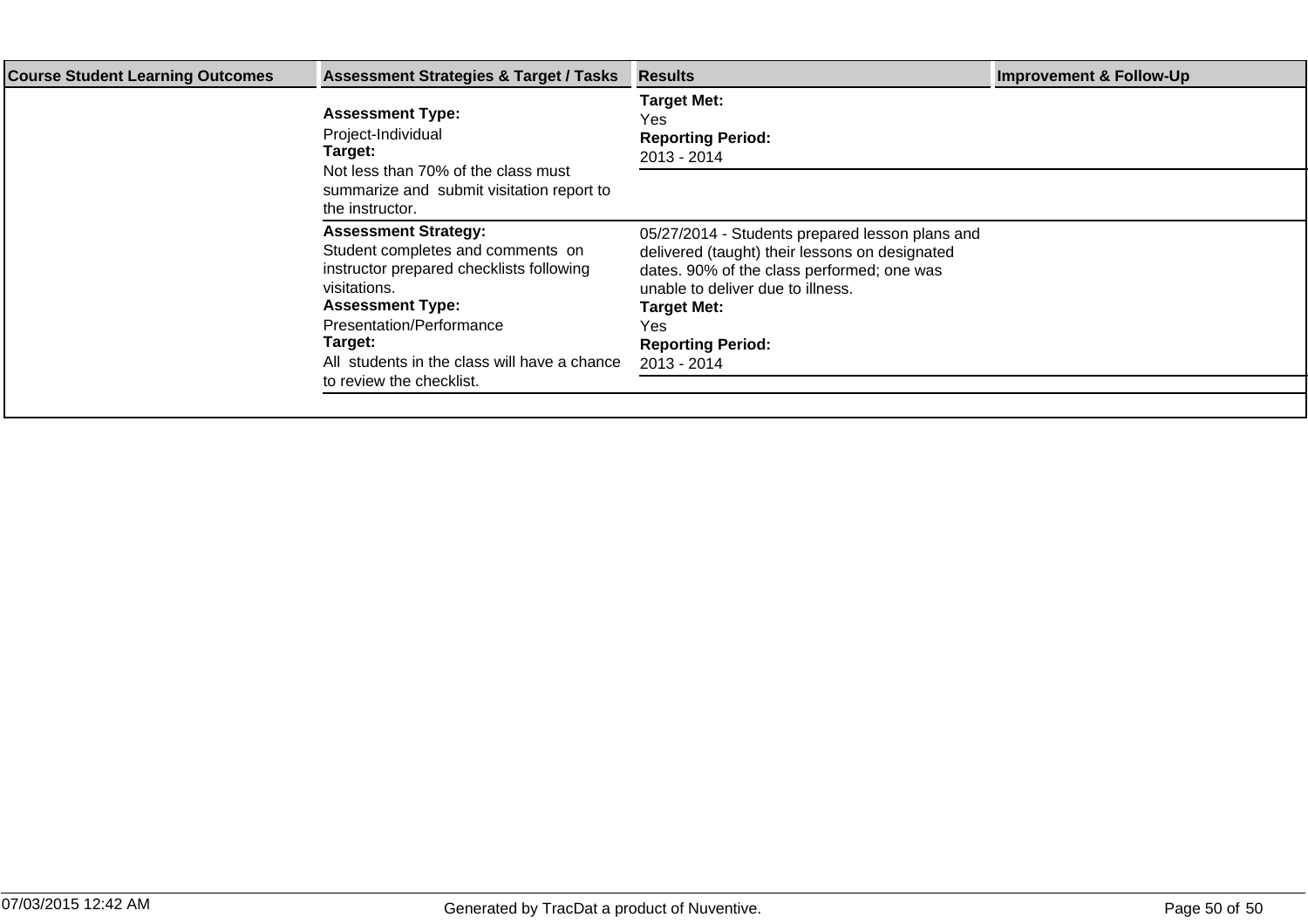| Course Student Learning Outcomes | Assessment Strategies & Target / Tasks | Results | Improvement & Follow-Up |
|---|---|---|---|
| | **Assessment Type:**<br>Project-Individual<br>**Target:**<br>Not less than 70% of the class must summarize and submit visitation report to the instructor. | **Target Met:**<br>Yes<br>**Reporting Period:**<br>2013 - 2014 | |
| | **Assessment Strategy:**<br>Student completes and comments on instructor prepared checklists following visitations.<br>**Assessment Type:**<br>Presentation/Performance<br>**Target:**<br>All students in the class will have a chance to review the checklist. | 05/27/2014 - Students prepared lesson plans and delivered (taught) their lessons on designated dates. 90% of the class performed; one was unable to deliver due to illness.<br>**Target Met:**<br>Yes<br>**Reporting Period:**<br>2013 - 2014 | |